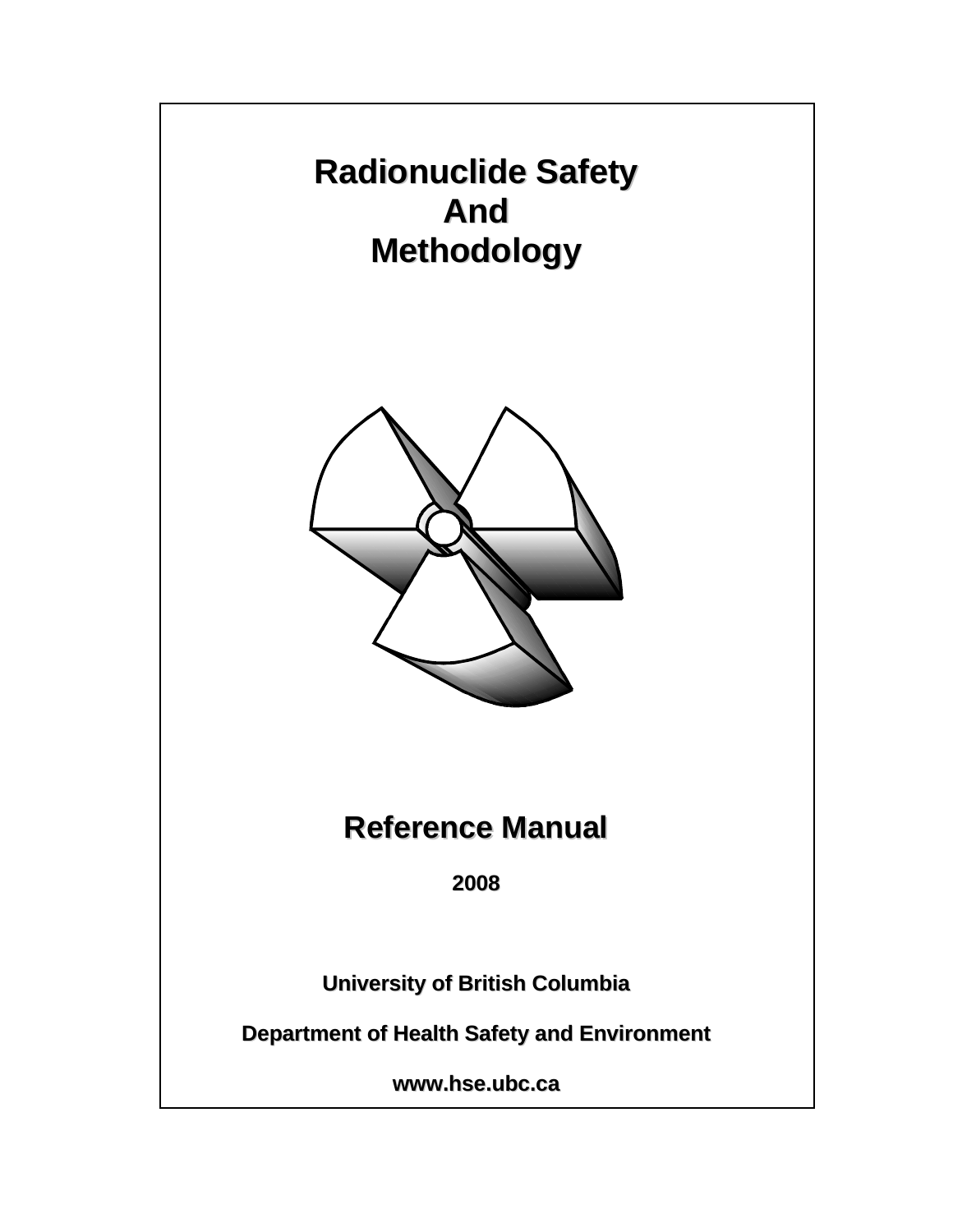# Radionuclide Safety And Methodology

# Reference Manual

**2008**

**University of British Columbia**

**Department of Health Safety and Environment**

**www.hse.ubc.ca**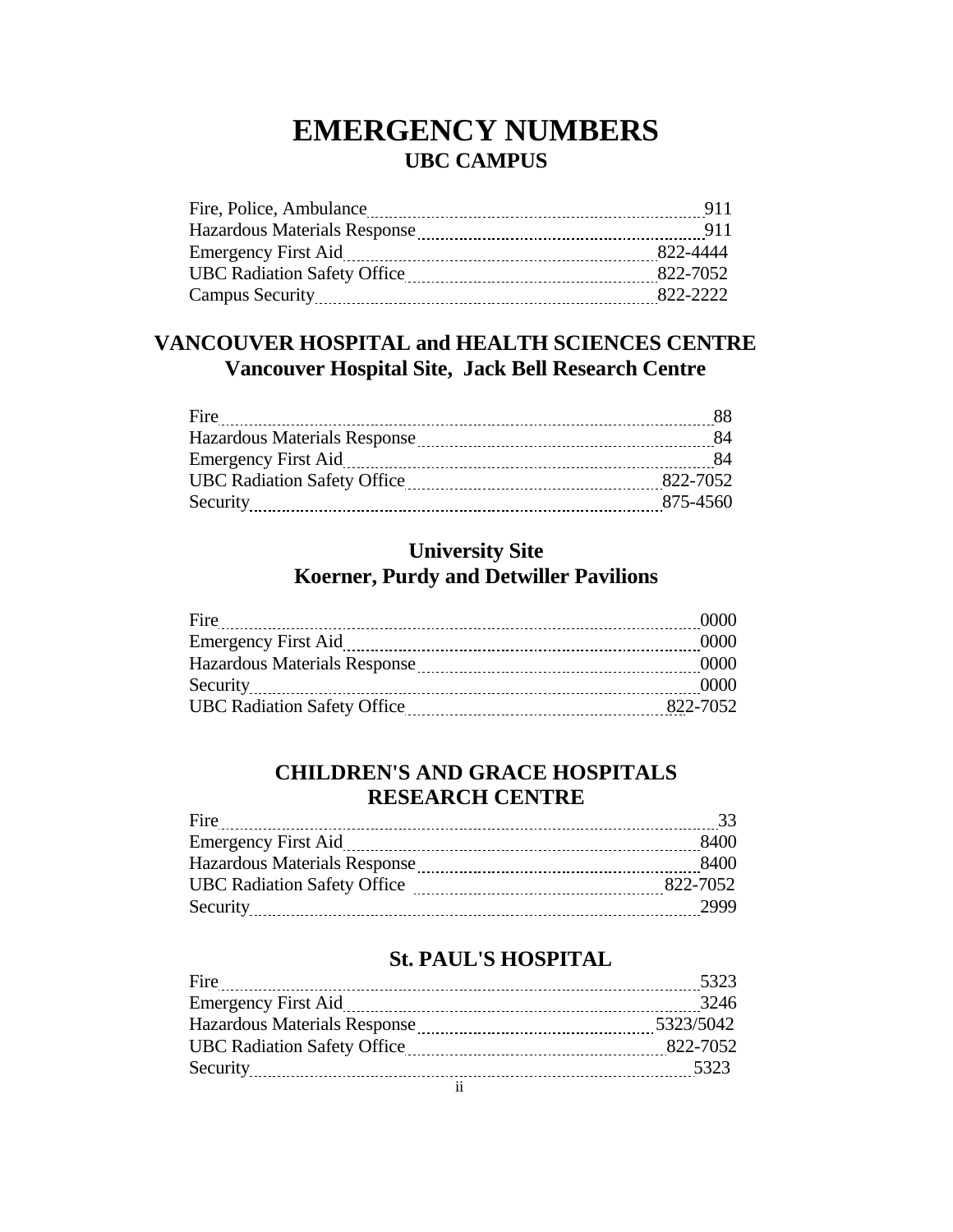# EMERGENCY NUMBERS

## UBC CAMPUS

| | |
|---|---|
| Fire, Police, Ambulance | 911 |
| Hazardous Materials Response | 911 |
| Emergency First Aid | 822-4444 |
| UBC Radiation Safety Office | 822-7052 |
| Campus Security | 822-2222 |

## VANCOUVER HOSPITAL and HEALTH SCIENCES CENTRE

### Vancouver Hospital Site, Jack Bell Research Centre

| | |
|---|---|
| Fire | 88 |
| Hazardous Materials Response | 84 |
| Emergency First Aid | 84 |
| UBC Radiation Safety Office | 822-7052 |
| Security | 875-4560 |

### University Site

### Koerner, Purdy and Detwiller Pavilions

| | |
|---|---|
| Fire | 0000 |
| Emergency First Aid | 0000 |
| Hazardous Materials Response | 0000 |
| Security | 0000 |
| UBC Radiation Safety Office | 822-7052 |

## CHILDREN'S AND GRACE HOSPITALS RESEARCH CENTRE

| | |
|---|---|
| Fire | 33 |
| Emergency First Aid | 8400 |
| Hazardous Materials Response | 8400 |
| UBC Radiation Safety Office | 822-7052 |
| Security | 2999 |

## St. PAUL'S HOSPITAL

| | |
|---|---|
| Fire | 5323 |
| Emergency First Aid | 3246 |
| Hazardous Materials Response | 5323/5042 |
| UBC Radiation Safety Office | 822-7052 |
| Security | 5323 |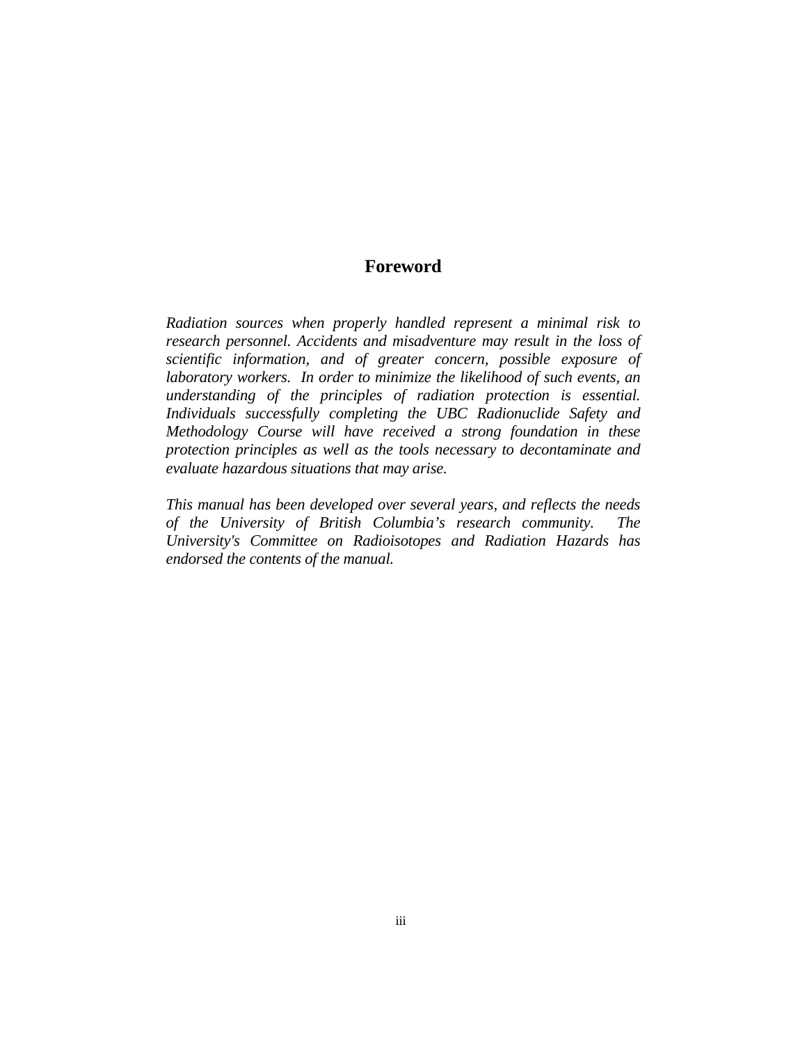# Foreword

*Radiation sources when properly handled represent a minimal risk to research personnel. Accidents and misadventure may result in the loss of scientific information, and of greater concern, possible exposure of laboratory workers. In order to minimize the likelihood of such events, an understanding of the principles of radiation protection is essential. Individuals successfully completing the UBC Radionuclide Safety and Methodology Course will have received a strong foundation in these protection principles as well as the tools necessary to decontaminate and evaluate hazardous situations that may arise.*

*This manual has been developed over several years, and reflects the needs of the University of British Columbia's research community. The University's Committee on Radioisotopes and Radiation Hazards has endorsed the contents of the manual.*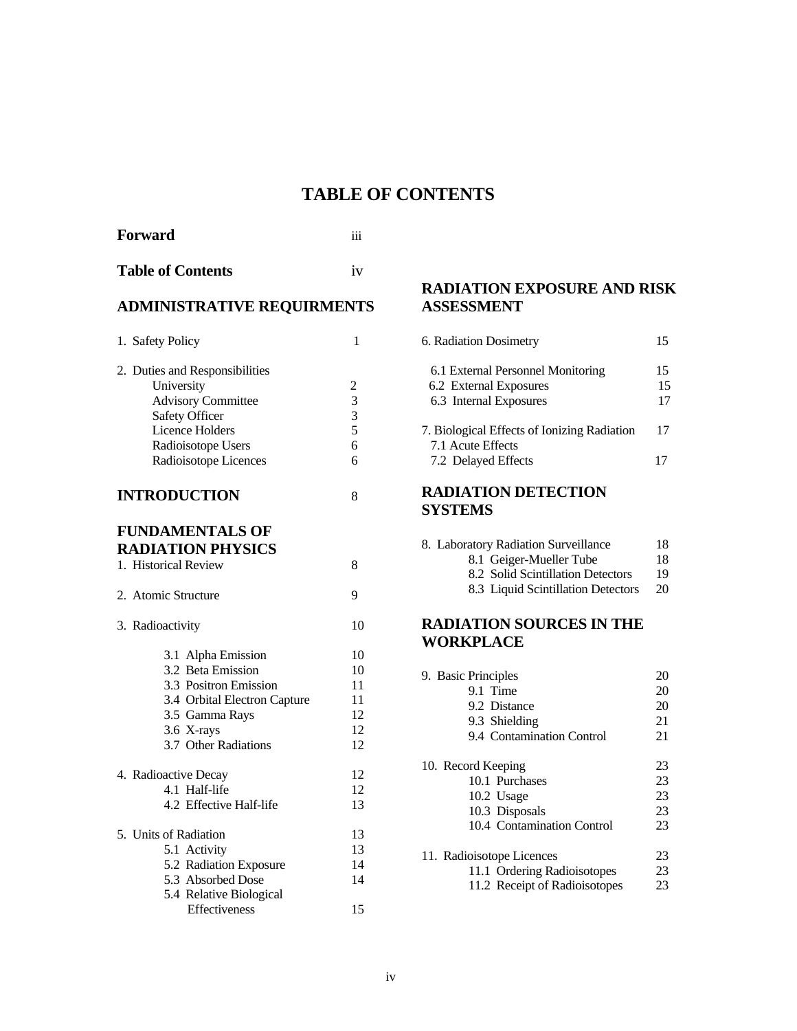# TABLE OF CONTENTS

| | |
|---|---|
| **Forward** | iii |
| **Table of Contents** | iv |

## ADMINISTRATIVE REQUIRMENTS

| | |
|---|---|
| 1. Safety Policy | 1 |
| 2. Duties and Responsibilities | |
| University | 2 |
| Advisory Committee | 3 |
| Safety Officer | 3 |
| Licence Holders | 5 |
| Radioisotope Users | 6 |
| Radioisotope Licences | 6 |

## INTRODUCTION 8

## FUNDAMENTALS OF RADIATION PHYSICS

| | |
|---|---|
| 1. Historical Review | 8 |
| 2. Atomic Structure | 9 |
| 3. Radioactivity | 10 |
| 3.1 Alpha Emission | 10 |
| 3.2 Beta Emission | 10 |
| 3.3 Positron Emission | 11 |
| 3.4 Orbital Electron Capture | 11 |
| 3.5 Gamma Rays | 12 |
| 3.6 X-rays | 12 |
| 3.7 Other Radiations | 12 |
| 4. Radioactive Decay | 12 |
| 4.1 Half-life | 12 |
| 4.2 Effective Half-life | 13 |
| 5. Units of Radiation | 13 |
| 5.1 Activity | 13 |
| 5.2 Radiation Exposure | 14 |
| 5.3 Absorbed Dose | 14 |
| 5.4 Relative Biological Effectiveness | 15 |

## RADIATION EXPOSURE AND RISK ASSESSMENT

| | |
|---|---|
| 6. Radiation Dosimetry | 15 |
| 6.1 External Personnel Monitoring | 15 |
| 6.2 External Exposures | 15 |
| 6.3 Internal Exposures | 17 |
| 7. Biological Effects of Ionizing Radiation | 17 |
| 7.1 Acute Effects | |
| 7.2 Delayed Effects | 17 |

## RADIATION DETECTION SYSTEMS

| | |
|---|---|
| 8. Laboratory Radiation Surveillance | 18 |
| 8.1 Geiger-Mueller Tube | 18 |
| 8.2 Solid Scintillation Detectors | 19 |
| 8.3 Liquid Scintillation Detectors | 20 |

## RADIATION SOURCES IN THE WORKPLACE

| | |
|---|---|
| 9. Basic Principles | 20 |
| 9.1 Time | 20 |
| 9.2 Distance | 20 |
| 9.3 Shielding | 21 |
| 9.4 Contamination Control | 21 |
| 10. Record Keeping | 23 |
| 10.1 Purchases | 23 |
| 10.2 Usage | 23 |
| 10.3 Disposals | 23 |
| 10.4 Contamination Control | 23 |
| 11. Radioisotope Licences | 23 |
| 11.1 Ordering Radioisotopes | 23 |
| 11.2 Receipt of Radioisotopes | 23 |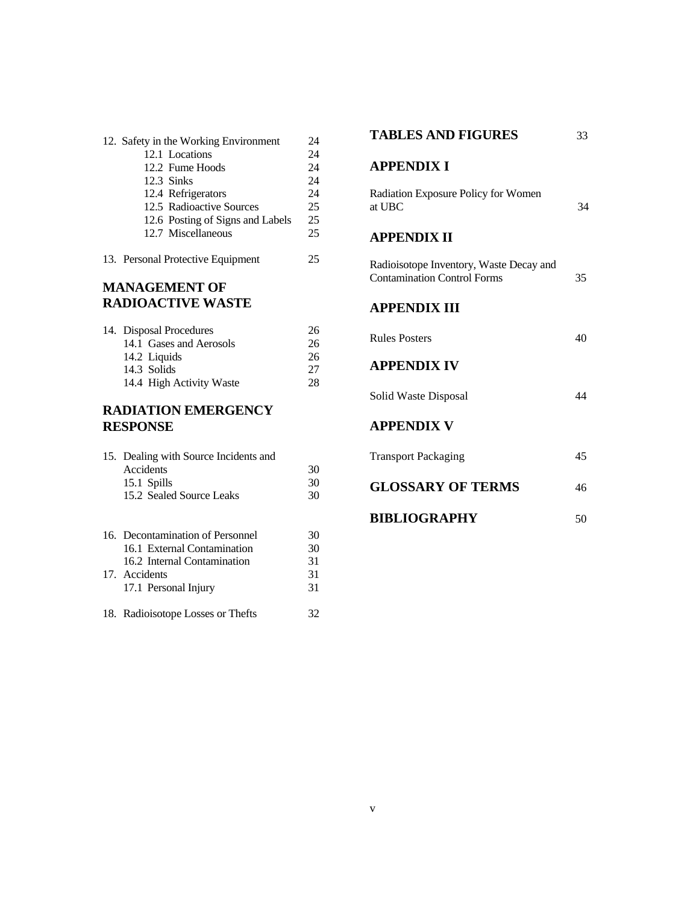12. Safety in the Working Environment 24
    - 12.1 Locations 24
    - 12.2 Fume Hoods 24
    - 12.3 Sinks 24
    - 12.4 Refrigerators 24
    - 12.5 Radioactive Sources 25
    - 12.6 Posting of Signs and Labels 25
    - 12.7 Miscellaneous 25

13. Personal Protective Equipment 25

## MANAGEMENT OF RADIOACTIVE WASTE

14. Disposal Procedures 26
    - 14.1 Gases and Aerosols 26
    - 14.2 Liquids 26
    - 14.3 Solids 27
    - 14.4 High Activity Waste 28

## RADIATION EMERGENCY RESPONSE

15. Dealing with Source Incidents and Accidents 30
    - 15.1 Spills 30
    - 15.2 Sealed Source Leaks 30

16. Decontamination of Personnel 30
    - 16.1 External Contamination 30
    - 16.2 Internal Contamination 31
17. Accidents 31
    - 17.1 Personal Injury 31

18. Radioisotope Losses or Thefts 32

## TABLES AND FIGURES 33

## APPENDIX I

Radiation Exposure Policy for Women at UBC 34

## APPENDIX II

Radioisotope Inventory, Waste Decay and Contamination Control Forms 35

## APPENDIX III

Rules Posters 40

## APPENDIX IV

Solid Waste Disposal 44

## APPENDIX V

Transport Packaging 45

## GLOSSARY OF TERMS 46

## BIBLIOGRAPHY 50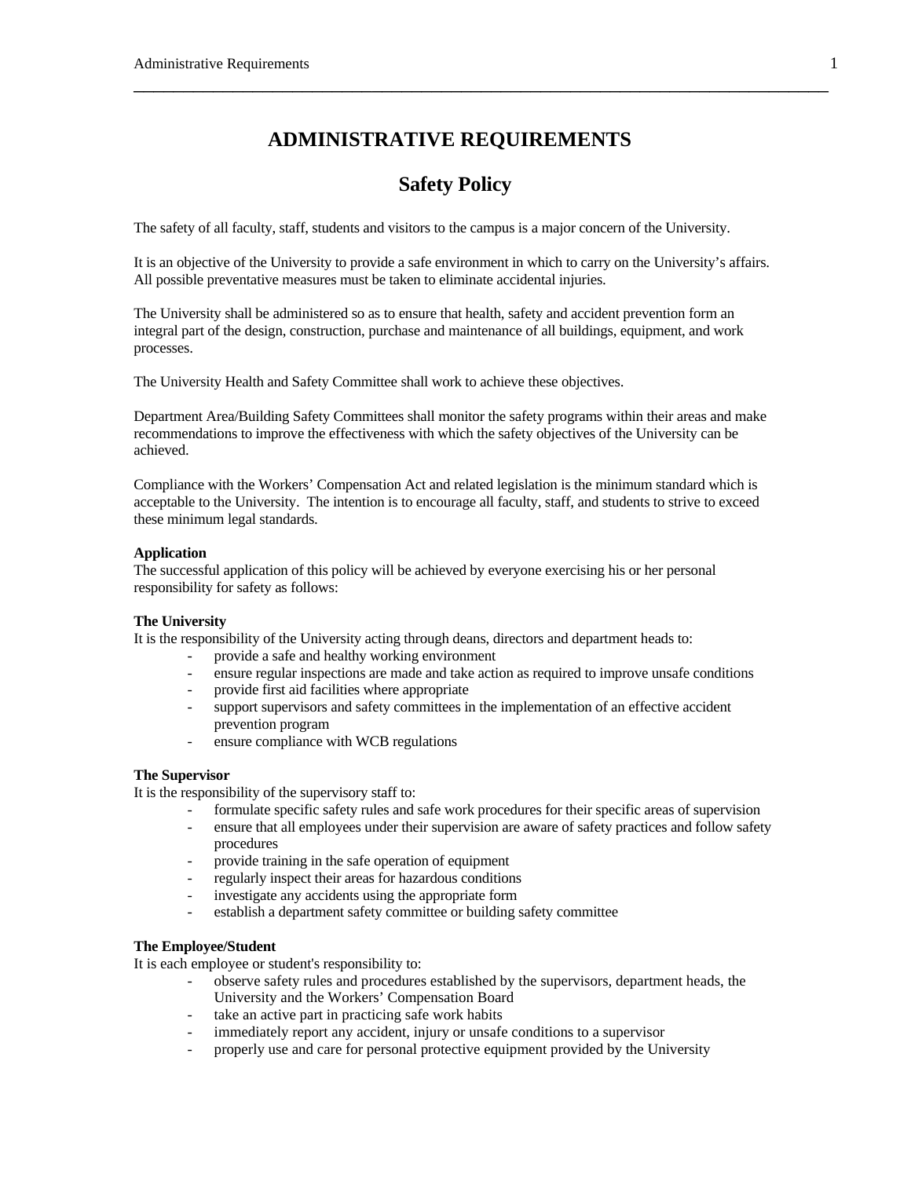# ADMINISTRATIVE REQUIREMENTS

## Safety Policy

The safety of all faculty, staff, students and visitors to the campus is a major concern of the University.

It is an objective of the University to provide a safe environment in which to carry on the University's affairs. All possible preventative measures must be taken to eliminate accidental injuries.

The University shall be administered so as to ensure that health, safety and accident prevention form an integral part of the design, construction, purchase and maintenance of all buildings, equipment, and work processes.

The University Health and Safety Committee shall work to achieve these objectives.

Department Area/Building Safety Committees shall monitor the safety programs within their areas and make recommendations to improve the effectiveness with which the safety objectives of the University can be achieved.

Compliance with the Workers' Compensation Act and related legislation is the minimum standard which is acceptable to the University. The intention is to encourage all faculty, staff, and students to strive to exceed these minimum legal standards.

**Application**
The successful application of this policy will be achieved by everyone exercising his or her personal responsibility for safety as follows:

**The University**
It is the responsibility of the University acting through deans, directors and department heads to:

- provide a safe and healthy working environment
- ensure regular inspections are made and take action as required to improve unsafe conditions
- provide first aid facilities where appropriate
- support supervisors and safety committees in the implementation of an effective accident prevention program
- ensure compliance with WCB regulations

**The Supervisor**
It is the responsibility of the supervisory staff to:

- formulate specific safety rules and safe work procedures for their specific areas of supervision
- ensure that all employees under their supervision are aware of safety practices and follow safety procedures
- provide training in the safe operation of equipment
- regularly inspect their areas for hazardous conditions
- investigate any accidents using the appropriate form
- establish a department safety committee or building safety committee

**The Employee/Student**
It is each employee or student's responsibility to:

- observe safety rules and procedures established by the supervisors, department heads, the University and the Workers' Compensation Board
- take an active part in practicing safe work habits
- immediately report any accident, injury or unsafe conditions to a supervisor
- properly use and care for personal protective equipment provided by the University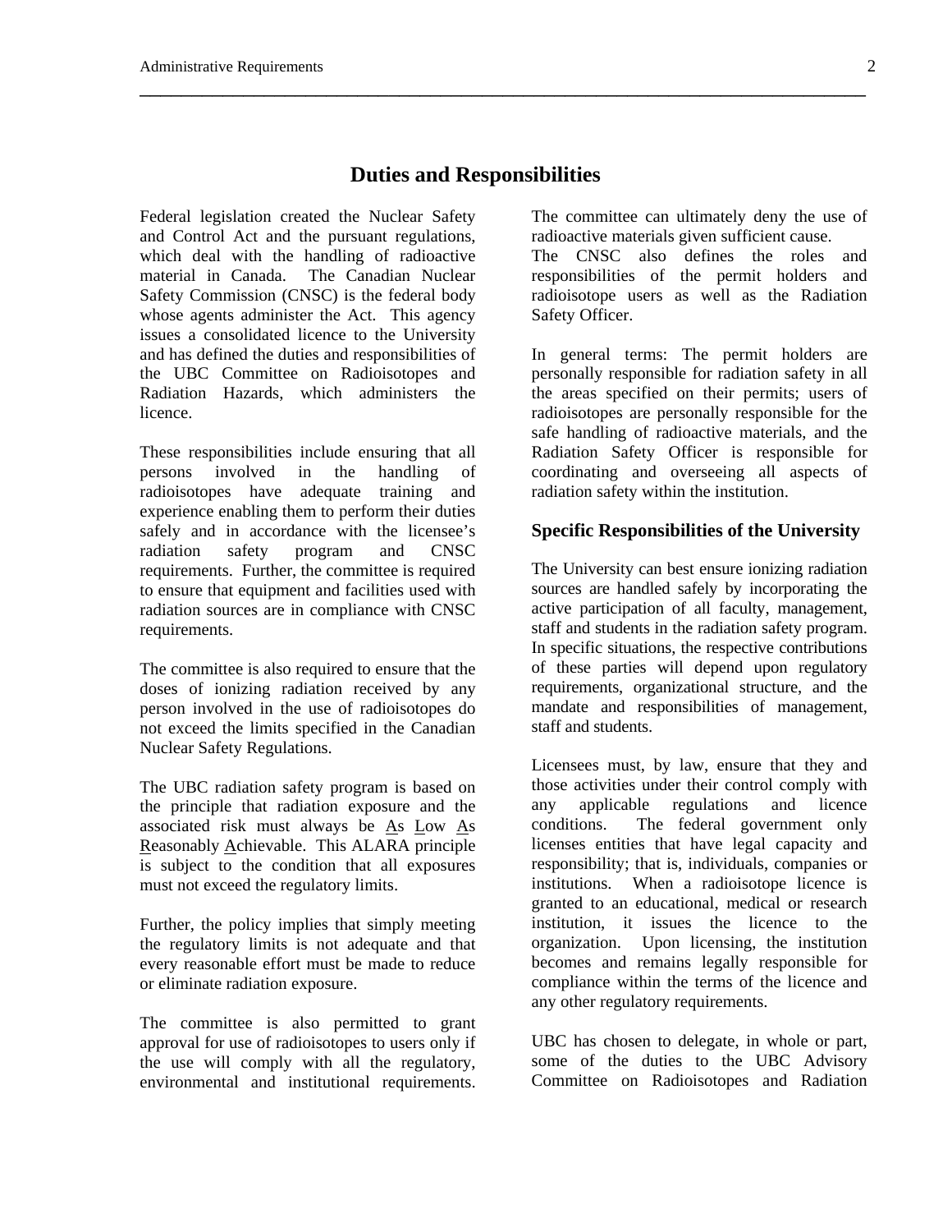# Duties and Responsibilities

Federal legislation created the Nuclear Safety and Control Act and the pursuant regulations, which deal with the handling of radioactive material in Canada. The Canadian Nuclear Safety Commission (CNSC) is the federal body whose agents administer the Act. This agency issues a consolidated licence to the University and has defined the duties and responsibilities of the UBC Committee on Radioisotopes and Radiation Hazards, which administers the licence.

These responsibilities include ensuring that all persons involved in the handling of radioisotopes have adequate training and experience enabling them to perform their duties safely and in accordance with the licensee's radiation safety program and CNSC requirements. Further, the committee is required to ensure that equipment and facilities used with radiation sources are in compliance with CNSC requirements.

The committee is also required to ensure that the doses of ionizing radiation received by any person involved in the use of radioisotopes do not exceed the limits specified in the Canadian Nuclear Safety Regulations.

The UBC radiation safety program is based on the principle that radiation exposure and the associated risk must always be As Low As Reasonably Achievable. This ALARA principle is subject to the condition that all exposures must not exceed the regulatory limits.

Further, the policy implies that simply meeting the regulatory limits is not adequate and that every reasonable effort must be made to reduce or eliminate radiation exposure.

The committee is also permitted to grant approval for use of radioisotopes to users only if the use will comply with all the regulatory, environmental and institutional requirements. The committee can ultimately deny the use of radioactive materials given sufficient cause.

The CNSC also defines the roles and responsibilities of the permit holders and radioisotope users as well as the Radiation Safety Officer.

In general terms: The permit holders are personally responsible for radiation safety in all the areas specified on their permits; users of radioisotopes are personally responsible for the safe handling of radioactive materials, and the Radiation Safety Officer is responsible for coordinating and overseeing all aspects of radiation safety within the institution.

### Specific Responsibilities of the University

The University can best ensure ionizing radiation sources are handled safely by incorporating the active participation of all faculty, management, staff and students in the radiation safety program. In specific situations, the respective contributions of these parties will depend upon regulatory requirements, organizational structure, and the mandate and responsibilities of management, staff and students.

Licensees must, by law, ensure that they and those activities under their control comply with any applicable regulations and licence conditions. The federal government only licenses entities that have legal capacity and responsibility; that is, individuals, companies or institutions. When a radioisotope licence is granted to an educational, medical or research institution, it issues the licence to the organization. Upon licensing, the institution becomes and remains legally responsible for compliance within the terms of the licence and any other regulatory requirements.

UBC has chosen to delegate, in whole or part, some of the duties to the UBC Advisory Committee on Radioisotopes and Radiation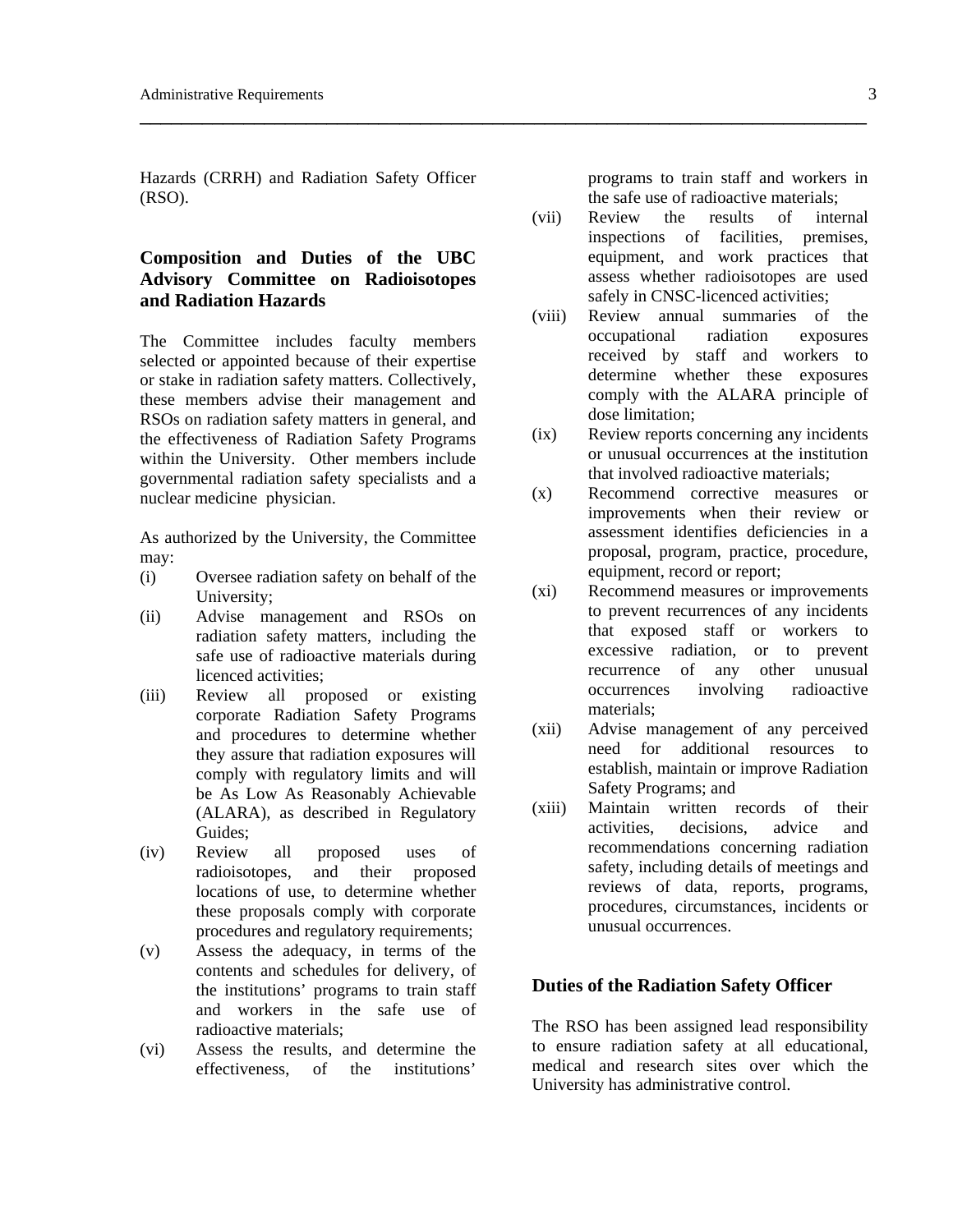Hazards (CRRH) and Radiation Safety Officer (RSO).

## Composition and Duties of the UBC Advisory Committee on Radioisotopes and Radiation Hazards

The Committee includes faculty members selected or appointed because of their expertise or stake in radiation safety matters. Collectively, these members advise their management and RSOs on radiation safety matters in general, and the effectiveness of Radiation Safety Programs within the University. Other members include governmental radiation safety specialists and a nuclear medicine physician.

As authorized by the University, the Committee may:

- (i) Oversee radiation safety on behalf of the University;
- (ii) Advise management and RSOs on radiation safety matters, including the safe use of radioactive materials during licenced activities;
- (iii) Review all proposed or existing corporate Radiation Safety Programs and procedures to determine whether they assure that radiation exposures will comply with regulatory limits and will be As Low As Reasonably Achievable (ALARA), as described in Regulatory Guides;
- (iv) Review all proposed uses of radioisotopes, and their proposed locations of use, to determine whether these proposals comply with corporate procedures and regulatory requirements;
- (v) Assess the adequacy, in terms of the contents and schedules for delivery, of the institutions' programs to train staff and workers in the safe use of radioactive materials;
- (vi) Assess the results, and determine the effectiveness, of the institutions' programs to train staff and workers in the safe use of radioactive materials;
- (vii) Review the results of internal inspections of facilities, premises, equipment, and work practices that assess whether radioisotopes are used safely in CNSC-licenced activities;
- (viii) Review annual summaries of the occupational radiation exposures received by staff and workers to determine whether these exposures comply with the ALARA principle of dose limitation;
- (ix) Review reports concerning any incidents or unusual occurrences at the institution that involved radioactive materials;
- (x) Recommend corrective measures or improvements when their review or assessment identifies deficiencies in a proposal, program, practice, procedure, equipment, record or report;
- (xi) Recommend measures or improvements to prevent recurrences of any incidents that exposed staff or workers to excessive radiation, or to prevent recurrence of any other unusual occurrences involving radioactive materials;
- (xii) Advise management of any perceived need for additional resources to establish, maintain or improve Radiation Safety Programs; and
- (xiii) Maintain written records of their activities, decisions, advice and recommendations concerning radiation safety, including details of meetings and reviews of data, reports, programs, procedures, circumstances, incidents or unusual occurrences.

## Duties of the Radiation Safety Officer

The RSO has been assigned lead responsibility to ensure radiation safety at all educational, medical and research sites over which the University has administrative control.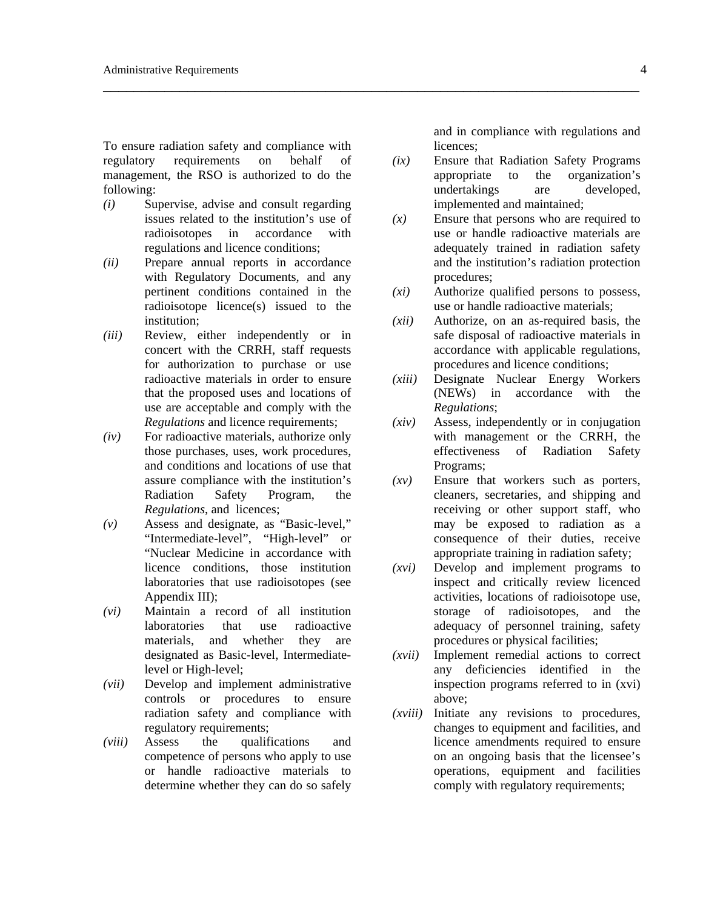To ensure radiation safety and compliance with regulatory requirements on behalf of management, the RSO is authorized to do the following:

*(i)* Supervise, advise and consult regarding issues related to the institution's use of radioisotopes in accordance with regulations and licence conditions;

*(ii)* Prepare annual reports in accordance with Regulatory Documents, and any pertinent conditions contained in the radioisotope licence(s) issued to the institution;

*(iii)* Review, either independently or in concert with the CRRH, staff requests for authorization to purchase or use radioactive materials in order to ensure that the proposed uses and locations of use are acceptable and comply with the *Regulations* and licence requirements;

*(iv)* For radioactive materials, authorize only those purchases, uses, work procedures, and conditions and locations of use that assure compliance with the institution's Radiation Safety Program, the *Regulations*, and licences;

*(v)* Assess and designate, as "Basic-level," "Intermediate-level", "High-level" or "Nuclear Medicine in accordance with licence conditions, those institution laboratories that use radioisotopes (see Appendix III);

*(vi)* Maintain a record of all institution laboratories that use radioactive materials, and whether they are designated as Basic-level, Intermediate-level or High-level;

*(vii)* Develop and implement administrative controls or procedures to ensure radiation safety and compliance with regulatory requirements;

*(viii)* Assess the qualifications and competence of persons who apply to use or handle radioactive materials to determine whether they can do so safely and in compliance with regulations and licences;

*(ix)* Ensure that Radiation Safety Programs appropriate to the organization's undertakings are developed, implemented and maintained;

*(x)* Ensure that persons who are required to use or handle radioactive materials are adequately trained in radiation safety and the institution's radiation protection procedures;

*(xi)* Authorize qualified persons to possess, use or handle radioactive materials;

*(xii)* Authorize, on an as-required basis, the safe disposal of radioactive materials in accordance with applicable regulations, procedures and licence conditions;

*(xiii)* Designate Nuclear Energy Workers (NEWs) in accordance with the *Regulations*;

*(xiv)* Assess, independently or in conjugation with management or the CRRH, the effectiveness of Radiation Safety Programs;

*(xv)* Ensure that workers such as porters, cleaners, secretaries, and shipping and receiving or other support staff, who may be exposed to radiation as a consequence of their duties, receive appropriate training in radiation safety;

*(xvi)* Develop and implement programs to inspect and critically review licenced activities, locations of radioisotope use, storage of radioisotopes, and the adequacy of personnel training, safety procedures or physical facilities;

*(xvii)* Implement remedial actions to correct any deficiencies identified in the inspection programs referred to in (xvi) above;

*(xviii)* Initiate any revisions to procedures, changes to equipment and facilities, and licence amendments required to ensure on an ongoing basis that the licensee's operations, equipment and facilities comply with regulatory requirements;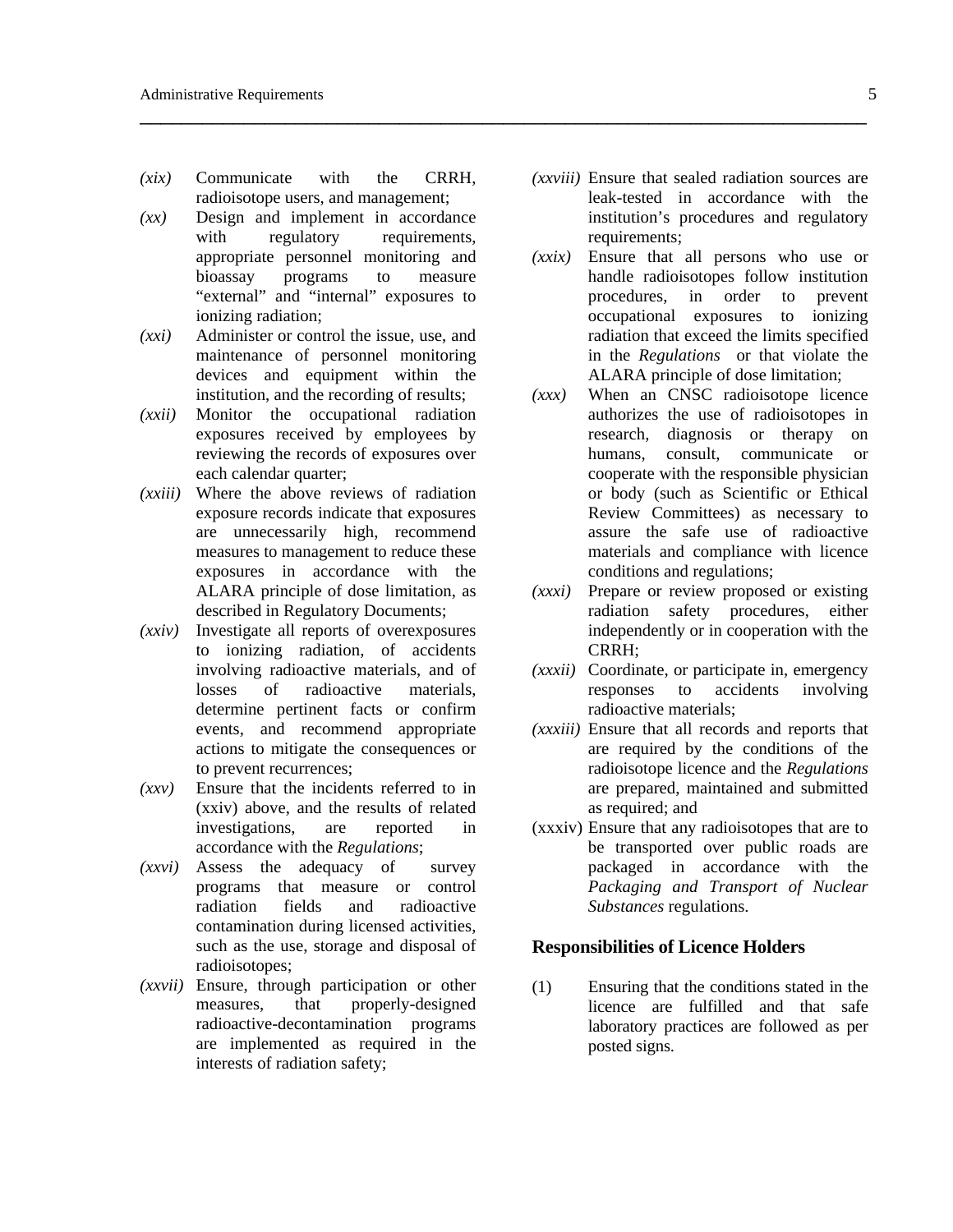*(xix)* Communicate with the CRRH, radioisotope users, and management;

*(xx)* Design and implement in accordance with regulatory requirements, appropriate personnel monitoring and bioassay programs to measure "external" and "internal" exposures to ionizing radiation;

*(xxi)* Administer or control the issue, use, and maintenance of personnel monitoring devices and equipment within the institution, and the recording of results;

*(xxii)* Monitor the occupational radiation exposures received by employees by reviewing the records of exposures over each calendar quarter;

*(xxiii)* Where the above reviews of radiation exposure records indicate that exposures are unnecessarily high, recommend measures to management to reduce these exposures in accordance with the ALARA principle of dose limitation, as described in Regulatory Documents;

*(xxiv)* Investigate all reports of overexposures to ionizing radiation, of accidents involving radioactive materials, and of losses of radioactive materials, determine pertinent facts or confirm events, and recommend appropriate actions to mitigate the consequences or to prevent recurrences;

*(xxv)* Ensure that the incidents referred to in (xxiv) above, and the results of related investigations, are reported in accordance with the *Regulations*;

*(xxvi)* Assess the adequacy of survey programs that measure or control radiation fields and radioactive contamination during licensed activities, such as the use, storage and disposal of radioisotopes;

*(xxvii)* Ensure, through participation or other measures, that properly-designed radioactive-decontamination programs are implemented as required in the interests of radiation safety;

*(xxviii)* Ensure that sealed radiation sources are leak-tested in accordance with the institution's procedures and regulatory requirements;

*(xxix)* Ensure that all persons who use or handle radioisotopes follow institution procedures, in order to prevent occupational exposures to ionizing radiation that exceed the limits specified in the *Regulations* or that violate the ALARA principle of dose limitation;

*(xxx)* When an CNSC radioisotope licence authorizes the use of radioisotopes in research, diagnosis or therapy on humans, consult, communicate or cooperate with the responsible physician or body (such as Scientific or Ethical Review Committees) as necessary to assure the safe use of radioactive materials and compliance with licence conditions and regulations;

*(xxxi)* Prepare or review proposed or existing radiation safety procedures, either independently or in cooperation with the CRRH;

*(xxxii)* Coordinate, or participate in, emergency responses to accidents involving radioactive materials;

*(xxxiii)* Ensure that all records and reports that are required by the conditions of the radioisotope licence and the *Regulations* are prepared, maintained and submitted as required; and

(xxxiv) Ensure that any radioisotopes that are to be transported over public roads are packaged in accordance with the *Packaging and Transport of Nuclear Substances* regulations.

### Responsibilities of Licence Holders

(1) Ensuring that the conditions stated in the licence are fulfilled and that safe laboratory practices are followed as per posted signs.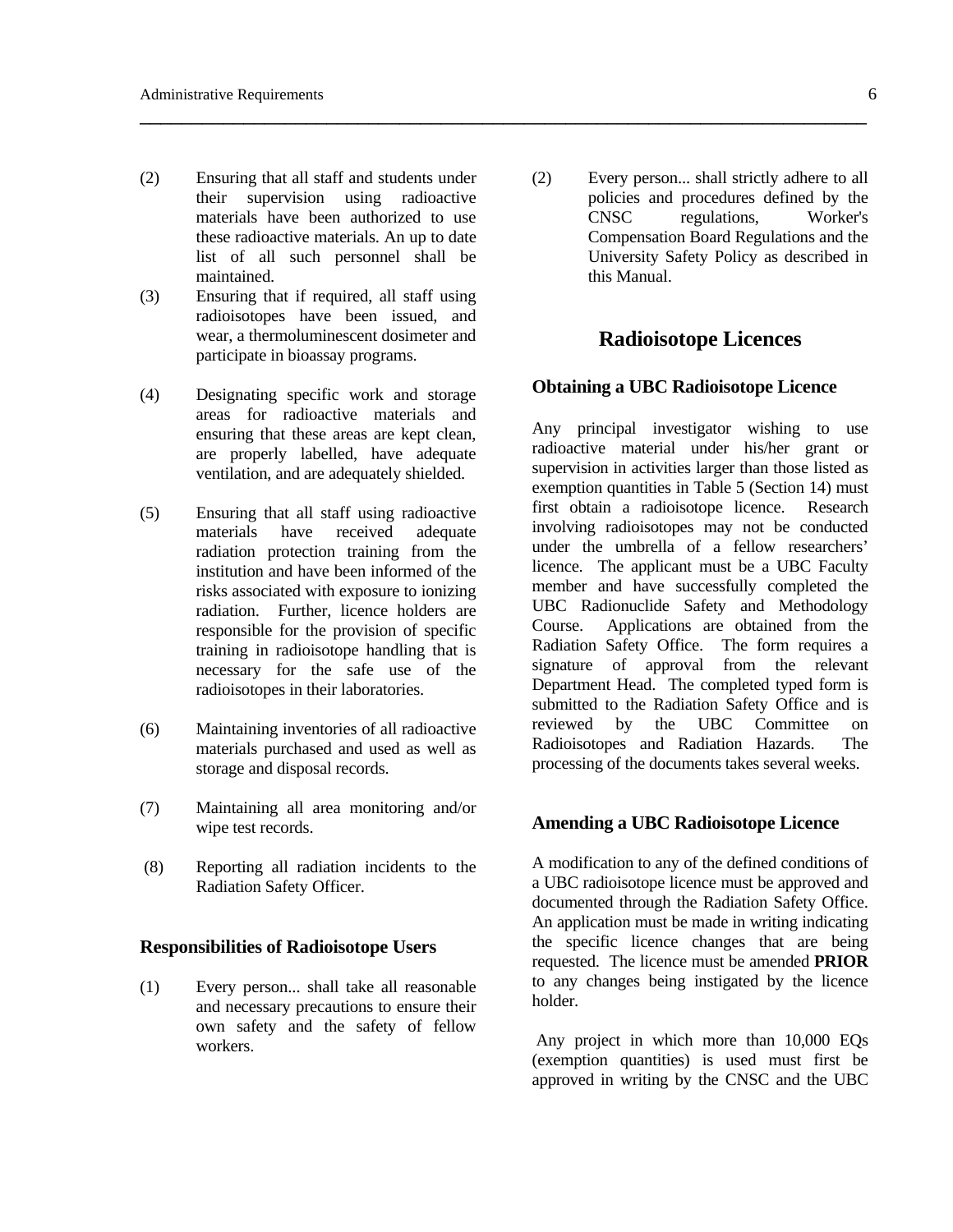(2) Ensuring that all staff and students under their supervision using radioactive materials have been authorized to use these radioactive materials. An up to date list of all such personnel shall be maintained.

(3) Ensuring that if required, all staff using radioisotopes have been issued, and wear, a thermoluminescent dosimeter and participate in bioassay programs.

(4) Designating specific work and storage areas for radioactive materials and ensuring that these areas are kept clean, are properly labelled, have adequate ventilation, and are adequately shielded.

(5) Ensuring that all staff using radioactive materials have received adequate radiation protection training from the institution and have been informed of the risks associated with exposure to ionizing radiation. Further, licence holders are responsible for the provision of specific training in radioisotope handling that is necessary for the safe use of the radioisotopes in their laboratories.

(6) Maintaining inventories of all radioactive materials purchased and used as well as storage and disposal records.

(7) Maintaining all area monitoring and/or wipe test records.

(8) Reporting all radiation incidents to the Radiation Safety Officer.

### Responsibilities of Radioisotope Users

(1) Every person... shall take all reasonable and necessary precautions to ensure their own safety and the safety of fellow workers.

(2) Every person... shall strictly adhere to all policies and procedures defined by the CNSC regulations, Worker's Compensation Board Regulations and the University Safety Policy as described in this Manual.

## Radioisotope Licences

### Obtaining a UBC Radioisotope Licence

Any principal investigator wishing to use radioactive material under his/her grant or supervision in activities larger than those listed as exemption quantities in Table 5 (Section 14) must first obtain a radioisotope licence. Research involving radioisotopes may not be conducted under the umbrella of a fellow researchers' licence. The applicant must be a UBC Faculty member and have successfully completed the UBC Radionuclide Safety and Methodology Course. Applications are obtained from the Radiation Safety Office. The form requires a signature of approval from the relevant Department Head. The completed typed form is submitted to the Radiation Safety Office and is reviewed by the UBC Committee on Radioisotopes and Radiation Hazards. The processing of the documents takes several weeks.

### Amending a UBC Radioisotope Licence

A modification to any of the defined conditions of a UBC radioisotope licence must be approved and documented through the Radiation Safety Office. An application must be made in writing indicating the specific licence changes that are being requested. The licence must be amended **PRIOR** to any changes being instigated by the licence holder.

Any project in which more than 10,000 EQs (exemption quantities) is used must first be approved in writing by the CNSC and the UBC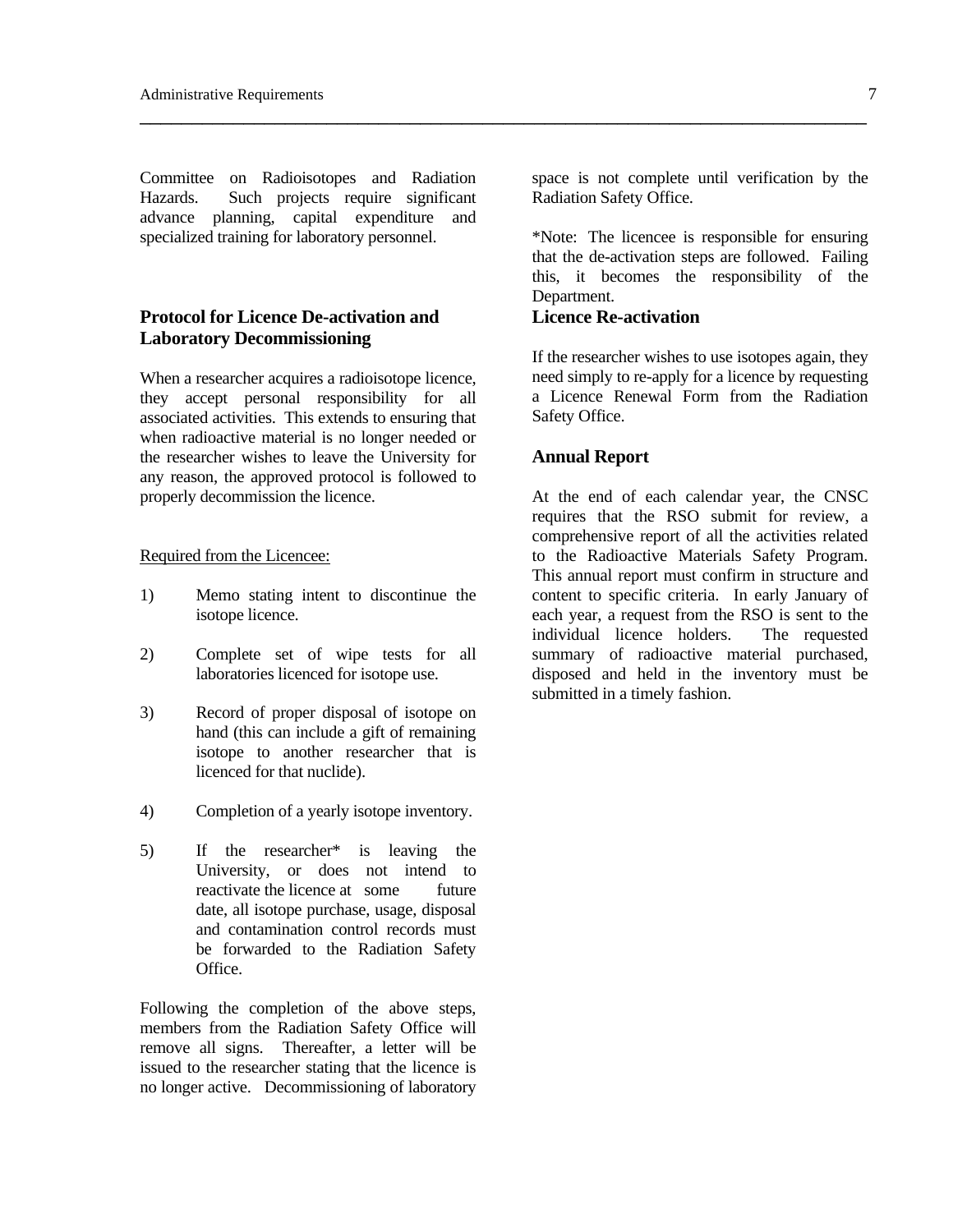Committee on Radioisotopes and Radiation Hazards. Such projects require significant advance planning, capital expenditure and specialized training for laboratory personnel.

## Protocol for Licence De-activation and Laboratory Decommissioning

When a researcher acquires a radioisotope licence, they accept personal responsibility for all associated activities. This extends to ensuring that when radioactive material is no longer needed or the researcher wishes to leave the University for any reason, the approved protocol is followed to properly decommission the licence.

Required from the Licencee:

1) Memo stating intent to discontinue the isotope licence.

2) Complete set of wipe tests for all laboratories licenced for isotope use.

3) Record of proper disposal of isotope on hand (this can include a gift of remaining isotope to another researcher that is licenced for that nuclide).

4) Completion of a yearly isotope inventory.

5) If the researcher* is leaving the University, or does not intend to reactivate the licence at some future date, all isotope purchase, usage, disposal and contamination control records must be forwarded to the Radiation Safety Office.

Following the completion of the above steps, members from the Radiation Safety Office will remove all signs. Thereafter, a letter will be issued to the researcher stating that the licence is no longer active. Decommissioning of laboratory space is not complete until verification by the Radiation Safety Office.

*Note: The licencee is responsible for ensuring that the de-activation steps are followed. Failing this, it becomes the responsibility of the Department.

## Licence Re-activation

If the researcher wishes to use isotopes again, they need simply to re-apply for a licence by requesting a Licence Renewal Form from the Radiation Safety Office.

## Annual Report

At the end of each calendar year, the CNSC requires that the RSO submit for review, a comprehensive report of all the activities related to the Radioactive Materials Safety Program. This annual report must confirm in structure and content to specific criteria. In early January of each year, a request from the RSO is sent to the individual licence holders. The requested summary of radioactive material purchased, disposed and held in the inventory must be submitted in a timely fashion.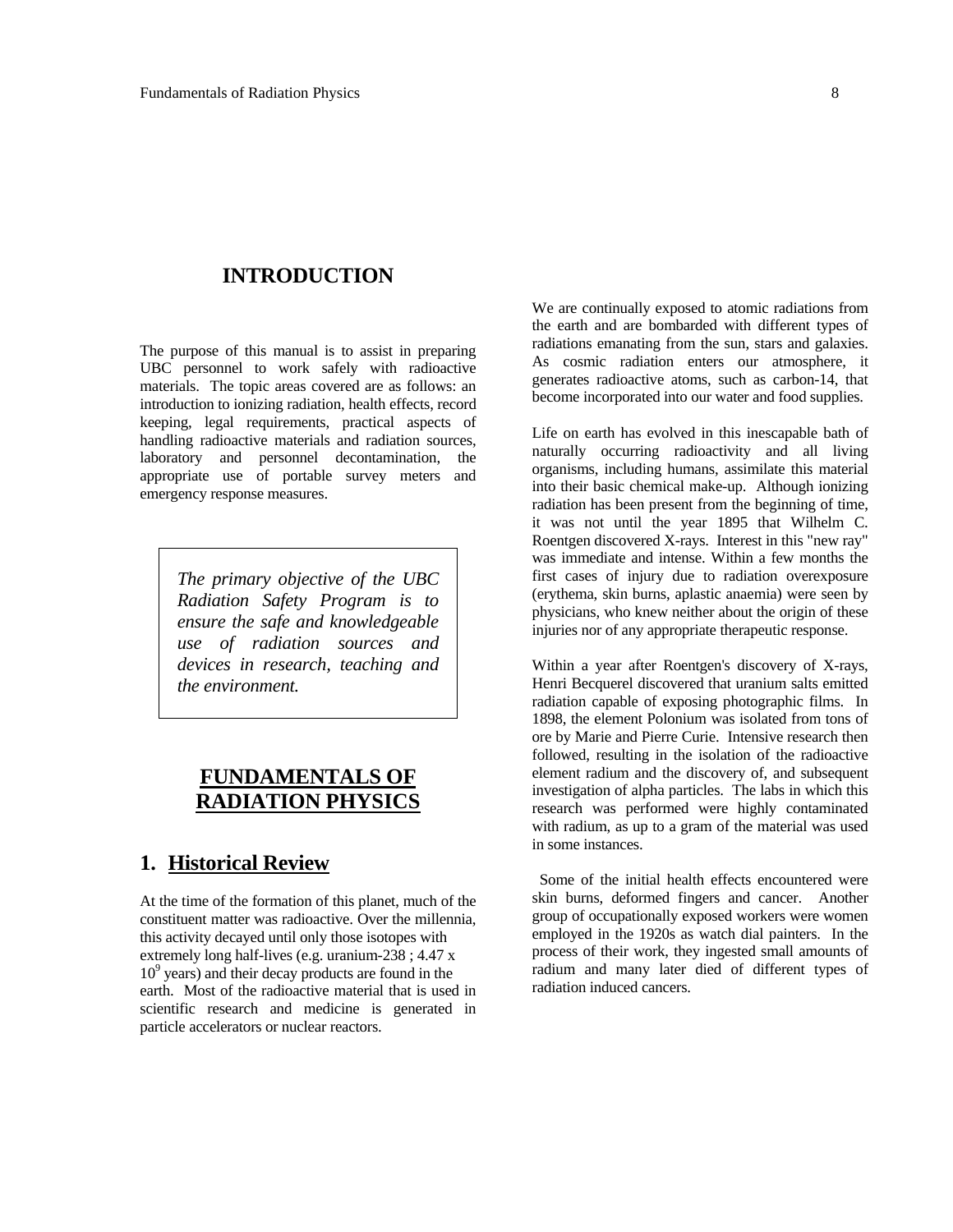# INTRODUCTION

The purpose of this manual is to assist in preparing UBC personnel to work safely with radioactive materials. The topic areas covered are as follows: an introduction to ionizing radiation, health effects, record keeping, legal requirements, practical aspects of handling radioactive materials and radiation sources, laboratory and personnel decontamination, the appropriate use of portable survey meters and emergency response measures.

> *The primary objective of the UBC Radiation Safety Program is to ensure the safe and knowledgeable use of radiation sources and devices in research, teaching and the environment.*

# FUNDAMENTALS OF RADIATION PHYSICS

## 1. Historical Review

At the time of the formation of this planet, much of the constituent matter was radioactive. Over the millennia, this activity decayed until only those isotopes with extremely long half-lives (e.g. uranium-238 ; 4.47 x $10^9$ years) and their decay products are found in the earth. Most of the radioactive material that is used in scientific research and medicine is generated in particle accelerators or nuclear reactors.

We are continually exposed to atomic radiations from the earth and are bombarded with different types of radiations emanating from the sun, stars and galaxies. As cosmic radiation enters our atmosphere, it generates radioactive atoms, such as carbon-14, that become incorporated into our water and food supplies.

Life on earth has evolved in this inescapable bath of naturally occurring radioactivity and all living organisms, including humans, assimilate this material into their basic chemical make-up. Although ionizing radiation has been present from the beginning of time, it was not until the year 1895 that Wilhelm C. Roentgen discovered X-rays. Interest in this "new ray" was immediate and intense. Within a few months the first cases of injury due to radiation overexposure (erythema, skin burns, aplastic anaemia) were seen by physicians, who knew neither about the origin of these injuries nor of any appropriate therapeutic response.

Within a year after Roentgen's discovery of X-rays, Henri Becquerel discovered that uranium salts emitted radiation capable of exposing photographic films. In 1898, the element Polonium was isolated from tons of ore by Marie and Pierre Curie. Intensive research then followed, resulting in the isolation of the radioactive element radium and the discovery of, and subsequent investigation of alpha particles. The labs in which this research was performed were highly contaminated with radium, as up to a gram of the material was used in some instances.

Some of the initial health effects encountered were skin burns, deformed fingers and cancer. Another group of occupationally exposed workers were women employed in the 1920s as watch dial painters. In the process of their work, they ingested small amounts of radium and many later died of different types of radiation induced cancers.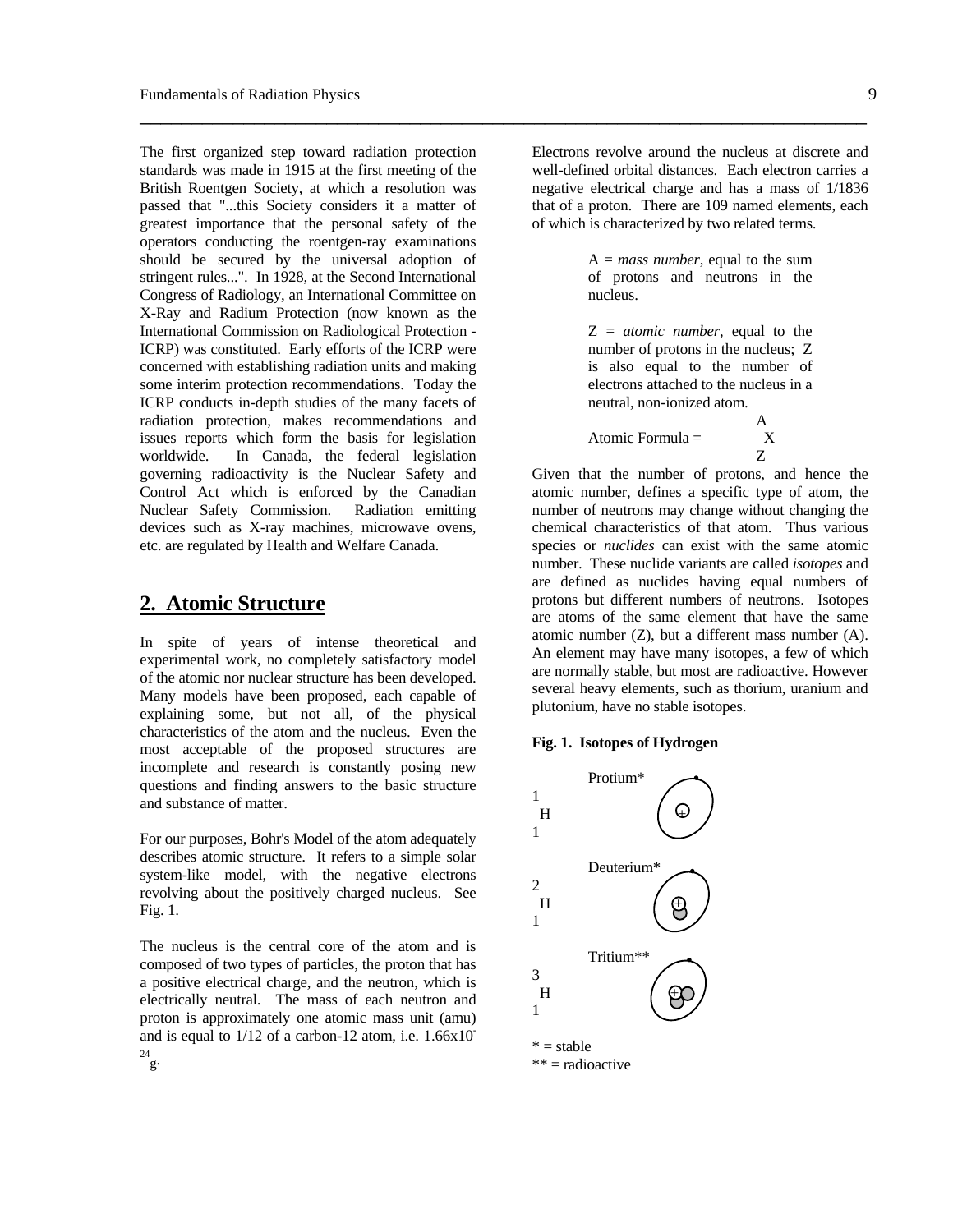The first organized step toward radiation protection standards was made in 1915 at the first meeting of the British Roentgen Society, at which a resolution was passed that "...this Society considers it a matter of greatest importance that the personal safety of the operators conducting the roentgen-ray examinations should be secured by the universal adoption of stringent rules...". In 1928, at the Second International Congress of Radiology, an International Committee on X-Ray and Radium Protection (now known as the International Commission on Radiological Protection - ICRP) was constituted. Early efforts of the ICRP were concerned with establishing radiation units and making some interim protection recommendations. Today the ICRP conducts in-depth studies of the many facets of radiation protection, makes recommendations and issues reports which form the basis for legislation worldwide. In Canada, the federal legislation governing radioactivity is the Nuclear Safety and Control Act which is enforced by the Canadian Nuclear Safety Commission. Radiation emitting devices such as X-ray machines, microwave ovens, etc. are regulated by Health and Welfare Canada.

## 2. Atomic Structure

In spite of years of intense theoretical and experimental work, no completely satisfactory model of the atomic nor nuclear structure has been developed. Many models have been proposed, each capable of explaining some, but not all, of the physical characteristics of the atom and the nucleus. Even the most acceptable of the proposed structures are incomplete and research is constantly posing new questions and finding answers to the basic structure and substance of matter.

For our purposes, Bohr's Model of the atom adequately describes atomic structure. It refers to a simple solar system-like model, with the negative electrons revolving about the positively charged nucleus. See Fig. 1.

The nucleus is the central core of the atom and is composed of two types of particles, the proton that has a positive electrical charge, and the neutron, which is electrically neutral. The mass of each neutron and proton is approximately one atomic mass unit (amu) and is equal to 1/12 of a carbon-12 atom, i.e. $1.66 \times 10^{-24}$ g.

Electrons revolve around the nucleus at discrete and well-defined orbital distances. Each electron carries a negative electrical charge and has a mass of 1/1836 that of a proton. There are 109 named elements, each of which is characterized by two related terms.

> A = *mass number*, equal to the sum of protons and neutrons in the nucleus.
>
> Z = *atomic number*, equal to the number of protons in the nucleus; Z is also equal to the number of electrons attached to the nucleus in a neutral, non-ionized atom.
>
> Atomic Formula = $^{A}_{Z}X$

Given that the number of protons, and hence the atomic number, defines a specific type of atom, the number of neutrons may change without changing the chemical characteristics of that atom. Thus various species or *nuclides* can exist with the same atomic number. These nuclide variants are called *isotopes* and are defined as nuclides having equal numbers of protons but different numbers of neutrons. Isotopes are atoms of the same element that have the same atomic number (Z), but a different mass number (A). An element may have many isotopes, a few of which are normally stable, but most are radioactive. However several heavy elements, such as thorium, uranium and plutonium, have no stable isotopes.

**Fig. 1. Isotopes of Hydrogen**

$^{1}_{1}H$ Protium*

$^{2}_{1}H$ Deuterium*

$^{3}_{1}H$ Tritium**

\* = stable

\** = radioactive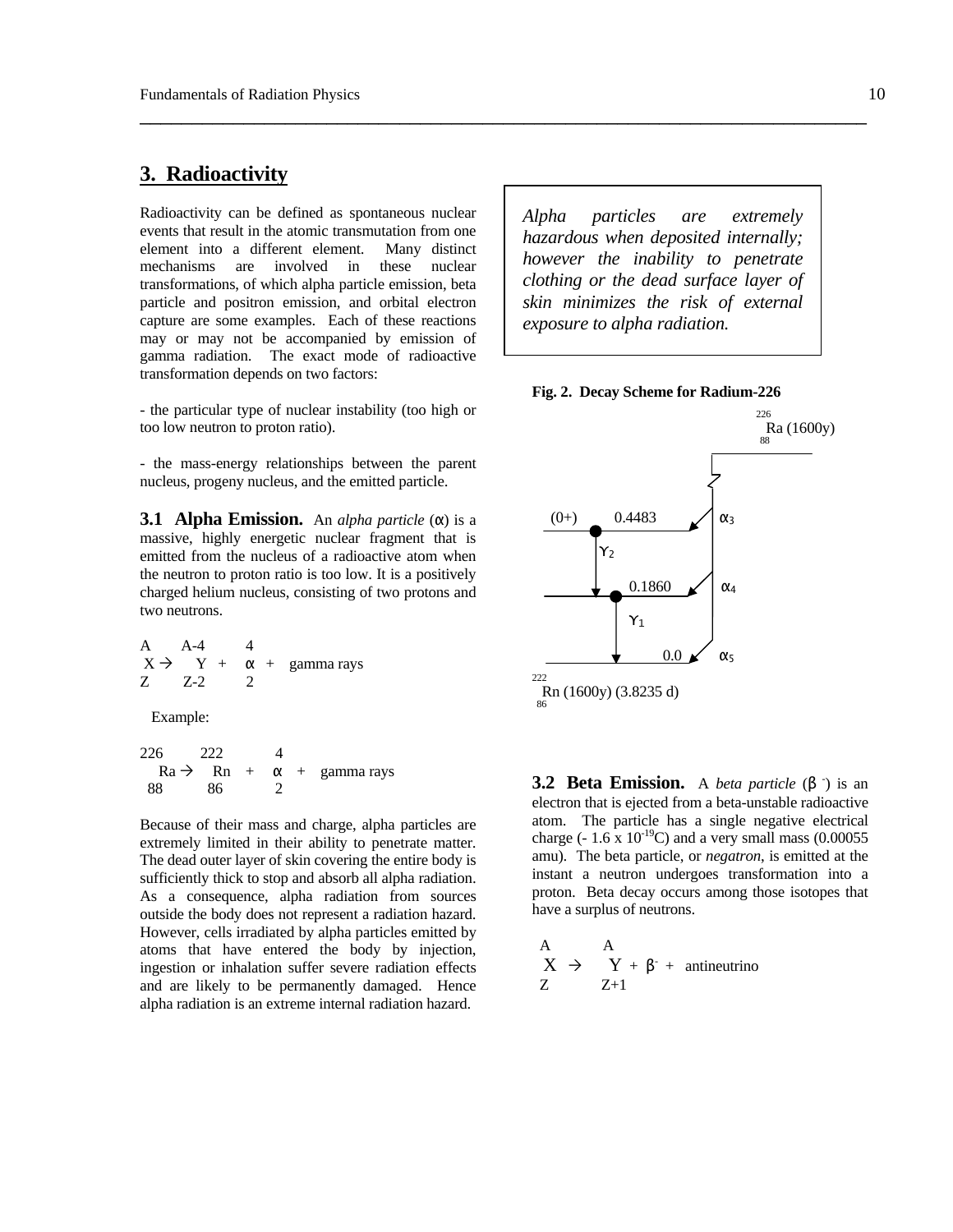## 3. Radioactivity

Radioactivity can be defined as spontaneous nuclear events that result in the atomic transmutation from one element into a different element. Many distinct mechanisms are involved in these nuclear transformations, of which alpha particle emission, beta particle and positron emission, and orbital electron capture are some examples. Each of these reactions may or may not be accompanied by emission of gamma radiation. The exact mode of radioactive transformation depends on two factors:

- the particular type of nuclear instability (too high or too low neutron to proton ratio).

- the mass-energy relationships between the parent nucleus, progeny nucleus, and the emitted particle.

*Alpha particles are extremely hazardous when deposited internally; however the inability to penetrate clothing or the dead surface layer of skin minimizes the risk of external exposure to alpha radiation.*

**3.1 Alpha Emission.** An *alpha particle* (α) is a massive, highly energetic nuclear fragment that is emitted from the nucleus of a radioactive atom when the neutron to proton ratio is too low. It is a positively charged helium nucleus, consisting of two protons and two neutrons.

$$^{A}_{Z}X \rightarrow \, ^{A-4}_{Z-2}Y + \, ^{4}_{2}\alpha + \text{gamma rays}$$

Example:

$$^{226}_{88}Ra \rightarrow \, ^{222}_{86}Rn + \, ^{4}_{2}\alpha + \text{gamma rays}$$

Because of their mass and charge, alpha particles are extremely limited in their ability to penetrate matter. The dead outer layer of skin covering the entire body is sufficiently thick to stop and absorb all alpha radiation. As a consequence, alpha radiation from sources outside the body does not represent a radiation hazard. However, cells irradiated by alpha particles emitted by atoms that have entered the body by injection, ingestion or inhalation suffer severe radiation effects and are likely to be permanently damaged. Hence alpha radiation is an extreme internal radiation hazard.

**Fig. 2. Decay Scheme for Radium-226**

$^{226}_{88}Ra$ (1600y)

(0+) 0.4483 — $\alpha_3$

$\gamma_2$

0.1860 — $\alpha_4$

$\gamma_1$

0.0 — $\alpha_5$

$^{222}_{86}Rn$ (1600y) (3.8235 d)

**3.2 Beta Emission.** A *beta particle* ($\beta^-$) is an electron that is ejected from a beta-unstable radioactive atom. The particle has a single negative electrical charge ($-1.6 \times 10^{-19}$C) and a very small mass (0.00055 amu). The beta particle, or *negatron*, is emitted at the instant a neutron undergoes transformation into a proton. Beta decay occurs among those isotopes that have a surplus of neutrons.

$$^{A}_{Z}X \rightarrow \, ^{A}_{Z+1}Y + \beta^- + \text{antineutrino}$$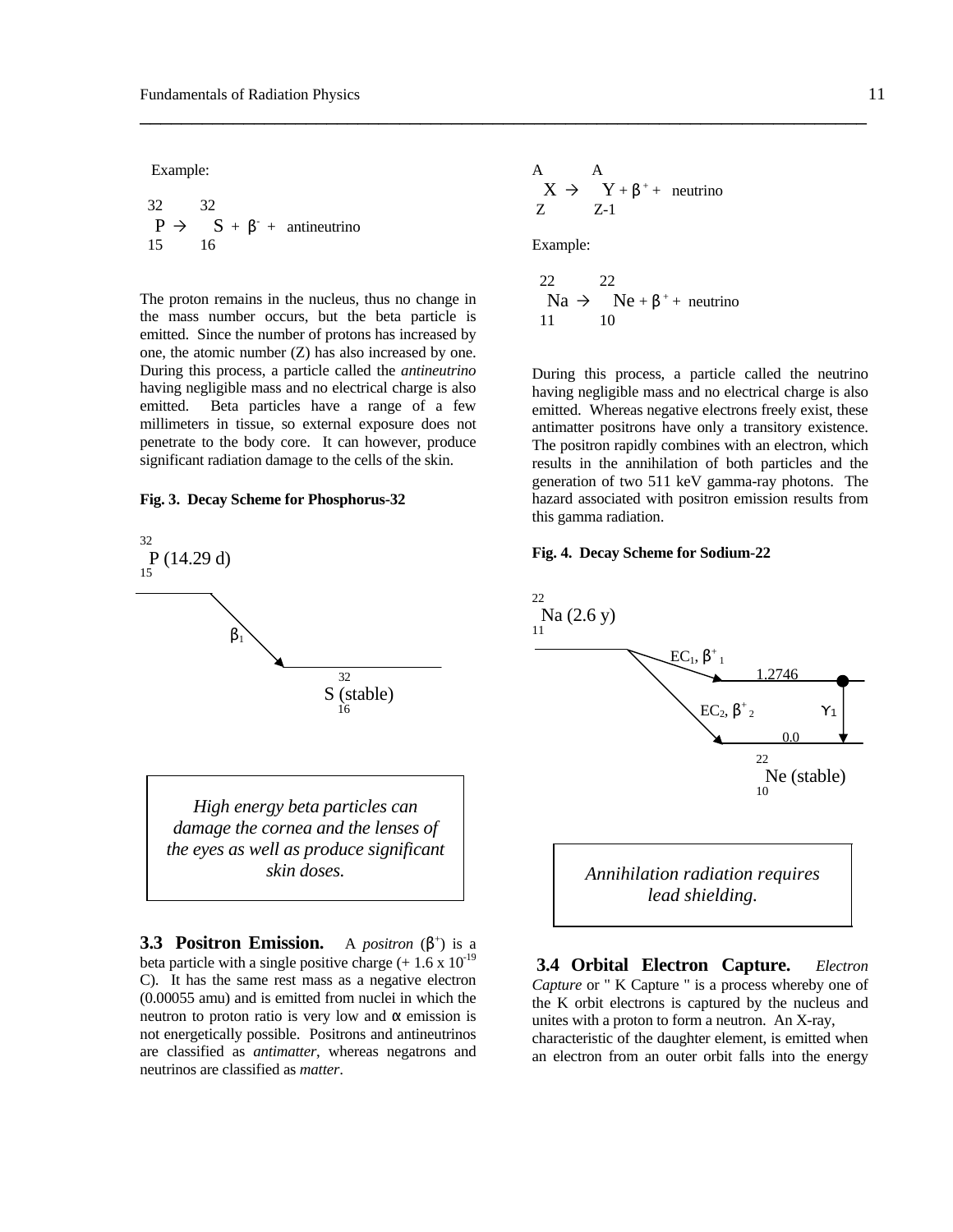Example:

$$^{32}_{15}P \rightarrow \ ^{32}_{16}S + \beta^- + \text{antineutrino}$$

The proton remains in the nucleus, thus no change in the mass number occurs, but the beta particle is emitted. Since the number of protons has increased by one, the atomic number (Z) has also increased by one. During this process, a particle called the *antineutrino* having negligible mass and no electrical charge is also emitted. Beta particles have a range of a few millimeters in tissue, so external exposure does not penetrate to the body core. It can however, produce significant radiation damage to the cells of the skin.

**Fig. 3. Decay Scheme for Phosphorus-32**

$^{32}_{15}P$ (14.29 d)

$\beta_1$

$^{32}_{16}S$ (stable)

> *High energy beta particles can damage the cornea and the lenses of the eyes as well as produce significant skin doses.*

**3.3 Positron Emission.** A *positron* ($\beta^+$) is a beta particle with a single positive charge (+ 1.6 x $10^{-19}$ C). It has the same rest mass as a negative electron (0.00055 amu) and is emitted from nuclei in which the neutron to proton ratio is very low and $\alpha$ emission is not energetically possible. Positrons and antineutrinos are classified as *antimatter*, whereas negatrons and neutrinos are classified as *matter*.

$$^{A}_{Z}X \rightarrow \ ^{A}_{Z-1}Y + \beta^+ + \text{neutrino}$$

Example:

$$^{22}_{11}Na \rightarrow \ ^{22}_{10}Ne + \beta^+ + \text{neutrino}$$

During this process, a particle called the neutrino having negligible mass and no electrical charge is also emitted. Whereas negative electrons freely exist, these antimatter positrons have only a transitory existence. The positron rapidly combines with an electron, which results in the annihilation of both particles and the generation of two 511 keV gamma-ray photons. The hazard associated with positron emission results from this gamma radiation.

**Fig. 4. Decay Scheme for Sodium-22**

$^{22}_{11}Na$ (2.6 y)

EC$_1$, $\beta^+_1$ — 1.2746

EC$_2$, $\beta^+_2$ — 0.0

$\gamma_1$

$^{22}_{10}Ne$ (stable)

> *Annihilation radiation requires lead shielding.*

**3.4 Orbital Electron Capture.** *Electron Capture* or " K Capture " is a process whereby one of the K orbit electrons is captured by the nucleus and unites with a proton to form a neutron. An X-ray, characteristic of the daughter element, is emitted when an electron from an outer orbit falls into the energy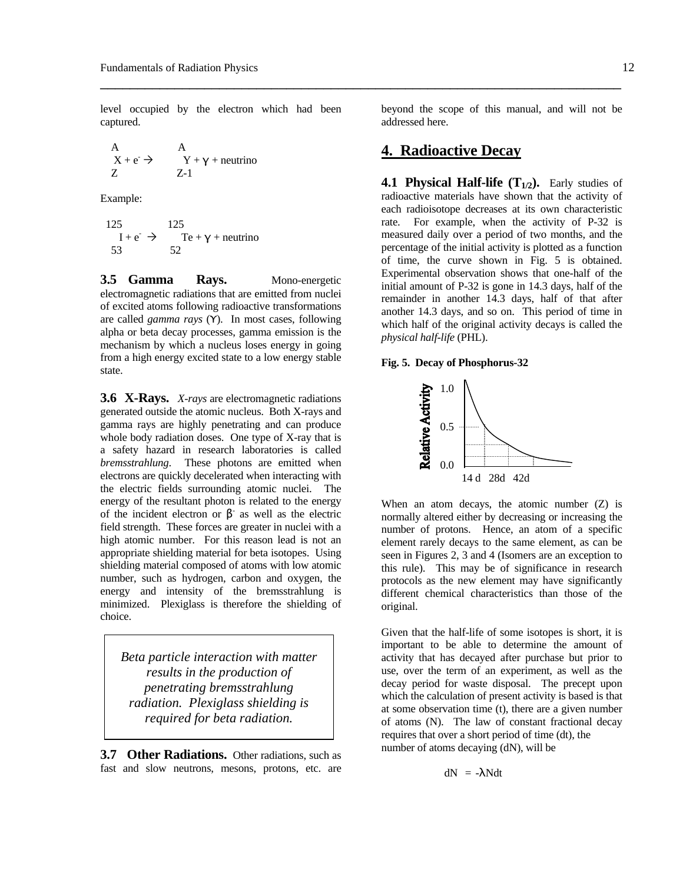level occupied by the electron which had been captured.

$$ {}^{A}_{Z}X + e^{-} \rightarrow {}^{A}_{Z-1}Y + \gamma + \text{neutrino} $$

Example:

$$ {}^{125}_{53}I + e^{-} \rightarrow {}^{125}_{52}Te + \gamma + \text{neutrino} $$

**3.5 Gamma Rays.** Mono-energetic electromagnetic radiations that are emitted from nuclei of excited atoms following radioactive transformations are called *gamma rays* ($\gamma$). In most cases, following alpha or beta decay processes, gamma emission is the mechanism by which a nucleus loses energy in going from a high energy excited state to a low energy stable state.

**3.6 X-Rays.** *X-rays* are electromagnetic radiations generated outside the atomic nucleus. Both X-rays and gamma rays are highly penetrating and can produce whole body radiation doses. One type of X-ray that is a safety hazard in research laboratories is called *bremsstrahlung*. These photons are emitted when electrons are quickly decelerated when interacting with the electric fields surrounding atomic nuclei. The energy of the resultant photon is related to the energy of the incident electron or $\beta^{-}$ as well as the electric field strength. These forces are greater in nuclei with a high atomic number. For this reason lead is not an appropriate shielding material for beta isotopes. Using shielding material composed of atoms with low atomic number, such as hydrogen, carbon and oxygen, the energy and intensity of the bremsstrahlung is minimized. Plexiglass is therefore the shielding of choice.

> *Beta particle interaction with matter results in the production of penetrating bremsstrahlung radiation. Plexiglass shielding is required for beta radiation.*

**3.7 Other Radiations.** Other radiations, such as fast and slow neutrons, mesons, protons, etc. are beyond the scope of this manual, and will not be addressed here.

## 4. Radioactive Decay

**4.1 Physical Half-life ($T_{1/2}$).** Early studies of radioactive materials have shown that the activity of each radioisotope decreases at its own characteristic rate. For example, when the activity of P-32 is measured daily over a period of two months, and the percentage of the initial activity is plotted as a function of time, the curve shown in Fig. 5 is obtained. Experimental observation shows that one-half of the initial amount of P-32 is gone in 14.3 days, half of the remainder in another 14.3 days, half of that after another 14.3 days, and so on. This period of time in which half of the original activity decays is called the *physical half-life* (PHL).

**Fig. 5. Decay of Phosphorus-32**

When an atom decays, the atomic number (Z) is normally altered either by decreasing or increasing the number of protons. Hence, an atom of a specific element rarely decays to the same element, as can be seen in Figures 2, 3 and 4 (Isomers are an exception to this rule). This may be of significance in research protocols as the new element may have significantly different chemical characteristics than those of the original.

Given that the half-life of some isotopes is short, it is important to be able to determine the amount of activity that has decayed after purchase but prior to use, over the term of an experiment, as well as the decay period for waste disposal. The precept upon which the calculation of present activity is based is that at some observation time (t), there are a given number of atoms (N). The law of constant fractional decay requires that over a short period of time (dt), the number of atoms decaying (dN), will be

$$ dN = -\lambda N dt $$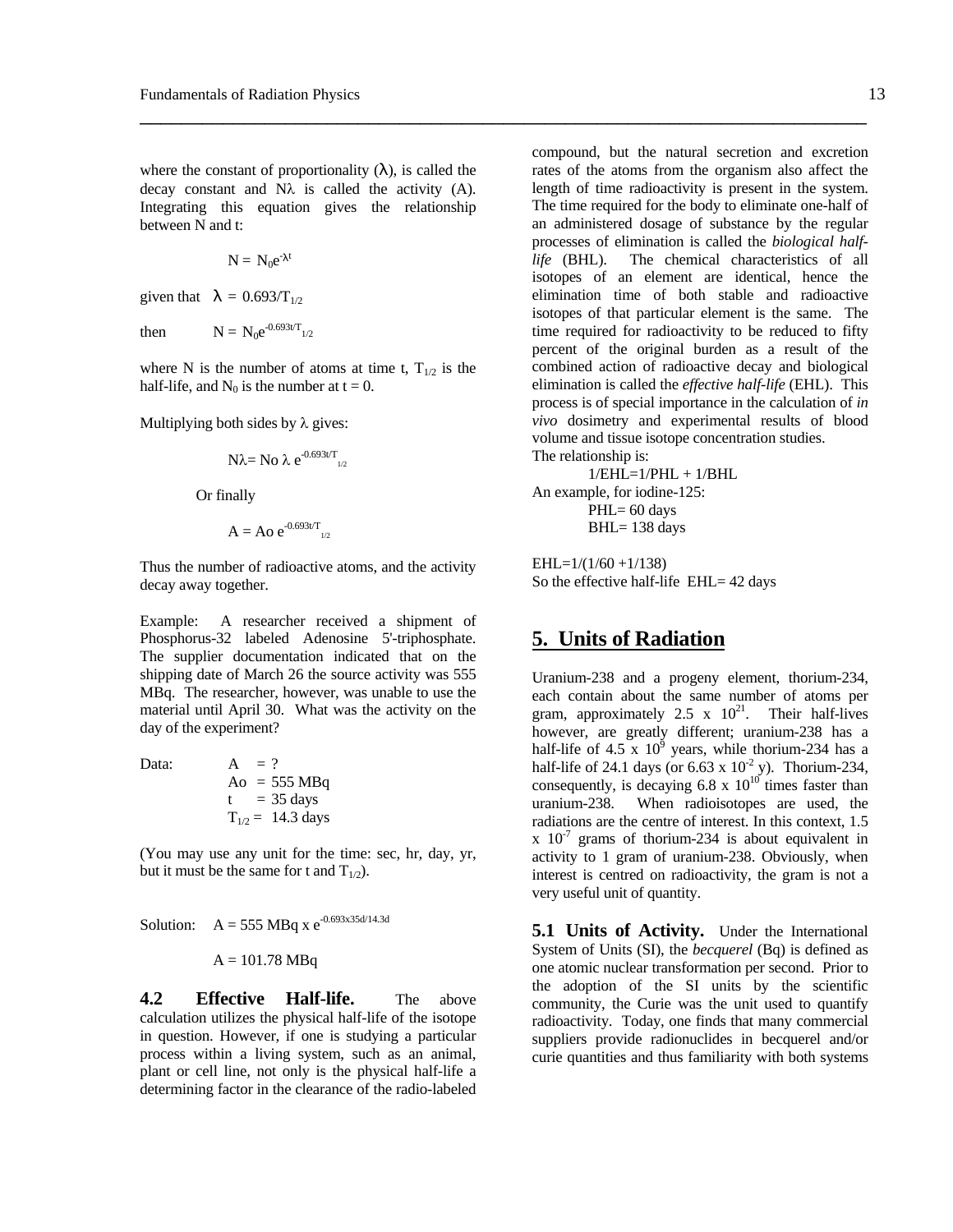where the constant of proportionality ($\lambda$), is called the decay constant and $N\lambda$ is called the activity (A). Integrating this equation gives the relationship between N and t:

$$N = N_0 e^{-\lambda t}$$

given that $\lambda = 0.693/T_{1/2}$

then $N = N_0 e^{-0.693t/T_{1/2}}$

where N is the number of atoms at time t, $T_{1/2}$ is the half-life, and $N_0$ is the number at t = 0.

Multiplying both sides by $\lambda$ gives:

$$N\lambda = No\ \lambda\ e^{-0.693t/T_{1/2}}$$

Or finally

$$A = Ao\ e^{-0.693t/T_{1/2}}$$

Thus the number of radioactive atoms, and the activity decay away together.

Example: A researcher received a shipment of Phosphorus-32 labeled Adenosine 5'-triphosphate. The supplier documentation indicated that on the shipping date of March 26 the source activity was 555 MBq. The researcher, however, was unable to use the material until April 30. What was the activity on the day of the experiment?

Data:
- A = ?
- Ao = 555 MBq
- t = 35 days
- $T_{1/2}$ = 14.3 days

(You may use any unit for the time: sec, hr, day, yr, but it must be the same for t and $T_{1/2}$).

Solution: $A = 555\ \text{MBq} \times e^{-0.693 \times 35d/14.3d}$

$A = 101.78\ \text{MBq}$

**4.2 Effective Half-life.** The above calculation utilizes the physical half-life of the isotope in question. However, if one is studying a particular process within a living system, such as an animal, plant or cell line, not only is the physical half-life a determining factor in the clearance of the radio-labeled compound, but the natural secretion and excretion rates of the atoms from the organism also affect the length of time radioactivity is present in the system. The time required for the body to eliminate one-half of an administered dosage of substance by the regular processes of elimination is called the *biological half-life* (BHL). The chemical characteristics of all isotopes of an element are identical, hence the elimination time of both stable and radioactive isotopes of that particular element is the same. The time required for radioactivity to be reduced to fifty percent of the original burden as a result of the combined action of radioactive decay and biological elimination is called the *effective half-life* (EHL). This process is of special importance in the calculation of *in vivo* dosimetry and experimental results of blood volume and tissue isotope concentration studies.

The relationship is:

$$1/EHL = 1/PHL + 1/BHL$$

An example, for iodine-125:

PHL= 60 days
BHL= 138 days

$EHL = 1/(1/60 + 1/138)$

So the effective half-life EHL= 42 days

## 5. Units of Radiation

Uranium-238 and a progeny element, thorium-234, each contain about the same number of atoms per gram, approximately $2.5 \times 10^{21}$. Their half-lives however, are greatly different; uranium-238 has a half-life of $4.5 \times 10^{9}$ years, while thorium-234 has a half-life of 24.1 days (or $6.63 \times 10^{-2}$ y). Thorium-234, consequently, is decaying $6.8 \times 10^{10}$ times faster than uranium-238. When radioisotopes are used, the radiations are the centre of interest. In this context, $1.5 \times 10^{-7}$ grams of thorium-234 is about equivalent in activity to 1 gram of uranium-238. Obviously, when interest is centred on radioactivity, the gram is not a very useful unit of quantity.

**5.1 Units of Activity.** Under the International System of Units (SI), the *becquerel* (Bq) is defined as one atomic nuclear transformation per second. Prior to the adoption of the SI units by the scientific community, the Curie was the unit used to quantify radioactivity. Today, one finds that many commercial suppliers provide radionuclides in becquerel and/or curie quantities and thus familiarity with both systems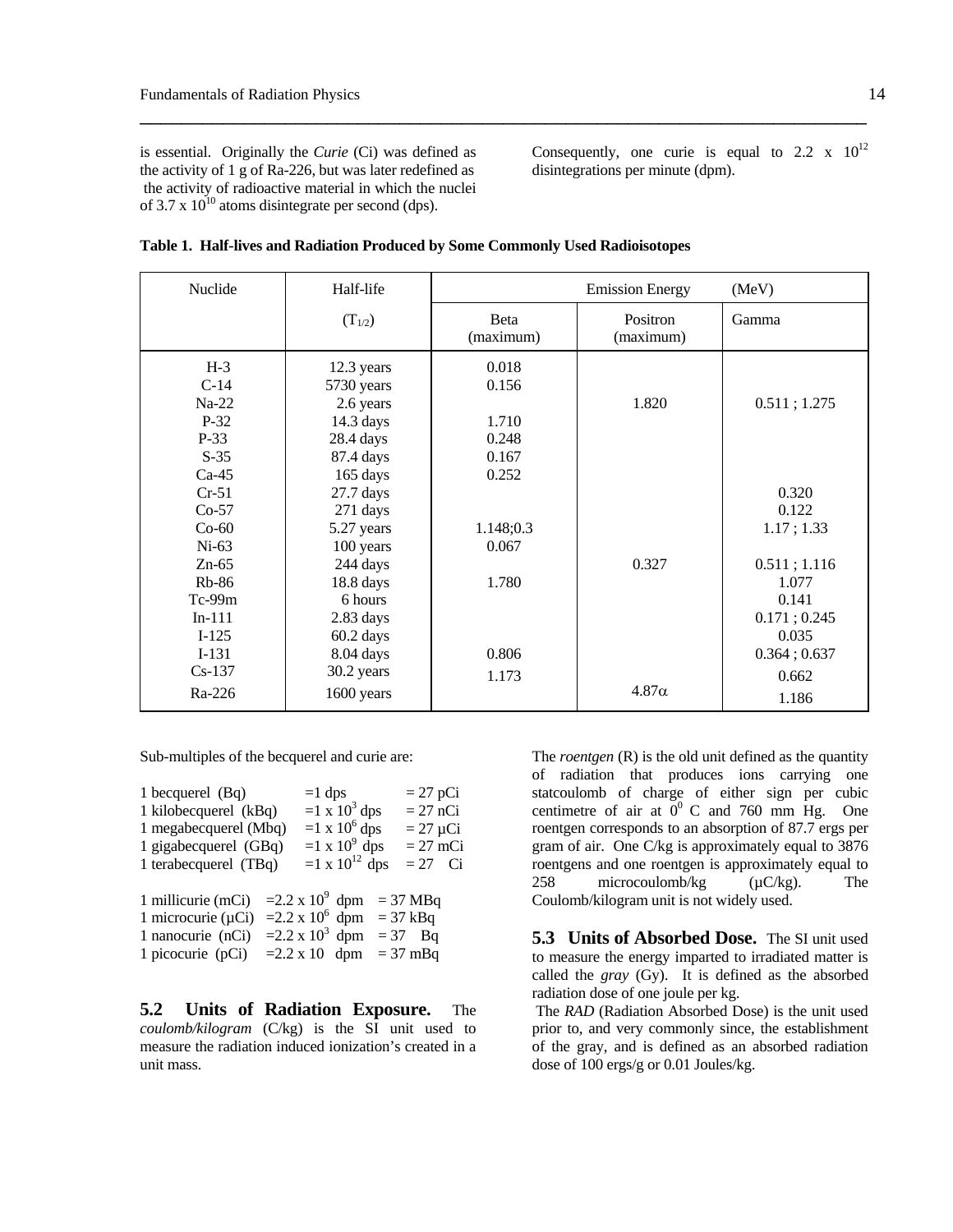is essential. Originally the *Curie* (Ci) was defined as the activity of 1 g of Ra-226, but was later redefined as the activity of radioactive material in which the nuclei of $3.7 \times 10^{10}$ atoms disintegrate per second (dps). Consequently, one curie is equal to $2.2 \times 10^{12}$ disintegrations per minute (dpm).

**Table 1. Half-lives and Radiation Produced by Some Commonly Used Radioisotopes**

| Nuclide | Half-life | Emission Energy (MeV) | | |
|---|---|---|---|---|
| | ($T_{1/2}$) | Beta (maximum) | Positron (maximum) | Gamma |
| H-3 | 12.3 years | 0.018 | | |
| C-14 | 5730 years | 0.156 | | |
| Na-22 | 2.6 years | | 1.820 | 0.511 ; 1.275 |
| P-32 | 14.3 days | 1.710 | | |
| P-33 | 28.4 days | 0.248 | | |
| S-35 | 87.4 days | 0.167 | | |
| Ca-45 | 165 days | 0.252 | | |
| Cr-51 | 27.7 days | | | 0.320 |
| Co-57 | 271 days | | | 0.122 |
| Co-60 | 5.27 years | 1.148;0.3 | | 1.17 ; 1.33 |
| Ni-63 | 100 years | 0.067 | | |
| Zn-65 | 244 days | | 0.327 | 0.511 ; 1.116 |
| Rb-86 | 18.8 days | 1.780 | | 1.077 |
| Tc-99m | 6 hours | | | 0.141 |
| In-111 | 2.83 days | | | 0.171 ; 0.245 |
| I-125 | 60.2 days | | | 0.035 |
| I-131 | 8.04 days | 0.806 | | 0.364 ; 0.637 |
| Cs-137 | 30.2 years | 1.173 | | 0.662 |
| Ra-226 | 1600 years | | 4.87$\alpha$ | 1.186 |

Sub-multiples of the becquerel and curie are:

| | | |
|---|---|---|
| 1 becquerel (Bq) | =1 dps | = 27 pCi |
| 1 kilobecquerel (kBq) | $=1 \times 10^3$ dps | = 27 nCi |
| 1 megabecquerel (Mbq) | $=1 \times 10^6$ dps | = 27 µCi |
| 1 gigabecquerel (GBq) | $=1 \times 10^9$ dps | = 27 mCi |
| 1 terabecquerel (TBq) | $=1 \times 10^{12}$ dps | = 27 Ci |

| | | |
|---|---|---|
| 1 millicurie (mCi) | $=2.2 \times 10^9$ dpm | = 37 MBq |
| 1 microcurie (µCi) | $=2.2 \times 10^6$ dpm | = 37 kBq |
| 1 nanocurie (nCi) | $=2.2 \times 10^3$ dpm | = 37 Bq |
| 1 picocurie (pCi) | $=2.2 \times 10$ dpm | = 37 mBq |

## 5.2 Units of Radiation Exposure.

The *coulomb/kilogram* (C/kg) is the SI unit used to measure the radiation induced ionization's created in a unit mass.

The *roentgen* (R) is the old unit defined as the quantity of radiation that produces ions carrying one statcoulomb of charge of either sign per cubic centimetre of air at $0^0$ C and 760 mm Hg. One roentgen corresponds to an absorption of 87.7 ergs per gram of air. One C/kg is approximately equal to 3876 roentgens and one roentgen is approximately equal to 258 microcoulomb/kg (µC/kg). The Coulomb/kilogram unit is not widely used.

## 5.3 Units of Absorbed Dose.

The SI unit used to measure the energy imparted to irradiated matter is called the *gray* (Gy). It is defined as the absorbed radiation dose of one joule per kg.

The *RAD* (Radiation Absorbed Dose) is the unit used prior to, and very commonly since, the establishment of the gray, and is defined as an absorbed radiation dose of 100 ergs/g or 0.01 Joules/kg.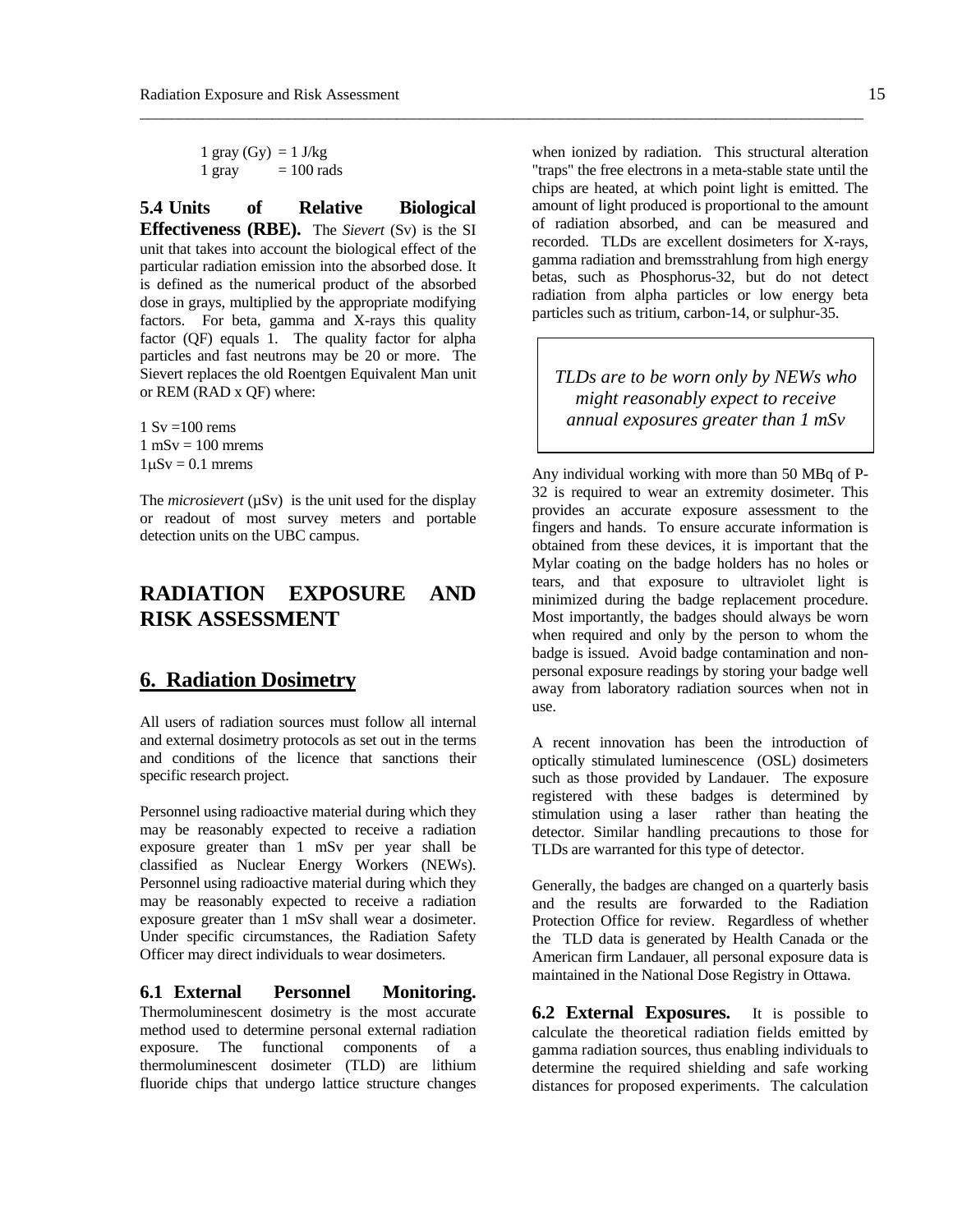1 gray (Gy) = 1 J/kg
1 gray = 100 rads

**5.4 Units of Relative Biological Effectiveness (RBE).** The *Sievert* (Sv) is the SI unit that takes into account the biological effect of the particular radiation emission into the absorbed dose. It is defined as the numerical product of the absorbed dose in grays, multiplied by the appropriate modifying factors. For beta, gamma and X-rays this quality factor (QF) equals 1. The quality factor for alpha particles and fast neutrons may be 20 or more. The Sievert replaces the old Roentgen Equivalent Man unit or REM (RAD x QF) where:

1 Sv =100 rems
1 mSv = 100 mrems
1μSv = 0.1 mrems

The *microsievert* (μSv) is the unit used for the display or readout of most survey meters and portable detection units on the UBC campus.

# RADIATION EXPOSURE AND RISK ASSESSMENT

## 6. Radiation Dosimetry

All users of radiation sources must follow all internal and external dosimetry protocols as set out in the terms and conditions of the licence that sanctions their specific research project.

Personnel using radioactive material during which they may be reasonably expected to receive a radiation exposure greater than 1 mSv per year shall be classified as Nuclear Energy Workers (NEWs). Personnel using radioactive material during which they may be reasonably expected to receive a radiation exposure greater than 1 mSv shall wear a dosimeter. Under specific circumstances, the Radiation Safety Officer may direct individuals to wear dosimeters.

**6.1 External Personnel Monitoring.** Thermoluminescent dosimetry is the most accurate method used to determine personal external radiation exposure. The functional components of a thermoluminescent dosimeter (TLD) are lithium fluoride chips that undergo lattice structure changes when ionized by radiation. This structural alteration "traps" the free electrons in a meta-stable state until the chips are heated, at which point light is emitted. The amount of light produced is proportional to the amount of radiation absorbed, and can be measured and recorded. TLDs are excellent dosimeters for X-rays, gamma radiation and bremsstrahlung from high energy betas, such as Phosphorus-32, but do not detect radiation from alpha particles or low energy beta particles such as tritium, carbon-14, or sulphur-35.

> *TLDs are to be worn only by NEWs who might reasonably expect to receive annual exposures greater than 1 mSv*

Any individual working with more than 50 MBq of P-32 is required to wear an extremity dosimeter. This provides an accurate exposure assessment to the fingers and hands. To ensure accurate information is obtained from these devices, it is important that the Mylar coating on the badge holders has no holes or tears, and that exposure to ultraviolet light is minimized during the badge replacement procedure. Most importantly, the badges should always be worn when required and only by the person to whom the badge is issued. Avoid badge contamination and non-personal exposure readings by storing your badge well away from laboratory radiation sources when not in use.

A recent innovation has been the introduction of optically stimulated luminescence (OSL) dosimeters such as those provided by Landauer. The exposure registered with these badges is determined by stimulation using a laser rather than heating the detector. Similar handling precautions to those for TLDs are warranted for this type of detector.

Generally, the badges are changed on a quarterly basis and the results are forwarded to the Radiation Protection Office for review. Regardless of whether the TLD data is generated by Health Canada or the American firm Landauer, all personal exposure data is maintained in the National Dose Registry in Ottawa.

**6.2 External Exposures.** It is possible to calculate the theoretical radiation fields emitted by gamma radiation sources, thus enabling individuals to determine the required shielding and safe working distances for proposed experiments. The calculation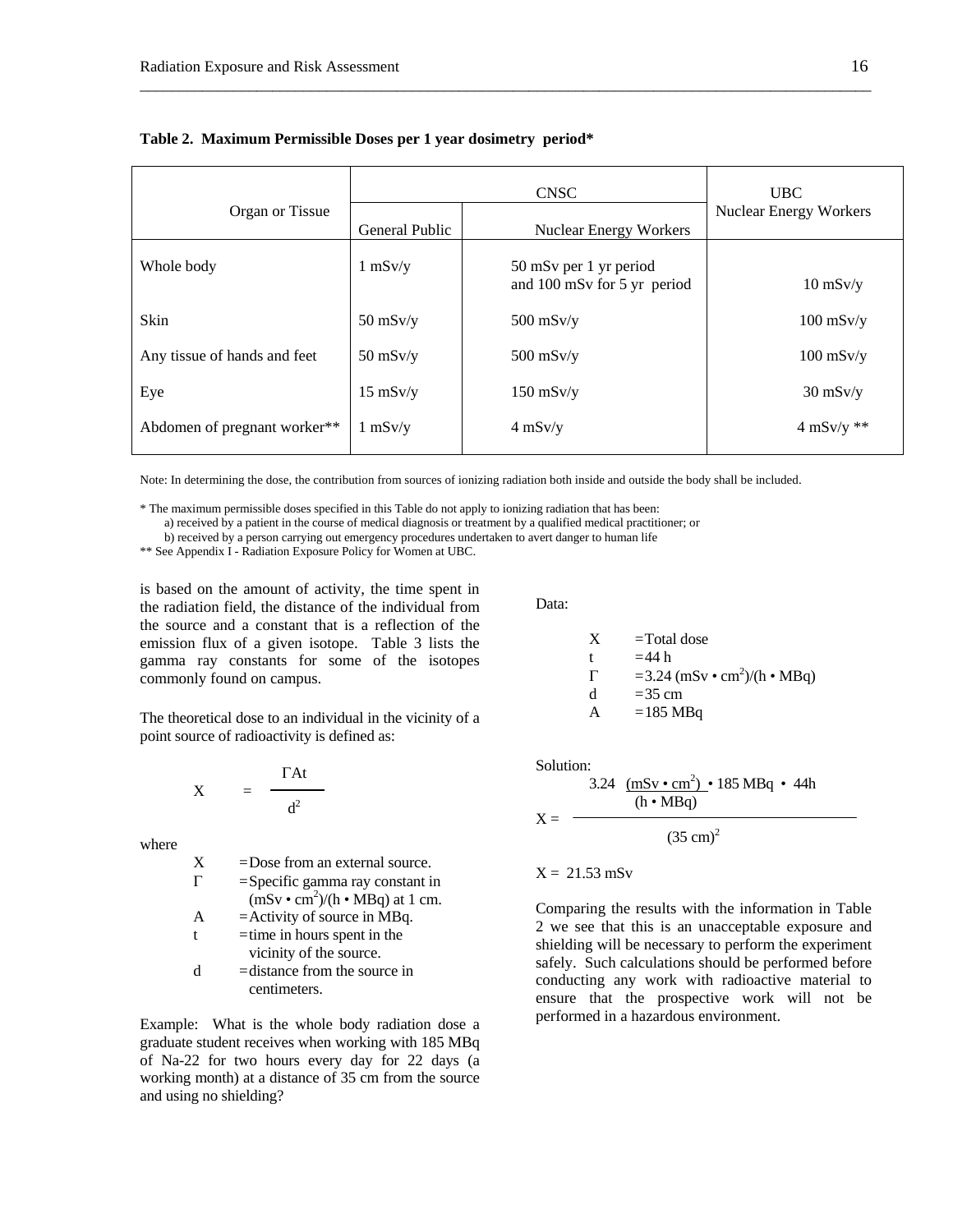**Table 2. Maximum Permissible Doses per 1 year dosimetry period***

| Organ or Tissue | CNSC | | UBC |
|---|---|---|---|
| | General Public | Nuclear Energy Workers | Nuclear Energy Workers |
| Whole body | 1 mSv/y | 50 mSv per 1 yr period and 100 mSv for 5 yr period | 10 mSv/y |
| Skin | 50 mSv/y | 500 mSv/y | 100 mSv/y |
| Any tissue of hands and feet | 50 mSv/y | 500 mSv/y | 100 mSv/y |
| Eye | 15 mSv/y | 150 mSv/y | 30 mSv/y |
| Abdomen of pregnant worker** | 1 mSv/y | 4 mSv/y | 4 mSv/y ** |

Note: In determining the dose, the contribution from sources of ionizing radiation both inside and outside the body shall be included.

* The maximum permissible doses specified in this Table do not apply to ionizing radiation that has been:
  a) received by a patient in the course of medical diagnosis or treatment by a qualified medical practitioner; or
  b) received by a person carrying out emergency procedures undertaken to avert danger to human life

** See Appendix I - Radiation Exposure Policy for Women at UBC.

is based on the amount of activity, the time spent in the radiation field, the distance of the individual from the source and a constant that is a reflection of the emission flux of a given isotope. Table 3 lists the gamma ray constants for some of the isotopes commonly found on campus.

The theoretical dose to an individual in the vicinity of a point source of radioactivity is defined as:

$$X = \frac{\Gamma A t}{d^2}$$

where

- X = Dose from an external source.
- Γ = Specific gamma ray constant in $(mSv \cdot cm^2)/(h \cdot MBq)$ at 1 cm.
- A = Activity of source in MBq.
- t = time in hours spent in the vicinity of the source.
- d = distance from the source in centimeters.

Example: What is the whole body radiation dose a graduate student receives when working with 185 MBq of Na-22 for two hours every day for 22 days (a working month) at a distance of 35 cm from the source and using no shielding?

Data:

- X = Total dose
- t = 44 h
- Γ = 3.24 $(mSv \cdot cm^2)/(h \cdot MBq)$
- d = 35 cm
- A = 185 MBq

Solution:

$$X = \frac{3.24 \ \frac{(mSv \cdot cm^2)}{(h \cdot MBq)} \cdot 185 \ MBq \cdot 44 h}{(35 \ cm)^2}$$

X = 21.53 mSv

Comparing the results with the information in Table 2 we see that this is an unacceptable exposure and shielding will be necessary to perform the experiment safely. Such calculations should be performed before conducting any work with radioactive material to ensure that the prospective work will not be performed in a hazardous environment.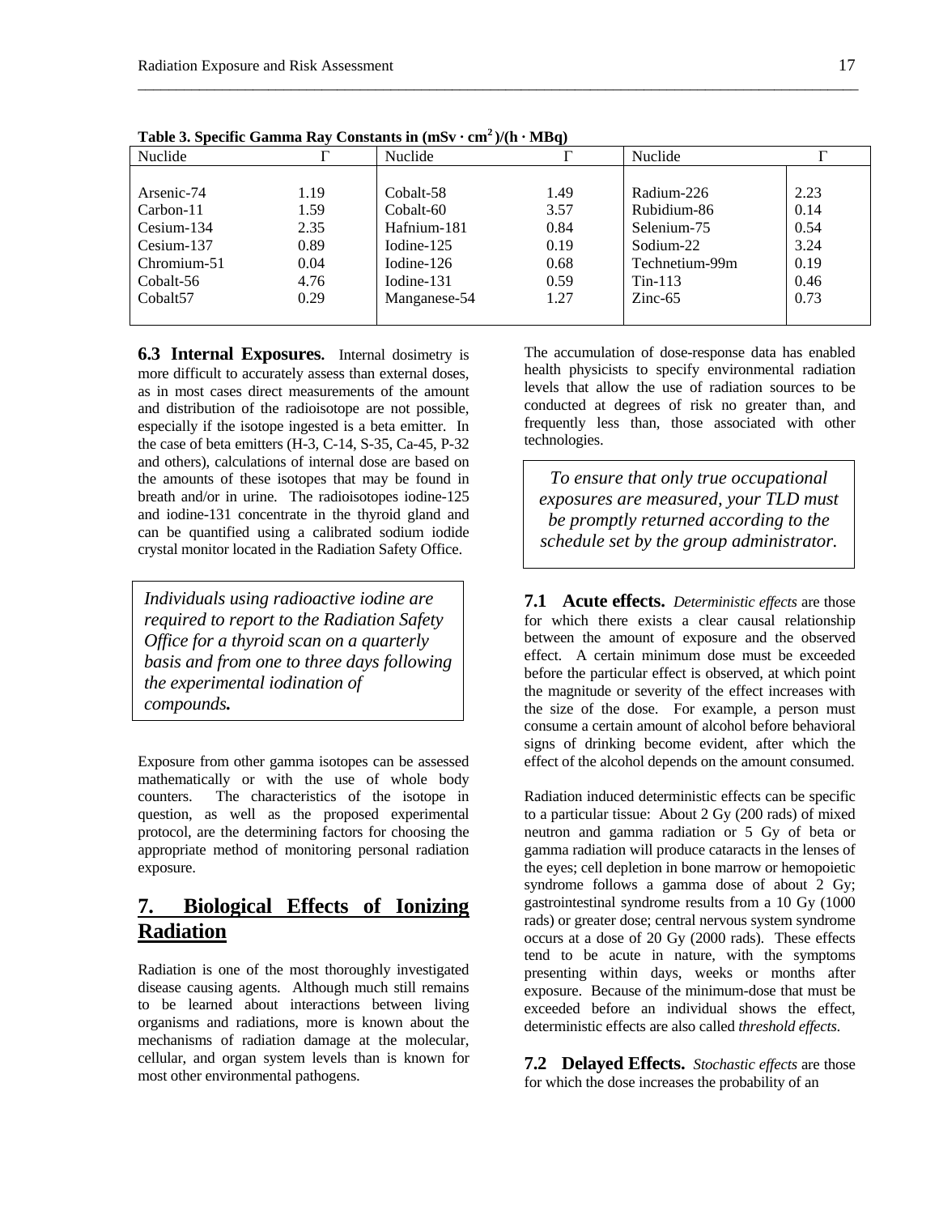**Table 3. Specific Gamma Ray Constants in $(mSv \cdot cm^2)/(h \cdot MBq)$**

| Nuclide | Γ | Nuclide | Γ | Nuclide | Γ |
|---|---|---|---|---|---|
| Arsenic-74 | 1.19 | Cobalt-58 | 1.49 | Radium-226 | 2.23 |
| Carbon-11 | 1.59 | Cobalt-60 | 3.57 | Rubidium-86 | 0.14 |
| Cesium-134 | 2.35 | Hafnium-181 | 0.84 | Selenium-75 | 0.54 |
| Cesium-137 | 0.89 | Iodine-125 | 0.19 | Sodium-22 | 3.24 |
| Chromium-51 | 0.04 | Iodine-126 | 0.68 | Technetium-99m | 0.19 |
| Cobalt-56 | 4.76 | Iodine-131 | 0.59 | Tin-113 | 0.46 |
| Cobalt57 | 0.29 | Manganese-54 | 1.27 | Zinc-65 | 0.73 |

**6.3 Internal Exposures.** Internal dosimetry is more difficult to accurately assess than external doses, as in most cases direct measurements of the amount and distribution of the radioisotope are not possible, especially if the isotope ingested is a beta emitter. In the case of beta emitters (H-3, C-14, S-35, Ca-45, P-32 and others), calculations of internal dose are based on the amounts of these isotopes that may be found in breath and/or in urine. The radioisotopes iodine-125 and iodine-131 concentrate in the thyroid gland and can be quantified using a calibrated sodium iodide crystal monitor located in the Radiation Safety Office.

> *Individuals using radioactive iodine are required to report to the Radiation Safety Office for a thyroid scan on a quarterly basis and from one to three days following the experimental iodination of compounds.*

Exposure from other gamma isotopes can be assessed mathematically or with the use of whole body counters. The characteristics of the isotope in question, as well as the proposed experimental protocol, are the determining factors for choosing the appropriate method of monitoring personal radiation exposure.

## 7. Biological Effects of Ionizing Radiation

Radiation is one of the most thoroughly investigated disease causing agents. Although much still remains to be learned about interactions between living organisms and radiations, more is known about the mechanisms of radiation damage at the molecular, cellular, and organ system levels than is known for most other environmental pathogens. The accumulation of dose-response data has enabled health physicists to specify environmental radiation levels that allow the use of radiation sources to be conducted at degrees of risk no greater than, and frequently less than, those associated with other technologies.

> *To ensure that only true occupational exposures are measured, your TLD must be promptly returned according to the schedule set by the group administrator.*

**7.1 Acute effects.** *Deterministic effects* are those for which there exists a clear causal relationship between the amount of exposure and the observed effect. A certain minimum dose must be exceeded before the particular effect is observed, at which point the magnitude or severity of the effect increases with the size of the dose. For example, a person must consume a certain amount of alcohol before behavioral signs of drinking become evident, after which the effect of the alcohol depends on the amount consumed.

Radiation induced deterministic effects can be specific to a particular tissue: About 2 Gy (200 rads) of mixed neutron and gamma radiation or 5 Gy of beta or gamma radiation will produce cataracts in the lenses of the eyes; cell depletion in bone marrow or hemopoietic syndrome follows a gamma dose of about 2 Gy; gastrointestinal syndrome results from a 10 Gy (1000 rads) or greater dose; central nervous system syndrome occurs at a dose of 20 Gy (2000 rads). These effects tend to be acute in nature, with the symptoms presenting within days, weeks or months after exposure. Because of the minimum-dose that must be exceeded before an individual shows the effect, deterministic effects are also called *threshold effects.*

**7.2 Delayed Effects.** *Stochastic effects* are those for which the dose increases the probability of an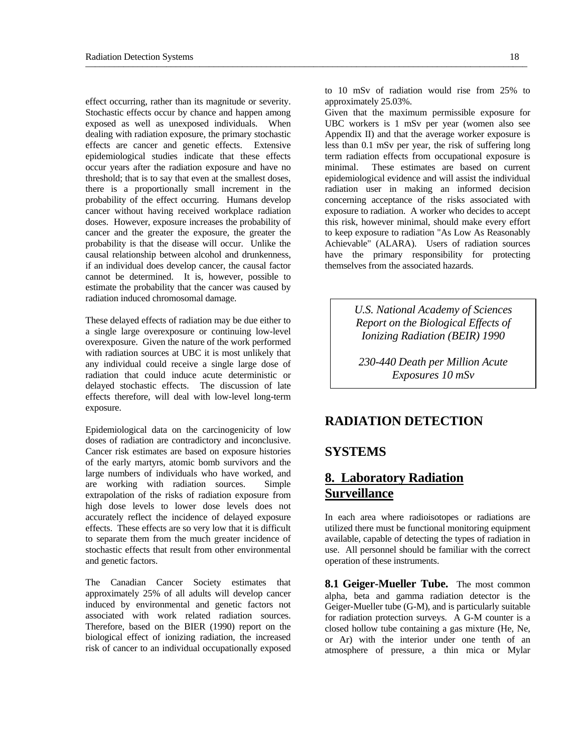effect occurring, rather than its magnitude or severity. Stochastic effects occur by chance and happen among exposed as well as unexposed individuals. When dealing with radiation exposure, the primary stochastic effects are cancer and genetic effects. Extensive epidemiological studies indicate that these effects occur years after the radiation exposure and have no threshold; that is to say that even at the smallest doses, there is a proportionally small increment in the probability of the effect occurring. Humans develop cancer without having received workplace radiation doses. However, exposure increases the probability of cancer and the greater the exposure, the greater the probability is that the disease will occur. Unlike the causal relationship between alcohol and drunkenness, if an individual does develop cancer, the causal factor cannot be determined. It is, however, possible to estimate the probability that the cancer was caused by radiation induced chromosomal damage.

These delayed effects of radiation may be due either to a single large overexposure or continuing low-level overexposure. Given the nature of the work performed with radiation sources at UBC it is most unlikely that any individual could receive a single large dose of radiation that could induce acute deterministic or delayed stochastic effects. The discussion of late effects therefore, will deal with low-level long-term exposure.

Epidemiological data on the carcinogenicity of low doses of radiation are contradictory and inconclusive. Cancer risk estimates are based on exposure histories of the early martyrs, atomic bomb survivors and the large numbers of individuals who have worked, and are working with radiation sources. Simple extrapolation of the risks of radiation exposure from high dose levels to lower dose levels does not accurately reflect the incidence of delayed exposure effects. These effects are so very low that it is difficult to separate them from the much greater incidence of stochastic effects that result from other environmental and genetic factors.

The Canadian Cancer Society estimates that approximately 25% of all adults will develop cancer induced by environmental and genetic factors not associated with work related radiation sources. Therefore, based on the BIER (1990) report on the biological effect of ionizing radiation, the increased risk of cancer to an individual occupationally exposed to 10 mSv of radiation would rise from 25% to approximately 25.03%.

Given that the maximum permissible exposure for UBC workers is 1 mSv per year (women also see Appendix II) and that the average worker exposure is less than 0.1 mSv per year, the risk of suffering long term radiation effects from occupational exposure is minimal. These estimates are based on current epidemiological evidence and will assist the individual radiation user in making an informed decision concerning acceptance of the risks associated with exposure to radiation. A worker who decides to accept this risk, however minimal, should make every effort to keep exposure to radiation "As Low As Reasonably Achievable" (ALARA). Users of radiation sources have the primary responsibility for protecting themselves from the associated hazards.

*U.S. National Academy of Sciences Report on the Biological Effects of Ionizing Radiation (BEIR) 1990*

*230-440 Death per Million Acute Exposures 10 mSv*

# RADIATION DETECTION SYSTEMS

## 8. Laboratory Radiation Surveillance

In each area where radioisotopes or radiations are utilized there must be functional monitoring equipment available, capable of detecting the types of radiation in use. All personnel should be familiar with the correct operation of these instruments.

**8.1 Geiger-Mueller Tube.** The most common alpha, beta and gamma radiation detector is the Geiger-Mueller tube (G-M), and is particularly suitable for radiation protection surveys. A G-M counter is a closed hollow tube containing a gas mixture (He, Ne, or Ar) with the interior under one tenth of an atmosphere of pressure, a thin mica or Mylar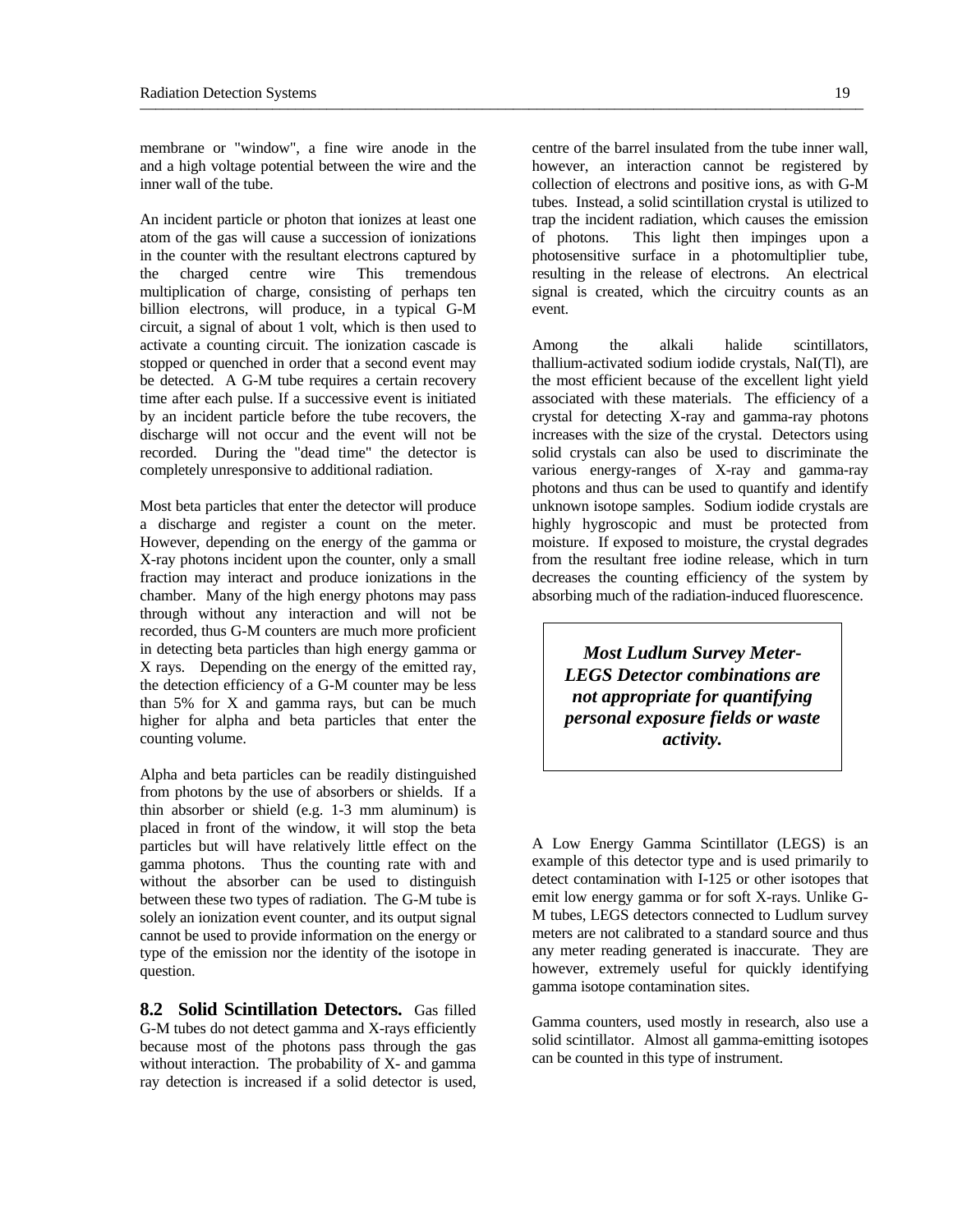membrane or "window", a fine wire anode in the and a high voltage potential between the wire and the inner wall of the tube.

An incident particle or photon that ionizes at least one atom of the gas will cause a succession of ionizations in the counter with the resultant electrons captured by the charged centre wire This tremendous multiplication of charge, consisting of perhaps ten billion electrons, will produce, in a typical G-M circuit, a signal of about 1 volt, which is then used to activate a counting circuit. The ionization cascade is stopped or quenched in order that a second event may be detected. A G-M tube requires a certain recovery time after each pulse. If a successive event is initiated by an incident particle before the tube recovers, the discharge will not occur and the event will not be recorded. During the "dead time" the detector is completely unresponsive to additional radiation.

Most beta particles that enter the detector will produce a discharge and register a count on the meter. However, depending on the energy of the gamma or X-ray photons incident upon the counter, only a small fraction may interact and produce ionizations in the chamber. Many of the high energy photons may pass through without any interaction and will not be recorded, thus G-M counters are much more proficient in detecting beta particles than high energy gamma or X rays. Depending on the energy of the emitted ray, the detection efficiency of a G-M counter may be less than 5% for X and gamma rays, but can be much higher for alpha and beta particles that enter the counting volume.

Alpha and beta particles can be readily distinguished from photons by the use of absorbers or shields. If a thin absorber or shield (e.g. 1-3 mm aluminum) is placed in front of the window, it will stop the beta particles but will have relatively little effect on the gamma photons. Thus the counting rate with and without the absorber can be used to distinguish between these two types of radiation. The G-M tube is solely an ionization event counter, and its output signal cannot be used to provide information on the energy or type of the emission nor the identity of the isotope in question.

**8.2 Solid Scintillation Detectors.** Gas filled G-M tubes do not detect gamma and X-rays efficiently because most of the photons pass through the gas without interaction. The probability of X- and gamma ray detection is increased if a solid detector is used, centre of the barrel insulated from the tube inner wall, however, an interaction cannot be registered by collection of electrons and positive ions, as with G-M tubes. Instead, a solid scintillation crystal is utilized to trap the incident radiation, which causes the emission of photons. This light then impinges upon a photosensitive surface in a photomultiplier tube, resulting in the release of electrons. An electrical signal is created, which the circuitry counts as an event.

Among the alkali halide scintillators, thallium-activated sodium iodide crystals, NaI(Tl), are the most efficient because of the excellent light yield associated with these materials. The efficiency of a crystal for detecting X-ray and gamma-ray photons increases with the size of the crystal. Detectors using solid crystals can also be used to discriminate the various energy-ranges of X-ray and gamma-ray photons and thus can be used to quantify and identify unknown isotope samples. Sodium iodide crystals are highly hygroscopic and must be protected from moisture. If exposed to moisture, the crystal degrades from the resultant free iodine release, which in turn decreases the counting efficiency of the system by absorbing much of the radiation-induced fluorescence.

> ***Most Ludlum Survey Meter-LEGS Detector combinations are not appropriate for quantifying personal exposure fields or waste activity.***

A Low Energy Gamma Scintillator (LEGS) is an example of this detector type and is used primarily to detect contamination with I-125 or other isotopes that emit low energy gamma or for soft X-rays. Unlike G-M tubes, LEGS detectors connected to Ludlum survey meters are not calibrated to a standard source and thus any meter reading generated is inaccurate. They are however, extremely useful for quickly identifying gamma isotope contamination sites.

Gamma counters, used mostly in research, also use a solid scintillator. Almost all gamma-emitting isotopes can be counted in this type of instrument.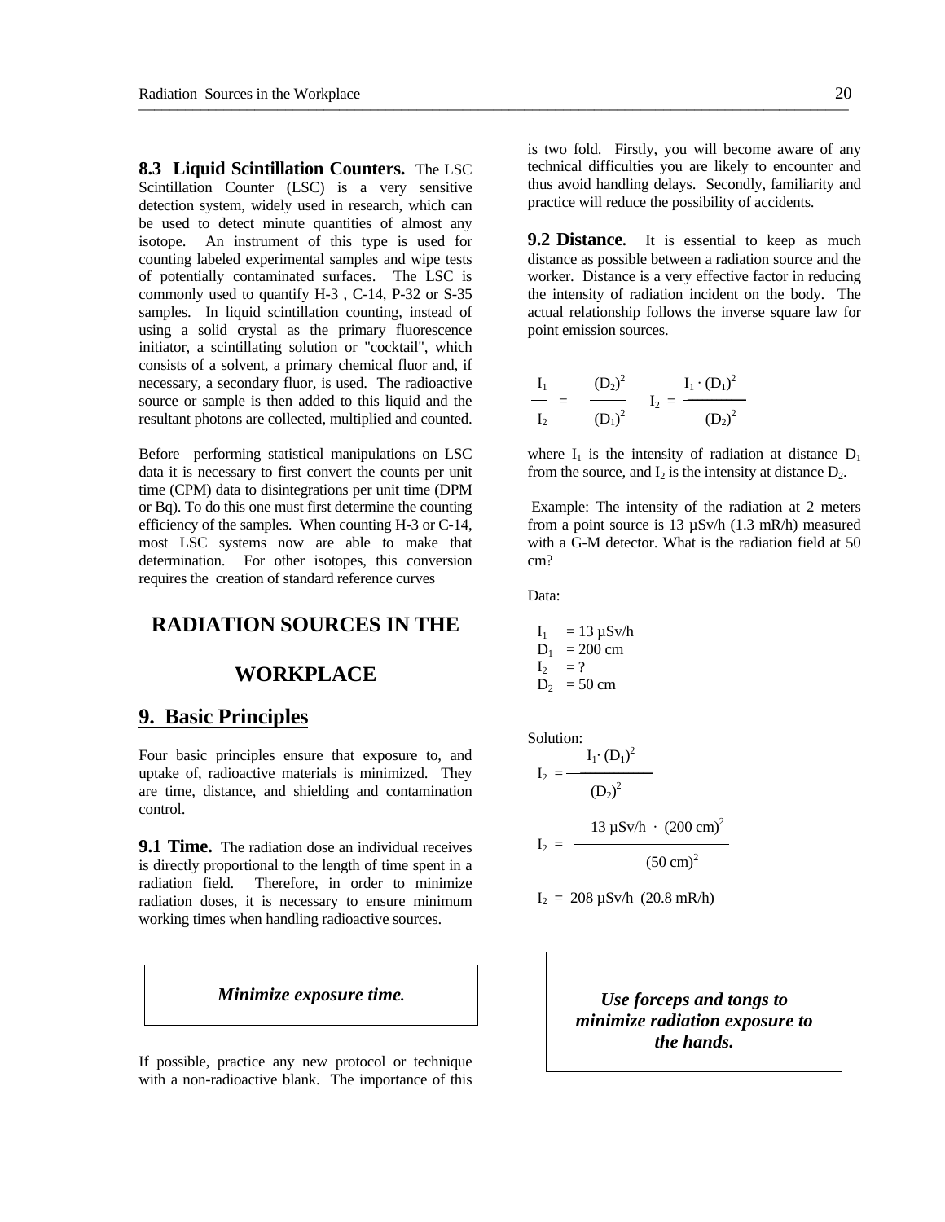**8.3 Liquid Scintillation Counters.** The LSC Scintillation Counter (LSC) is a very sensitive detection system, widely used in research, which can be used to detect minute quantities of almost any isotope. An instrument of this type is used for counting labeled experimental samples and wipe tests of potentially contaminated surfaces. The LSC is commonly used to quantify H-3 , C-14, P-32 or S-35 samples. In liquid scintillation counting, instead of using a solid crystal as the primary fluorescence initiator, a scintillating solution or "cocktail", which consists of a solvent, a primary chemical fluor and, if necessary, a secondary fluor, is used. The radioactive source or sample is then added to this liquid and the resultant photons are collected, multiplied and counted.

Before performing statistical manipulations on LSC data it is necessary to first convert the counts per unit time (CPM) data to disintegrations per unit time (DPM or Bq). To do this one must first determine the counting efficiency of the samples. When counting H-3 or C-14, most LSC systems now are able to make that determination. For other isotopes, this conversion requires the creation of standard reference curves

# RADIATION SOURCES IN THE WORKPLACE

## 9. Basic Principles

Four basic principles ensure that exposure to, and uptake of, radioactive materials is minimized. They are time, distance, and shielding and contamination control.

**9.1 Time.** The radiation dose an individual receives is directly proportional to the length of time spent in a radiation field. Therefore, in order to minimize radiation doses, it is necessary to ensure minimum working times when handling radioactive sources.

> ***Minimize exposure time.***

If possible, practice any new protocol or technique with a non-radioactive blank. The importance of this is two fold. Firstly, you will become aware of any technical difficulties you are likely to encounter and thus avoid handling delays. Secondly, familiarity and practice will reduce the possibility of accidents.

**9.2 Distance.** It is essential to keep as much distance as possible between a radiation source and the worker. Distance is a very effective factor in reducing the intensity of radiation incident on the body. The actual relationship follows the inverse square law for point emission sources.

$$\frac{I_1}{I_2} = \frac{(D_2)^2}{(D_1)^2} \qquad I_2 = \frac{I_1 \cdot (D_1)^2}{(D_2)^2}$$

where $I_1$ is the intensity of radiation at distance $D_1$ from the source, and $I_2$ is the intensity at distance $D_2$.

Example: The intensity of the radiation at 2 meters from a point source is 13 µSv/h (1.3 mR/h) measured with a G-M detector. What is the radiation field at 50 cm?

Data:

$I_1$ = 13 µSv/h
$D_1$ = 200 cm
$I_2$ = ?
$D_2$ = 50 cm

Solution:

$$I_2 = \frac{I_1 \cdot (D_1)^2}{(D_2)^2}$$

$$I_2 = \frac{13\ \mu Sv/h \cdot (200\ cm)^2}{(50\ cm)^2}$$

$$I_2 = 208\ \mu Sv/h\ \ (20.8\ mR/h)$$

> ***Use forceps and tongs to minimize radiation exposure to the hands.***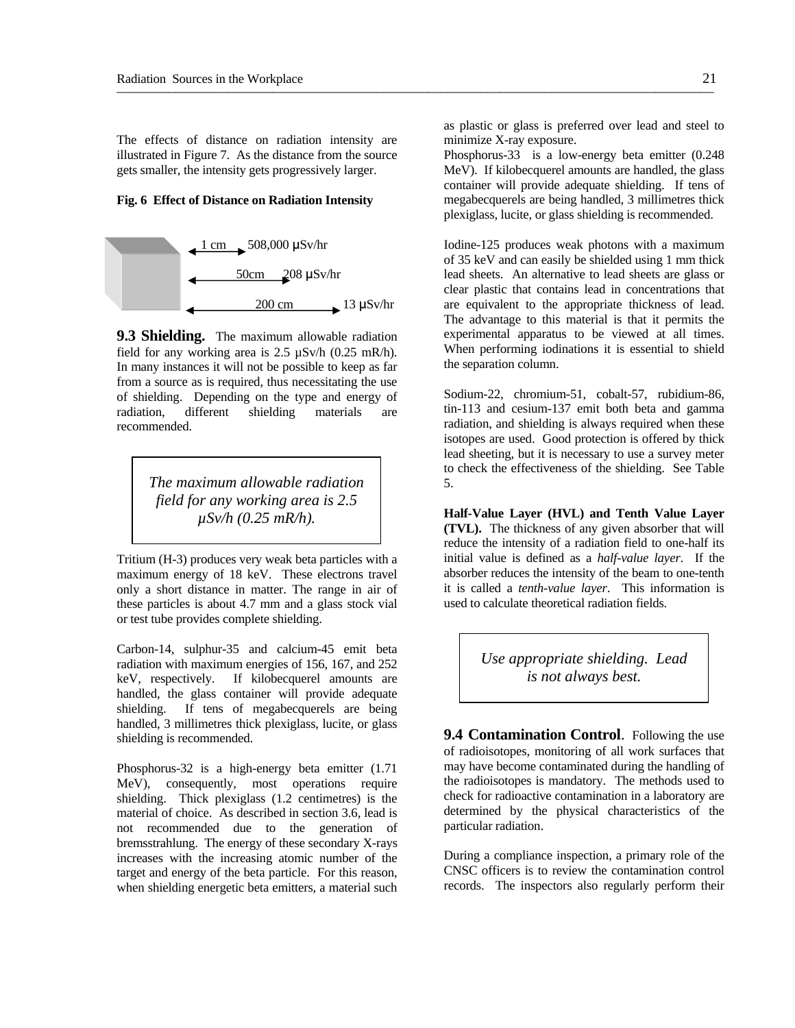The effects of distance on radiation intensity are illustrated in Figure 7. As the distance from the source gets smaller, the intensity gets progressively larger.

**Fig. 6 Effect of Distance on Radiation Intensity**

| Distance | Intensity |
|---|---|
| 1 cm | 508,000 μSv/hr |
| 50cm | 208 μSv/hr |
| 200 cm | 13 μSv/hr |

**9.3 Shielding.** The maximum allowable radiation field for any working area is 2.5 µSv/h (0.25 mR/h). In many instances it will not be possible to keep as far from a source as is required, thus necessitating the use of shielding. Depending on the type and energy of radiation, different shielding materials are recommended.

> *The maximum allowable radiation field for any working area is 2.5 µSv/h (0.25 mR/h).*

Tritium (H-3) produces very weak beta particles with a maximum energy of 18 keV. These electrons travel only a short distance in matter. The range in air of these particles is about 4.7 mm and a glass stock vial or test tube provides complete shielding.

Carbon-14, sulphur-35 and calcium-45 emit beta radiation with maximum energies of 156, 167, and 252 keV, respectively. If kilobecquerel amounts are handled, the glass container will provide adequate shielding. If tens of megabecquerels are being handled, 3 millimetres thick plexiglass, lucite, or glass shielding is recommended.

Phosphorus-32 is a high-energy beta emitter (1.71 MeV), consequently, most operations require shielding. Thick plexiglass (1.2 centimetres) is the material of choice. As described in section 3.6, lead is not recommended due to the generation of bremsstrahlung. The energy of these secondary X-rays increases with the increasing atomic number of the target and energy of the beta particle. For this reason, when shielding energetic beta emitters, a material such as plastic or glass is preferred over lead and steel to minimize X-ray exposure.

Phosphorus-33 is a low-energy beta emitter (0.248 MeV). If kilobecquerel amounts are handled, the glass container will provide adequate shielding. If tens of megabecquerels are being handled, 3 millimetres thick plexiglass, lucite, or glass shielding is recommended.

Iodine-125 produces weak photons with a maximum of 35 keV and can easily be shielded using 1 mm thick lead sheets. An alternative to lead sheets are glass or clear plastic that contains lead in concentrations that are equivalent to the appropriate thickness of lead. The advantage to this material is that it permits the experimental apparatus to be viewed at all times. When performing iodinations it is essential to shield the separation column.

Sodium-22, chromium-51, cobalt-57, rubidium-86, tin-113 and cesium-137 emit both beta and gamma radiation, and shielding is always required when these isotopes are used. Good protection is offered by thick lead sheeting, but it is necessary to use a survey meter to check the effectiveness of the shielding. See Table 5.

**Half-Value Layer (HVL) and Tenth Value Layer (TVL).** The thickness of any given absorber that will reduce the intensity of a radiation field to one-half its initial value is defined as a *half-value layer*. If the absorber reduces the intensity of the beam to one-tenth it is called a *tenth-value layer*. This information is used to calculate theoretical radiation fields.

> *Use appropriate shielding. Lead is not always best.*

**9.4 Contamination Control**. Following the use of radioisotopes, monitoring of all work surfaces that may have become contaminated during the handling of the radioisotopes is mandatory. The methods used to check for radioactive contamination in a laboratory are determined by the physical characteristics of the particular radiation.

During a compliance inspection, a primary role of the CNSC officers is to review the contamination control records. The inspectors also regularly perform their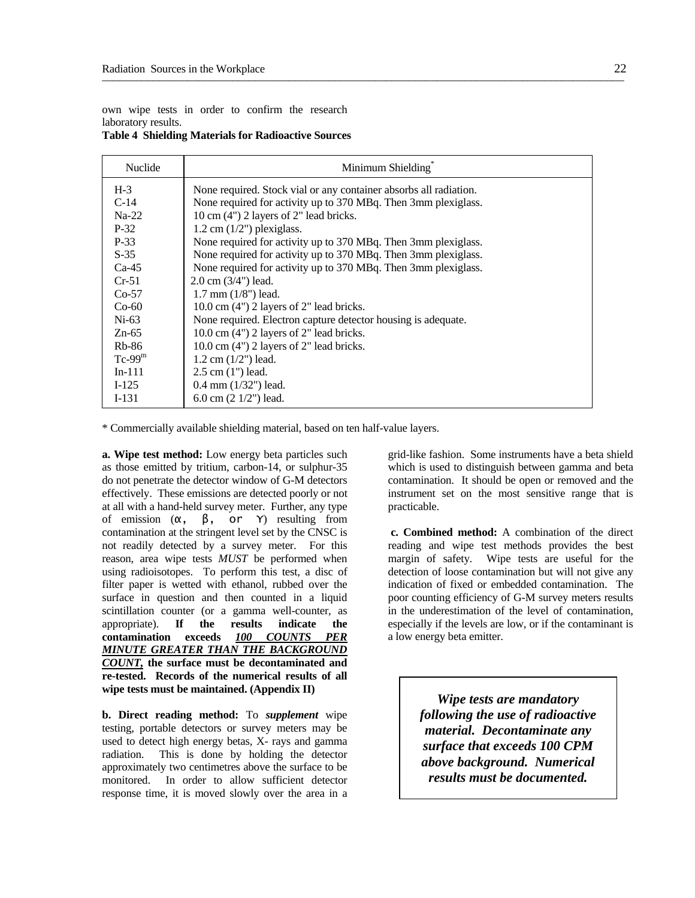own wipe tests in order to confirm the research laboratory results.

**Table 4 Shielding Materials for Radioactive Sources**

| Nuclide | Minimum Shielding* |
|---|---|
| H-3 | None required. Stock vial or any container absorbs all radiation. |
| C-14 | None required for activity up to 370 MBq. Then 3mm plexiglass. |
| Na-22 | 10 cm (4") 2 layers of 2" lead bricks. |
| P-32 | 1.2 cm (1/2") plexiglass. |
| P-33 | None required for activity up to 370 MBq. Then 3mm plexiglass. |
| S-35 | None required for activity up to 370 MBq. Then 3mm plexiglass. |
| Ca-45 | None required for activity up to 370 MBq. Then 3mm plexiglass. |
| Cr-51 | 2.0 cm (3/4") lead. |
| Co-57 | 1.7 mm (1/8") lead. |
| Co-60 | 10.0 cm (4") 2 layers of 2" lead bricks. |
| Ni-63 | None required. Electron capture detector housing is adequate. |
| Zn-65 | 10.0 cm (4") 2 layers of 2" lead bricks. |
| Rb-86 | 10.0 cm (4") 2 layers of 2" lead bricks. |
| $Tc\text{-}99^m$ | 1.2 cm (1/2") lead. |
| In-111 | 2.5 cm (1") lead. |
| I-125 | 0.4 mm (1/32") lead. |
| I-131 | 6.0 cm (2 1/2") lead. |

\* Commercially available shielding material, based on ten half-value layers.

**a. Wipe test method:** Low energy beta particles such as those emitted by tritium, carbon-14, or sulphur-35 do not penetrate the detector window of G-M detectors effectively. These emissions are detected poorly or not at all with a hand-held survey meter. Further, any type of emission (α, β, or γ) resulting from contamination at the stringent level set by the CNSC is not readily detected by a survey meter. For this reason, area wipe tests *MUST* be performed when using radioisotopes. To perform this test, a disc of filter paper is wetted with ethanol, rubbed over the surface in question and then counted in a liquid scintillation counter (or a gamma well-counter, as appropriate). **If the results indicate the contamination exceeds *<u>100 COUNTS PER MINUTE GREATER THAN THE BACKGROUND COUNT</u>*, the surface must be decontaminated and re-tested. Records of the numerical results of all wipe tests must be maintained. (Appendix II)**

**b. Direct reading method:** To ***supplement*** wipe testing, portable detectors or survey meters may be used to detect high energy betas, X- rays and gamma radiation. This is done by holding the detector approximately two centimetres above the surface to be monitored. In order to allow sufficient detector response time, it is moved slowly over the area in a grid-like fashion. Some instruments have a beta shield which is used to distinguish between gamma and beta contamination. It should be open or removed and the instrument set on the most sensitive range that is practicable.

**c. Combined method:** A combination of the direct reading and wipe test methods provides the best margin of safety. Wipe tests are useful for the detection of loose contamination but will not give any indication of fixed or embedded contamination. The poor counting efficiency of G-M survey meters results in the underestimation of the level of contamination, especially if the levels are low, or if the contaminant is a low energy beta emitter.

***Wipe tests are mandatory following the use of radioactive material. Decontaminate any surface that exceeds 100 CPM above background. Numerical results must be documented.***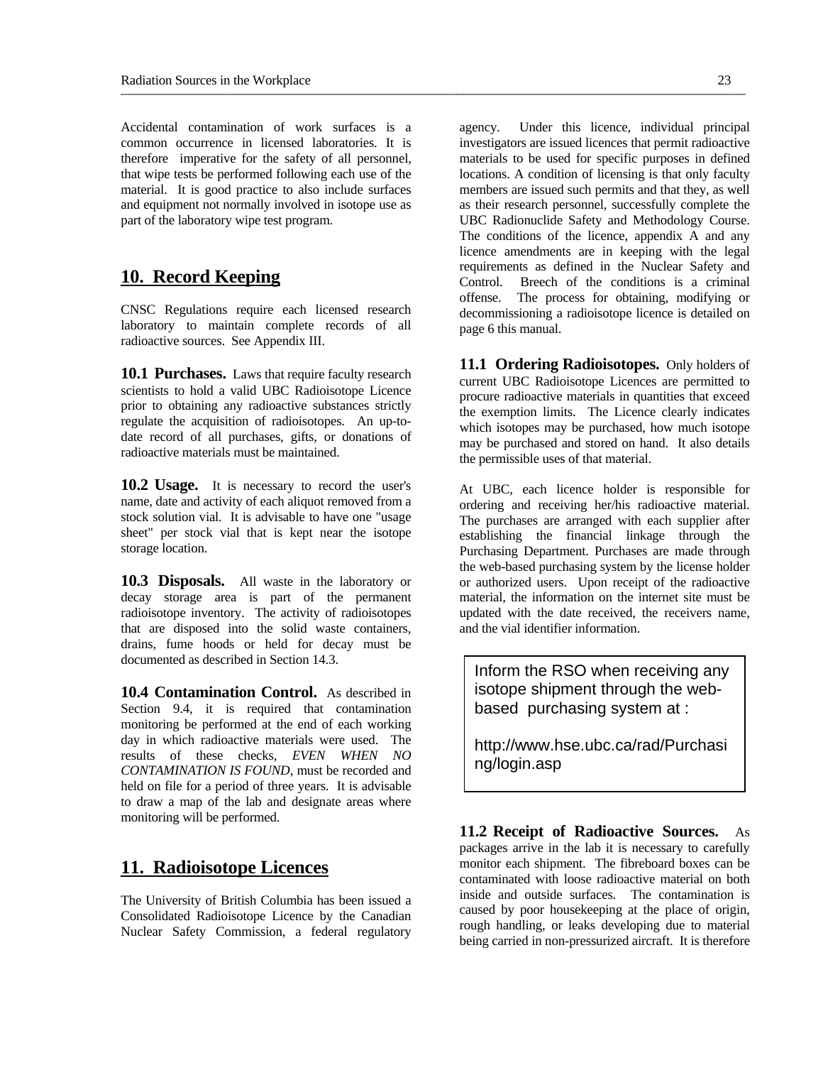Accidental contamination of work surfaces is a common occurrence in licensed laboratories. It is therefore imperative for the safety of all personnel, that wipe tests be performed following each use of the material. It is good practice to also include surfaces and equipment not normally involved in isotope use as part of the laboratory wipe test program.

## 10. Record Keeping

CNSC Regulations require each licensed research laboratory to maintain complete records of all radioactive sources. See Appendix III.

**10.1 Purchases.** Laws that require faculty research scientists to hold a valid UBC Radioisotope Licence prior to obtaining any radioactive substances strictly regulate the acquisition of radioisotopes. An up-to-date record of all purchases, gifts, or donations of radioactive materials must be maintained.

**10.2 Usage.** It is necessary to record the user's name, date and activity of each aliquot removed from a stock solution vial. It is advisable to have one "usage sheet" per stock vial that is kept near the isotope storage location.

**10.3 Disposals.** All waste in the laboratory or decay storage area is part of the permanent radioisotope inventory. The activity of radioisotopes that are disposed into the solid waste containers, drains, fume hoods or held for decay must be documented as described in Section 14.3.

**10.4 Contamination Control.** As described in Section 9.4, it is required that contamination monitoring be performed at the end of each working day in which radioactive materials were used. The results of these checks, *EVEN WHEN NO CONTAMINATION IS FOUND*, must be recorded and held on file for a period of three years. It is advisable to draw a map of the lab and designate areas where monitoring will be performed.

## 11. Radioisotope Licences

The University of British Columbia has been issued a Consolidated Radioisotope Licence by the Canadian Nuclear Safety Commission, a federal regulatory agency. Under this licence, individual principal investigators are issued licences that permit radioactive materials to be used for specific purposes in defined locations. A condition of licensing is that only faculty members are issued such permits and that they, as well as their research personnel, successfully complete the UBC Radionuclide Safety and Methodology Course. The conditions of the licence, appendix A and any licence amendments are in keeping with the legal requirements as defined in the Nuclear Safety and Control. Breech of the conditions is a criminal offense. The process for obtaining, modifying or decommissioning a radioisotope licence is detailed on page 6 this manual.

**11.1 Ordering Radioisotopes.** Only holders of current UBC Radioisotope Licences are permitted to procure radioactive materials in quantities that exceed the exemption limits. The Licence clearly indicates which isotopes may be purchased, how much isotope may be purchased and stored on hand. It also details the permissible uses of that material.

At UBC, each licence holder is responsible for ordering and receiving her/his radioactive material. The purchases are arranged with each supplier after establishing the financial linkage through the Purchasing Department. Purchases are made through the web-based purchasing system by the license holder or authorized users. Upon receipt of the radioactive material, the information on the internet site must be updated with the date received, the receivers name, and the vial identifier information.

> Inform the RSO when receiving any isotope shipment through the web-based purchasing system at :
>
> http://www.hse.ubc.ca/rad/Purchasing/login.asp

**11.2 Receipt of Radioactive Sources.** As packages arrive in the lab it is necessary to carefully monitor each shipment. The fibreboard boxes can be contaminated with loose radioactive material on both inside and outside surfaces. The contamination is caused by poor housekeeping at the place of origin, rough handling, or leaks developing due to material being carried in non-pressurized aircraft. It is therefore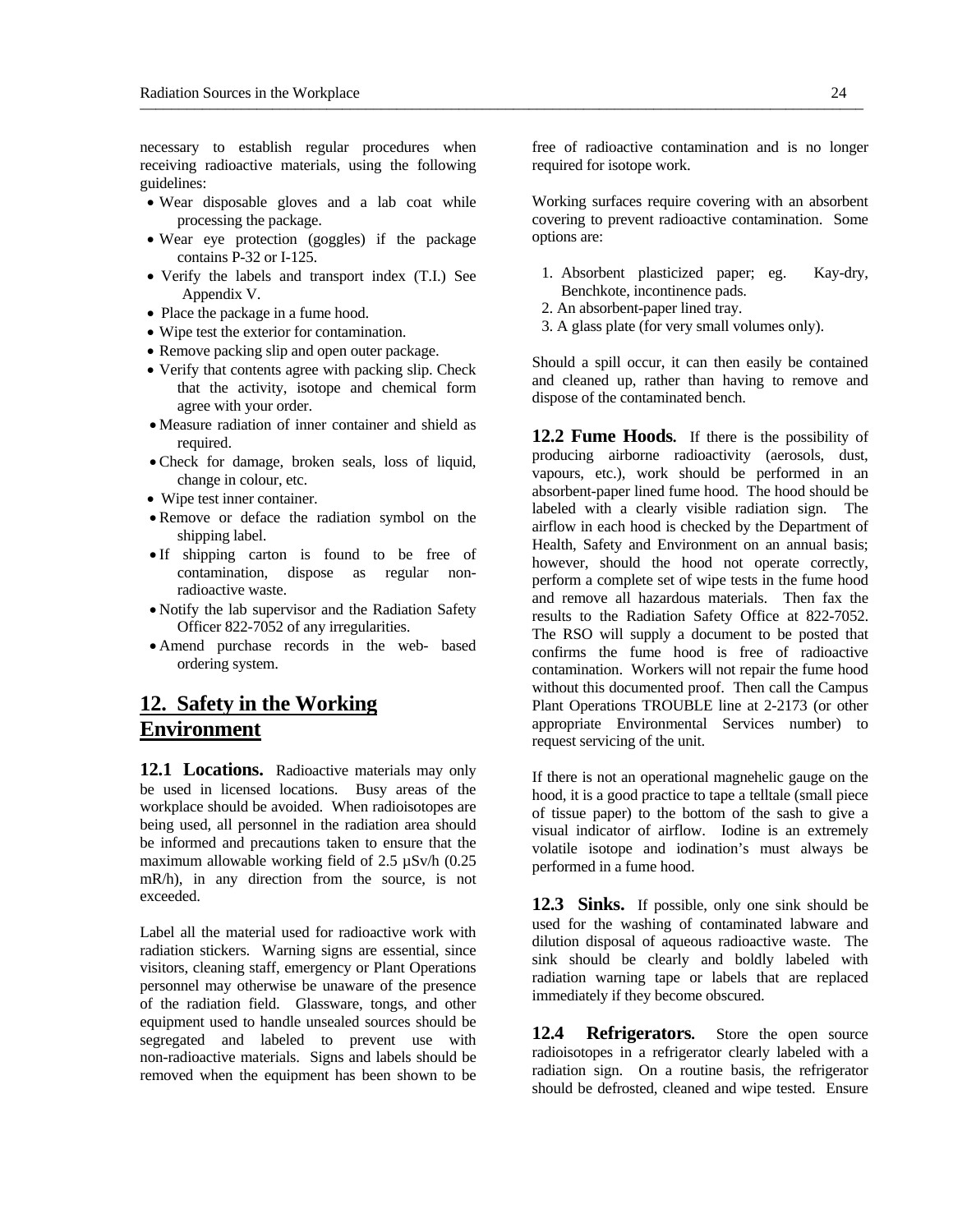necessary to establish regular procedures when receiving radioactive materials, using the following guidelines:

- Wear disposable gloves and a lab coat while processing the package.
- Wear eye protection (goggles) if the package contains P-32 or I-125.
- Verify the labels and transport index (T.I.) See Appendix V.
- Place the package in a fume hood.
- Wipe test the exterior for contamination.
- Remove packing slip and open outer package.
- Verify that contents agree with packing slip. Check that the activity, isotope and chemical form agree with your order.
- Measure radiation of inner container and shield as required.
- Check for damage, broken seals, loss of liquid, change in colour, etc.
- Wipe test inner container.
- Remove or deface the radiation symbol on the shipping label.
- If shipping carton is found to be free of contamination, dispose as regular non-radioactive waste.
- Notify the lab supervisor and the Radiation Safety Officer 822-7052 of any irregularities.
- Amend purchase records in the web- based ordering system.

## 12. Safety in the Working Environment

**12.1 Locations.** Radioactive materials may only be used in licensed locations. Busy areas of the workplace should be avoided. When radioisotopes are being used, all personnel in the radiation area should be informed and precautions taken to ensure that the maximum allowable working field of 2.5 µSv/h (0.25 mR/h), in any direction from the source, is not exceeded.

Label all the material used for radioactive work with radiation stickers. Warning signs are essential, since visitors, cleaning staff, emergency or Plant Operations personnel may otherwise be unaware of the presence of the radiation field. Glassware, tongs, and other equipment used to handle unsealed sources should be segregated and labeled to prevent use with non-radioactive materials. Signs and labels should be removed when the equipment has been shown to be free of radioactive contamination and is no longer required for isotope work.

Working surfaces require covering with an absorbent covering to prevent radioactive contamination. Some options are:

1. Absorbent plasticized paper; eg. Kay-dry, Benchkote, incontinence pads.
2. An absorbent-paper lined tray.
3. A glass plate (for very small volumes only).

Should a spill occur, it can then easily be contained and cleaned up, rather than having to remove and dispose of the contaminated bench.

**12.2 Fume Hoods.** If there is the possibility of producing airborne radioactivity (aerosols, dust, vapours, etc.), work should be performed in an absorbent-paper lined fume hood. The hood should be labeled with a clearly visible radiation sign. The airflow in each hood is checked by the Department of Health, Safety and Environment on an annual basis; however, should the hood not operate correctly, perform a complete set of wipe tests in the fume hood and remove all hazardous materials. Then fax the results to the Radiation Safety Office at 822-7052. The RSO will supply a document to be posted that confirms the fume hood is free of radioactive contamination. Workers will not repair the fume hood without this documented proof. Then call the Campus Plant Operations TROUBLE line at 2-2173 (or other appropriate Environmental Services number) to request servicing of the unit.

If there is not an operational magnehelic gauge on the hood, it is a good practice to tape a telltale (small piece of tissue paper) to the bottom of the sash to give a visual indicator of airflow. Iodine is an extremely volatile isotope and iodination's must always be performed in a fume hood.

**12.3 Sinks.** If possible, only one sink should be used for the washing of contaminated labware and dilution disposal of aqueous radioactive waste. The sink should be clearly and boldly labeled with radiation warning tape or labels that are replaced immediately if they become obscured.

**12.4 Refrigerators.** Store the open source radioisotopes in a refrigerator clearly labeled with a radiation sign. On a routine basis, the refrigerator should be defrosted, cleaned and wipe tested. Ensure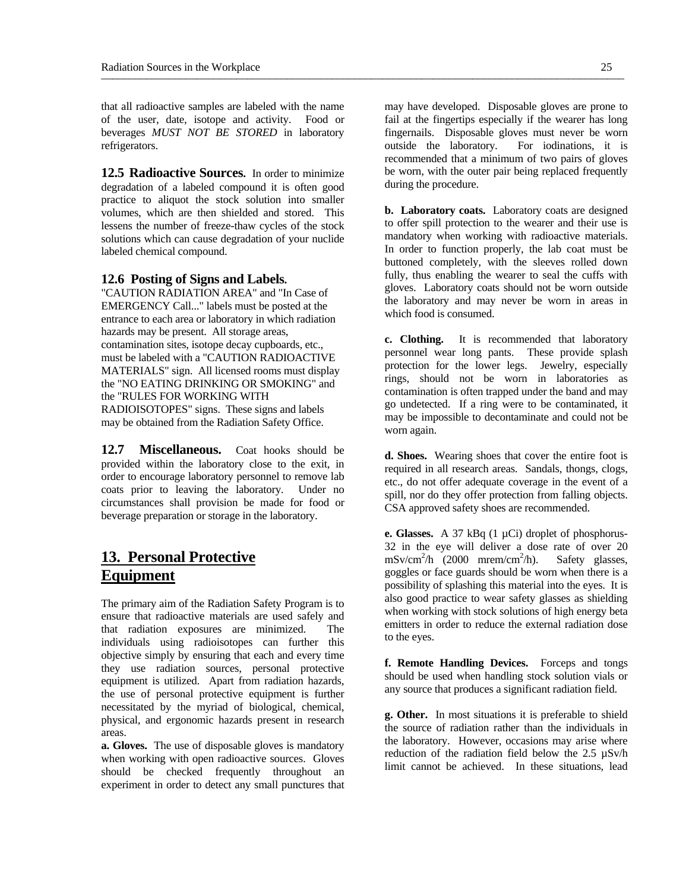that all radioactive samples are labeled with the name of the user, date, isotope and activity. Food or beverages *MUST NOT BE STORED* in laboratory refrigerators.

**12.5 Radioactive Sources.** In order to minimize degradation of a labeled compound it is often good practice to aliquot the stock solution into smaller volumes, which are then shielded and stored. This lessens the number of freeze-thaw cycles of the stock solutions which can cause degradation of your nuclide labeled chemical compound.

**12.6 Posting of Signs and Labels.**
"CAUTION RADIATION AREA" and "In Case of EMERGENCY Call..." labels must be posted at the entrance to each area or laboratory in which radiation hazards may be present. All storage areas, contamination sites, isotope decay cupboards, etc., must be labeled with a "CAUTION RADIOACTIVE MATERIALS" sign. All licensed rooms must display the "NO EATING DRINKING OR SMOKING" and the "RULES FOR WORKING WITH RADIOISOTOPES" signs. These signs and labels may be obtained from the Radiation Safety Office.

**12.7 Miscellaneous.** Coat hooks should be provided within the laboratory close to the exit, in order to encourage laboratory personnel to remove lab coats prior to leaving the laboratory. Under no circumstances shall provision be made for food or beverage preparation or storage in the laboratory.

## 13. Personal Protective Equipment

The primary aim of the Radiation Safety Program is to ensure that radioactive materials are used safely and that radiation exposures are minimized. The individuals using radioisotopes can further this objective simply by ensuring that each and every time they use radiation sources, personal protective equipment is utilized. Apart from radiation hazards, the use of personal protective equipment is further necessitated by the myriad of biological, chemical, physical, and ergonomic hazards present in research areas.

**a. Gloves.** The use of disposable gloves is mandatory when working with open radioactive sources. Gloves should be checked frequently throughout an experiment in order to detect any small punctures that may have developed. Disposable gloves are prone to fail at the fingertips especially if the wearer has long fingernails. Disposable gloves must never be worn outside the laboratory. For iodinations, it is recommended that a minimum of two pairs of gloves be worn, with the outer pair being replaced frequently during the procedure.

**b. Laboratory coats.** Laboratory coats are designed to offer spill protection to the wearer and their use is mandatory when working with radioactive materials. In order to function properly, the lab coat must be buttoned completely, with the sleeves rolled down fully, thus enabling the wearer to seal the cuffs with gloves. Laboratory coats should not be worn outside the laboratory and may never be worn in areas in which food is consumed.

**c. Clothing.** It is recommended that laboratory personnel wear long pants. These provide splash protection for the lower legs. Jewelry, especially rings, should not be worn in laboratories as contamination is often trapped under the band and may go undetected. If a ring were to be contaminated, it may be impossible to decontaminate and could not be worn again.

**d. Shoes.** Wearing shoes that cover the entire foot is required in all research areas. Sandals, thongs, clogs, etc., do not offer adequate coverage in the event of a spill, nor do they offer protection from falling objects. CSA approved safety shoes are recommended.

**e. Glasses.** A 37 kBq (1 µCi) droplet of phosphorus-32 in the eye will deliver a dose rate of over 20 $mSv/cm^2/h$ (2000 $mrem/cm^2/h$). Safety glasses, goggles or face guards should be worn when there is a possibility of splashing this material into the eyes. It is also good practice to wear safety glasses as shielding when working with stock solutions of high energy beta emitters in order to reduce the external radiation dose to the eyes.

**f. Remote Handling Devices.** Forceps and tongs should be used when handling stock solution vials or any source that produces a significant radiation field.

**g. Other.** In most situations it is preferable to shield the source of radiation rather than the individuals in the laboratory. However, occasions may arise where reduction of the radiation field below the 2.5 µSv/h limit cannot be achieved. In these situations, lead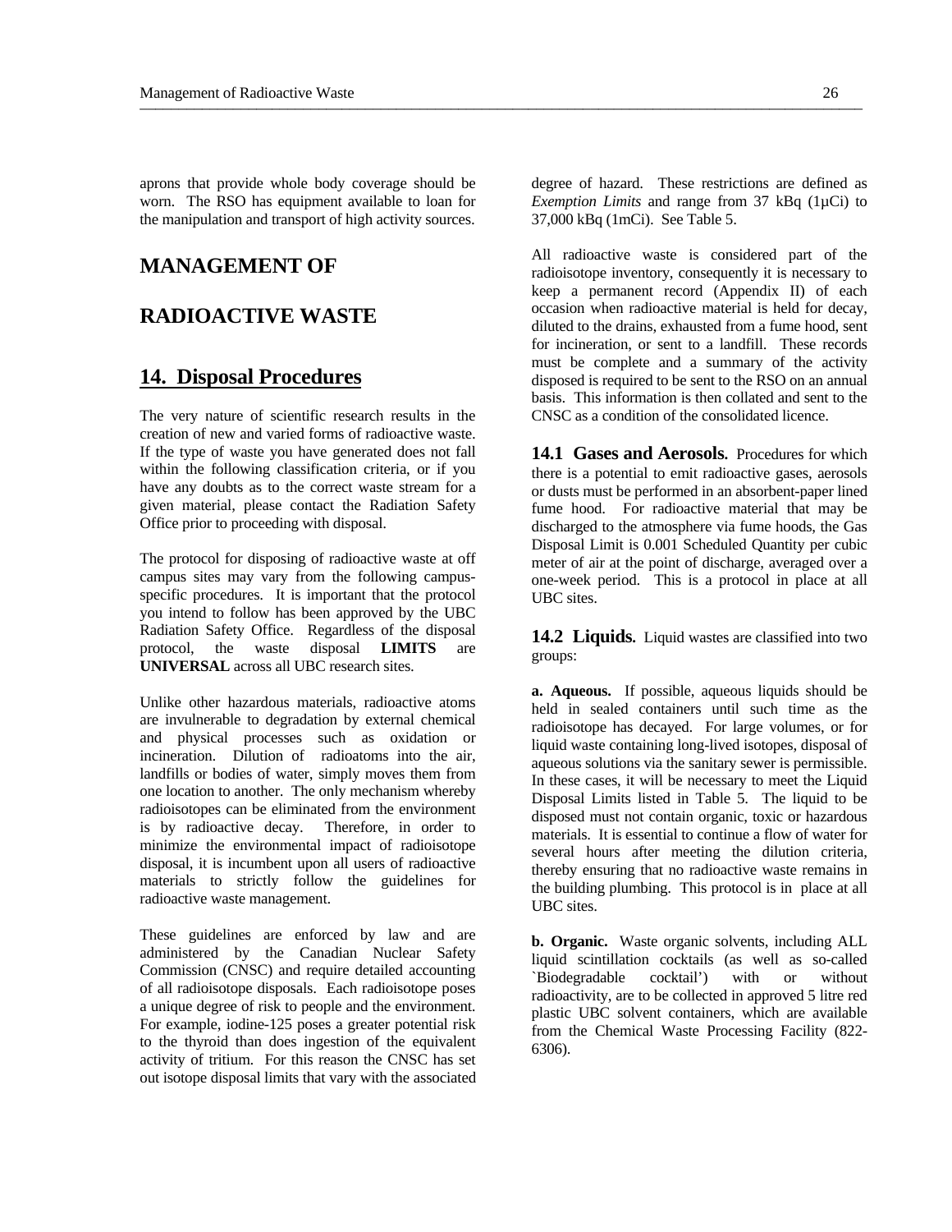aprons that provide whole body coverage should be worn. The RSO has equipment available to loan for the manipulation and transport of high activity sources.

# MANAGEMENT OF RADIOACTIVE WASTE

## 14. Disposal Procedures

The very nature of scientific research results in the creation of new and varied forms of radioactive waste. If the type of waste you have generated does not fall within the following classification criteria, or if you have any doubts as to the correct waste stream for a given material, please contact the Radiation Safety Office prior to proceeding with disposal.

The protocol for disposing of radioactive waste at off campus sites may vary from the following campus-specific procedures. It is important that the protocol you intend to follow has been approved by the UBC Radiation Safety Office. Regardless of the disposal protocol, the waste disposal **LIMITS** are **UNIVERSAL** across all UBC research sites.

Unlike other hazardous materials, radioactive atoms are invulnerable to degradation by external chemical and physical processes such as oxidation or incineration. Dilution of radioatoms into the air, landfills or bodies of water, simply moves them from one location to another. The only mechanism whereby radioisotopes can be eliminated from the environment is by radioactive decay. Therefore, in order to minimize the environmental impact of radioisotope disposal, it is incumbent upon all users of radioactive materials to strictly follow the guidelines for radioactive waste management.

These guidelines are enforced by law and are administered by the Canadian Nuclear Safety Commission (CNSC) and require detailed accounting of all radioisotope disposals. Each radioisotope poses a unique degree of risk to people and the environment. For example, iodine-125 poses a greater potential risk to the thyroid than does ingestion of the equivalent activity of tritium. For this reason the CNSC has set out isotope disposal limits that vary with the associated degree of hazard. These restrictions are defined as *Exemption Limits* and range from 37 kBq (1µCi) to 37,000 kBq (1mCi). See Table 5.

All radioactive waste is considered part of the radioisotope inventory, consequently it is necessary to keep a permanent record (Appendix II) of each occasion when radioactive material is held for decay, diluted to the drains, exhausted from a fume hood, sent for incineration, or sent to a landfill. These records must be complete and a summary of the activity disposed is required to be sent to the RSO on an annual basis. This information is then collated and sent to the CNSC as a condition of the consolidated licence.

**14.1 Gases and Aerosols.** Procedures for which there is a potential to emit radioactive gases, aerosols or dusts must be performed in an absorbent-paper lined fume hood. For radioactive material that may be discharged to the atmosphere via fume hoods, the Gas Disposal Limit is 0.001 Scheduled Quantity per cubic meter of air at the point of discharge, averaged over a one-week period. This is a protocol in place at all UBC sites.

**14.2 Liquids.** Liquid wastes are classified into two groups:

**a. Aqueous.** If possible, aqueous liquids should be held in sealed containers until such time as the radioisotope has decayed. For large volumes, or for liquid waste containing long-lived isotopes, disposal of aqueous solutions via the sanitary sewer is permissible. In these cases, it will be necessary to meet the Liquid Disposal Limits listed in Table 5. The liquid to be disposed must not contain organic, toxic or hazardous materials. It is essential to continue a flow of water for several hours after meeting the dilution criteria, thereby ensuring that no radioactive waste remains in the building plumbing. This protocol is in place at all UBC sites.

**b. Organic.** Waste organic solvents, including ALL liquid scintillation cocktails (as well as so-called `Biodegradable cocktail') with or without radioactivity, are to be collected in approved 5 litre red plastic UBC solvent containers, which are available from the Chemical Waste Processing Facility (822-6306).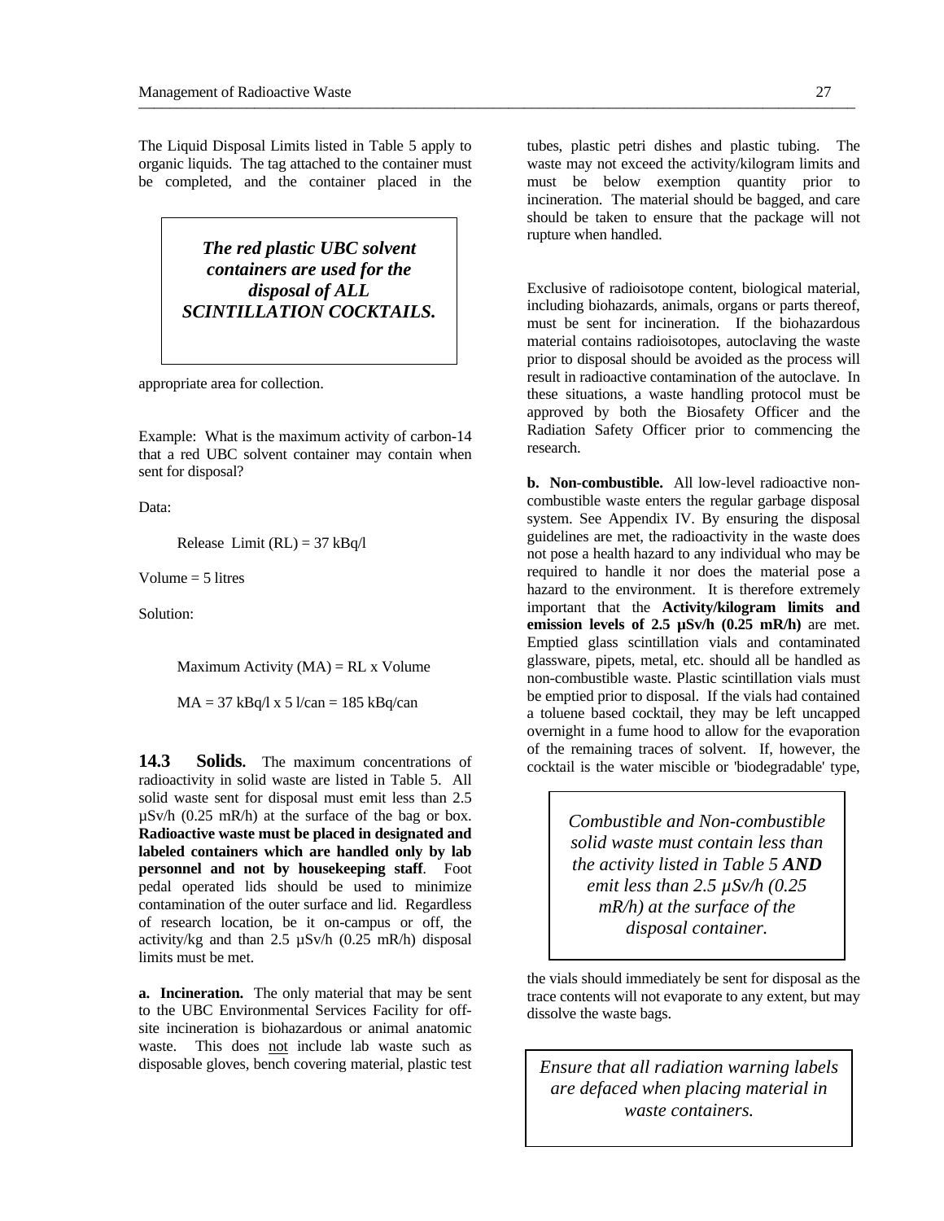The Liquid Disposal Limits listed in Table 5 apply to organic liquids. The tag attached to the container must be completed, and the container placed in the appropriate area for collection.

> ***The red plastic UBC solvent containers are used for the disposal of ALL SCINTILLATION COCKTAILS.***

Example: What is the maximum activity of carbon-14 that a red UBC solvent container may contain when sent for disposal?

Data:

Release Limit (RL) = 37 kBq/l

Volume = 5 litres

Solution:

Maximum Activity (MA) = RL x Volume

MA = 37 kBq/l x 5 l/can = 185 kBq/can

## 14.3 Solids.

The maximum concentrations of radioactivity in solid waste are listed in Table 5. All solid waste sent for disposal must emit less than 2.5 µSv/h (0.25 mR/h) at the surface of the bag or box. **Radioactive waste must be placed in designated and labeled containers which are handled only by lab personnel and not by housekeeping staff**. Foot pedal operated lids should be used to minimize contamination of the outer surface and lid. Regardless of research location, be it on-campus or off, the activity/kg and than 2.5 µSv/h (0.25 mR/h) disposal limits must be met.

**a. Incineration.** The only material that may be sent to the UBC Environmental Services Facility for off-site incineration is biohazardous or animal anatomic waste. This does not include lab waste such as disposable gloves, bench covering material, plastic test tubes, plastic petri dishes and plastic tubing. The waste may not exceed the activity/kilogram limits and must be below exemption quantity prior to incineration. The material should be bagged, and care should be taken to ensure that the package will not rupture when handled.

Exclusive of radioisotope content, biological material, including biohazards, animals, organs or parts thereof, must be sent for incineration. If the biohazardous material contains radioisotopes, autoclaving the waste prior to disposal should be avoided as the process will result in radioactive contamination of the autoclave. In these situations, a waste handling protocol must be approved by both the Biosafety Officer and the Radiation Safety Officer prior to commencing the research.

**b. Non-combustible.** All low-level radioactive non-combustible waste enters the regular garbage disposal system. See Appendix IV. By ensuring the disposal guidelines are met, the radioactivity in the waste does not pose a health hazard to any individual who may be required to handle it nor does the material pose a hazard to the environment. It is therefore extremely important that the **Activity/kilogram limits and emission levels of 2.5 µSv/h (0.25 mR/h)** are met. Emptied glass scintillation vials and contaminated glassware, pipets, metal, etc. should all be handled as non-combustible waste. Plastic scintillation vials must be emptied prior to disposal. If the vials had contained a toluene based cocktail, they may be left uncapped overnight in a fume hood to allow for the evaporation of the remaining traces of solvent. If, however, the cocktail is the water miscible or 'biodegradable' type, the vials should immediately be sent for disposal as the trace contents will not evaporate to any extent, but may dissolve the waste bags.

> *Combustible and Non-combustible solid waste must contain less than the activity listed in Table 5* ***AND*** *emit less than 2.5 µSv/h (0.25 mR/h) at the surface of the disposal container.*

> *Ensure that all radiation warning labels are defaced when placing material in waste containers.*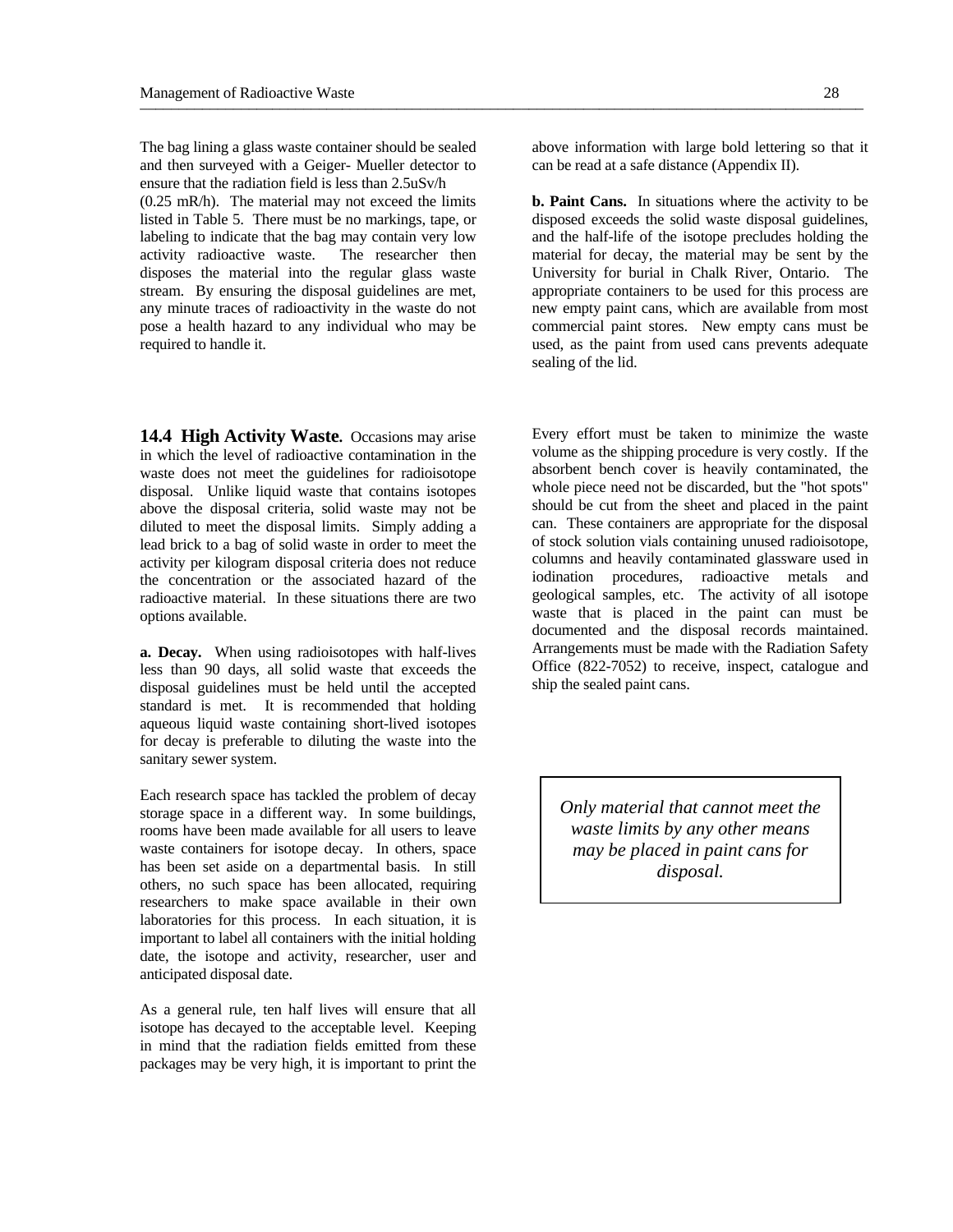The bag lining a glass waste container should be sealed and then surveyed with a Geiger- Mueller detector to ensure that the radiation field is less than 2.5uSv/h (0.25 mR/h). The material may not exceed the limits listed in Table 5. There must be no markings, tape, or labeling to indicate that the bag may contain very low activity radioactive waste. The researcher then disposes the material into the regular glass waste stream. By ensuring the disposal guidelines are met, any minute traces of radioactivity in the waste do not pose a health hazard to any individual who may be required to handle it.

## 14.4 High Activity Waste.

Occasions may arise in which the level of radioactive contamination in the waste does not meet the guidelines for radioisotope disposal. Unlike liquid waste that contains isotopes above the disposal criteria, solid waste may not be diluted to meet the disposal limits. Simply adding a lead brick to a bag of solid waste in order to meet the activity per kilogram disposal criteria does not reduce the concentration or the associated hazard of the radioactive material. In these situations there are two options available.

**a. Decay.** When using radioisotopes with half-lives less than 90 days, all solid waste that exceeds the disposal guidelines must be held until the accepted standard is met. It is recommended that holding aqueous liquid waste containing short-lived isotopes for decay is preferable to diluting the waste into the sanitary sewer system.

Each research space has tackled the problem of decay storage space in a different way. In some buildings, rooms have been made available for all users to leave waste containers for isotope decay. In others, space has been set aside on a departmental basis. In still others, no such space has been allocated, requiring researchers to make space available in their own laboratories for this process. In each situation, it is important to label all containers with the initial holding date, the isotope and activity, researcher, user and anticipated disposal date.

As a general rule, ten half lives will ensure that all isotope has decayed to the acceptable level. Keeping in mind that the radiation fields emitted from these packages may be very high, it is important to print the above information with large bold lettering so that it can be read at a safe distance (Appendix II).

**b. Paint Cans.** In situations where the activity to be disposed exceeds the solid waste disposal guidelines, and the half-life of the isotope precludes holding the material for decay, the material may be sent by the University for burial in Chalk River, Ontario. The appropriate containers to be used for this process are new empty paint cans, which are available from most commercial paint stores. New empty cans must be used, as the paint from used cans prevents adequate sealing of the lid.

Every effort must be taken to minimize the waste volume as the shipping procedure is very costly. If the absorbent bench cover is heavily contaminated, the whole piece need not be discarded, but the "hot spots" should be cut from the sheet and placed in the paint can. These containers are appropriate for the disposal of stock solution vials containing unused radioisotope, columns and heavily contaminated glassware used in iodination procedures, radioactive metals and geological samples, etc. The activity of all isotope waste that is placed in the paint can must be documented and the disposal records maintained. Arrangements must be made with the Radiation Safety Office (822-7052) to receive, inspect, catalogue and ship the sealed paint cans.

*Only material that cannot meet the waste limits by any other means may be placed in paint cans for disposal.*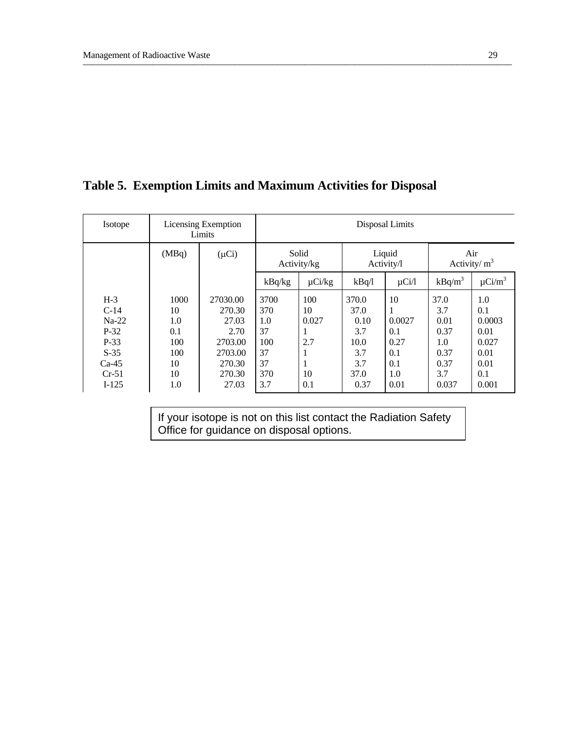## Table 5. Exemption Limits and Maximum Activities for Disposal

| Isotope | Licensing Exemption Limits | | Disposal Limits | | | | | |
|---|---|---|---|---|---|---|---|---|
| | (MBq) | (μCi) | Solid Activity/kg | | Liquid Activity/l | | Air Activity/ $m^3$ | |
| | | | kBq/kg | μCi/kg | kBq/l | μCi/l | kBq/$m^3$ | μCi/$m^3$ |
| H-3 | 1000 | 27030.00 | 3700 | 100 | 370.0 | 10 | 37.0 | 1.0 |
| C-14 | 10 | 270.30 | 370 | 10 | 37.0 | 1 | 3.7 | 0.1 |
| Na-22 | 1.0 | 27.03 | 1.0 | 0.027 | 0.10 | 0.0027 | 0.01 | 0.0003 |
| P-32 | 0.1 | 2.70 | 37 | 1 | 3.7 | 0.1 | 0.37 | 0.01 |
| P-33 | 100 | 2703.00 | 100 | 2.7 | 10.0 | 0.27 | 1.0 | 0.027 |
| S-35 | 100 | 2703.00 | 37 | 1 | 3.7 | 0.1 | 0.37 | 0.01 |
| Ca-45 | 10 | 270.30 | 37 | 1 | 3.7 | 0.1 | 0.37 | 0.01 |
| Cr-51 | 10 | 270.30 | 370 | 10 | 37.0 | 1.0 | 3.7 | 0.1 |
| I-125 | 1.0 | 27.03 | 3.7 | 0.1 | 0.37 | 0.01 | 0.037 | 0.001 |

If your isotope is not on this list contact the Radiation Safety Office for guidance on disposal options.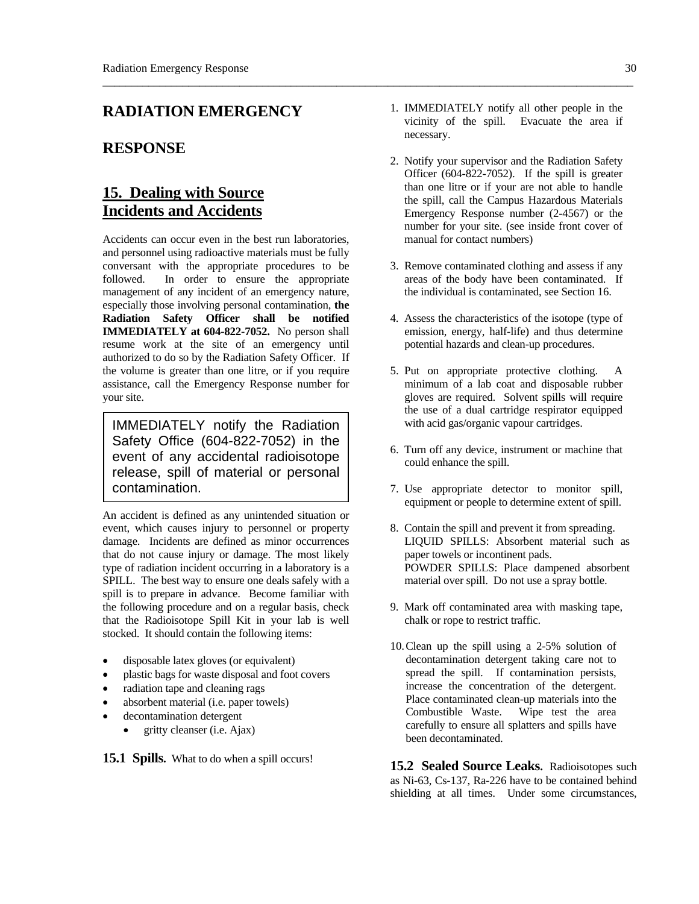# RADIATION EMERGENCY RESPONSE

## 15. Dealing with Source Incidents and Accidents

Accidents can occur even in the best run laboratories, and personnel using radioactive materials must be fully conversant with the appropriate procedures to be followed. In order to ensure the appropriate management of any incident of an emergency nature, especially those involving personal contamination, **the Radiation Safety Officer shall be notified IMMEDIATELY at 604-822-7052.** No person shall resume work at the site of an emergency until authorized to do so by the Radiation Safety Officer. If the volume is greater than one litre, or if you require assistance, call the Emergency Response number for your site.

> IMMEDIATELY notify the Radiation Safety Office (604-822-7052) in the event of any accidental radioisotope release, spill of material or personal contamination.

An accident is defined as any unintended situation or event, which causes injury to personnel or property damage. Incidents are defined as minor occurrences that do not cause injury or damage. The most likely type of radiation incident occurring in a laboratory is a SPILL. The best way to ensure one deals safely with a spill is to prepare in advance. Become familiar with the following procedure and on a regular basis, check that the Radioisotope Spill Kit in your lab is well stocked. It should contain the following items:

- disposable latex gloves (or equivalent)
- plastic bags for waste disposal and foot covers
- radiation tape and cleaning rags
- absorbent material (i.e. paper towels)
- decontamination detergent
  - gritty cleanser (i.e. Ajax)

**15.1 Spills.** What to do when a spill occurs!

1. IMMEDIATELY notify all other people in the vicinity of the spill. Evacuate the area if necessary.
2. Notify your supervisor and the Radiation Safety Officer (604-822-7052). If the spill is greater than one litre or if your are not able to handle the spill, call the Campus Hazardous Materials Emergency Response number (2-4567) or the number for your site. (see inside front cover of manual for contact numbers)
3. Remove contaminated clothing and assess if any areas of the body have been contaminated. If the individual is contaminated, see Section 16.
4. Assess the characteristics of the isotope (type of emission, energy, half-life) and thus determine potential hazards and clean-up procedures.
5. Put on appropriate protective clothing. A minimum of a lab coat and disposable rubber gloves are required. Solvent spills will require the use of a dual cartridge respirator equipped with acid gas/organic vapour cartridges.
6. Turn off any device, instrument or machine that could enhance the spill.
7. Use appropriate detector to monitor spill, equipment or people to determine extent of spill.
8. Contain the spill and prevent it from spreading.
   LIQUID SPILLS: Absorbent material such as paper towels or incontinent pads.
   POWDER SPILLS: Place dampened absorbent material over spill. Do not use a spray bottle.
9. Mark off contaminated area with masking tape, chalk or rope to restrict traffic.
10. Clean up the spill using a 2-5% solution of decontamination detergent taking care not to spread the spill. If contamination persists, increase the concentration of the detergent. Place contaminated clean-up materials into the Combustible Waste. Wipe test the area carefully to ensure all splatters and spills have been decontaminated.

**15.2 Sealed Source Leaks.** Radioisotopes such as Ni-63, Cs-137, Ra-226 have to be contained behind shielding at all times. Under some circumstances,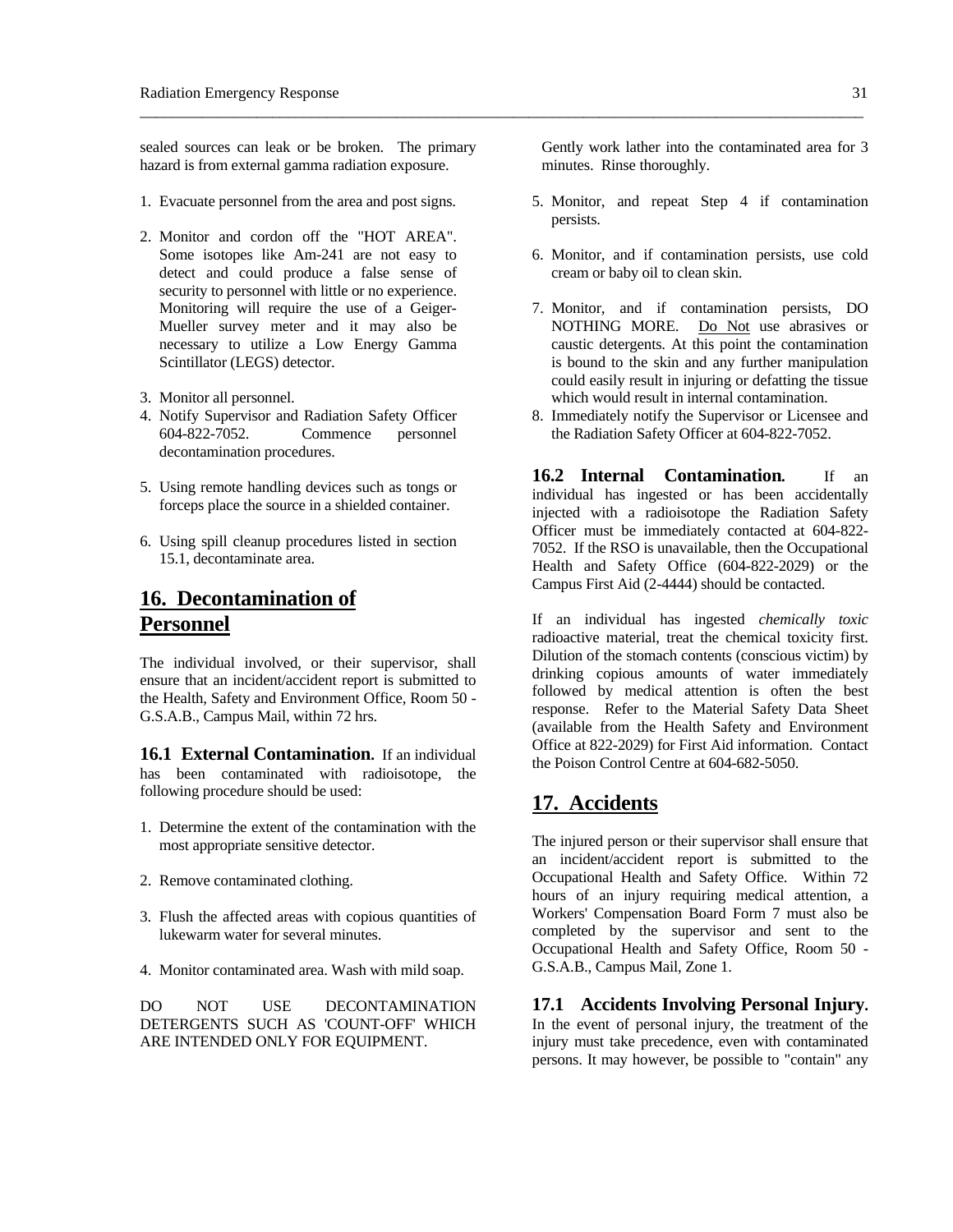sealed sources can leak or be broken. The primary hazard is from external gamma radiation exposure.

1. Evacuate personnel from the area and post signs.

2. Monitor and cordon off the "HOT AREA". Some isotopes like Am-241 are not easy to detect and could produce a false sense of security to personnel with little or no experience. Monitoring will require the use of a Geiger-Mueller survey meter and it may also be necessary to utilize a Low Energy Gamma Scintillator (LEGS) detector.

3. Monitor all personnel.
4. Notify Supervisor and Radiation Safety Officer 604-822-7052. Commence personnel decontamination procedures.

5. Using remote handling devices such as tongs or forceps place the source in a shielded container.

6. Using spill cleanup procedures listed in section 15.1, decontaminate area.

## 16. Decontamination of Personnel

The individual involved, or their supervisor, shall ensure that an incident/accident report is submitted to the Health, Safety and Environment Office, Room 50 - G.S.A.B., Campus Mail, within 72 hrs.

**16.1 External Contamination.** If an individual has been contaminated with radioisotope, the following procedure should be used:

1. Determine the extent of the contamination with the most appropriate sensitive detector.

2. Remove contaminated clothing.

3. Flush the affected areas with copious quantities of lukewarm water for several minutes.

4. Monitor contaminated area. Wash with mild soap.

DO NOT USE DECONTAMINATION DETERGENTS SUCH AS 'COUNT-OFF' WHICH ARE INTENDED ONLY FOR EQUIPMENT.

Gently work lather into the contaminated area for 3 minutes. Rinse thoroughly.

5. Monitor, and repeat Step 4 if contamination persists.

6. Monitor, and if contamination persists, use cold cream or baby oil to clean skin.

7. Monitor, and if contamination persists, DO NOTHING MORE. Do Not use abrasives or caustic detergents. At this point the contamination is bound to the skin and any further manipulation could easily result in injuring or defatting the tissue which would result in internal contamination.
8. Immediately notify the Supervisor or Licensee and the Radiation Safety Officer at 604-822-7052.

**16.2 Internal Contamination.** If an individual has ingested or has been accidentally injected with a radioisotope the Radiation Safety Officer must be immediately contacted at 604-822-7052. If the RSO is unavailable, then the Occupational Health and Safety Office (604-822-2029) or the Campus First Aid (2-4444) should be contacted.

If an individual has ingested *chemically toxic* radioactive material, treat the chemical toxicity first. Dilution of the stomach contents (conscious victim) by drinking copious amounts of water immediately followed by medical attention is often the best response. Refer to the Material Safety Data Sheet (available from the Health Safety and Environment Office at 822-2029) for First Aid information. Contact the Poison Control Centre at 604-682-5050.

## 17. Accidents

The injured person or their supervisor shall ensure that an incident/accident report is submitted to the Occupational Health and Safety Office. Within 72 hours of an injury requiring medical attention, a Workers' Compensation Board Form 7 must also be completed by the supervisor and sent to the Occupational Health and Safety Office, Room 50 - G.S.A.B., Campus Mail, Zone 1.

**17.1 Accidents Involving Personal Injury.** In the event of personal injury, the treatment of the injury must take precedence, even with contaminated persons. It may however, be possible to "contain" any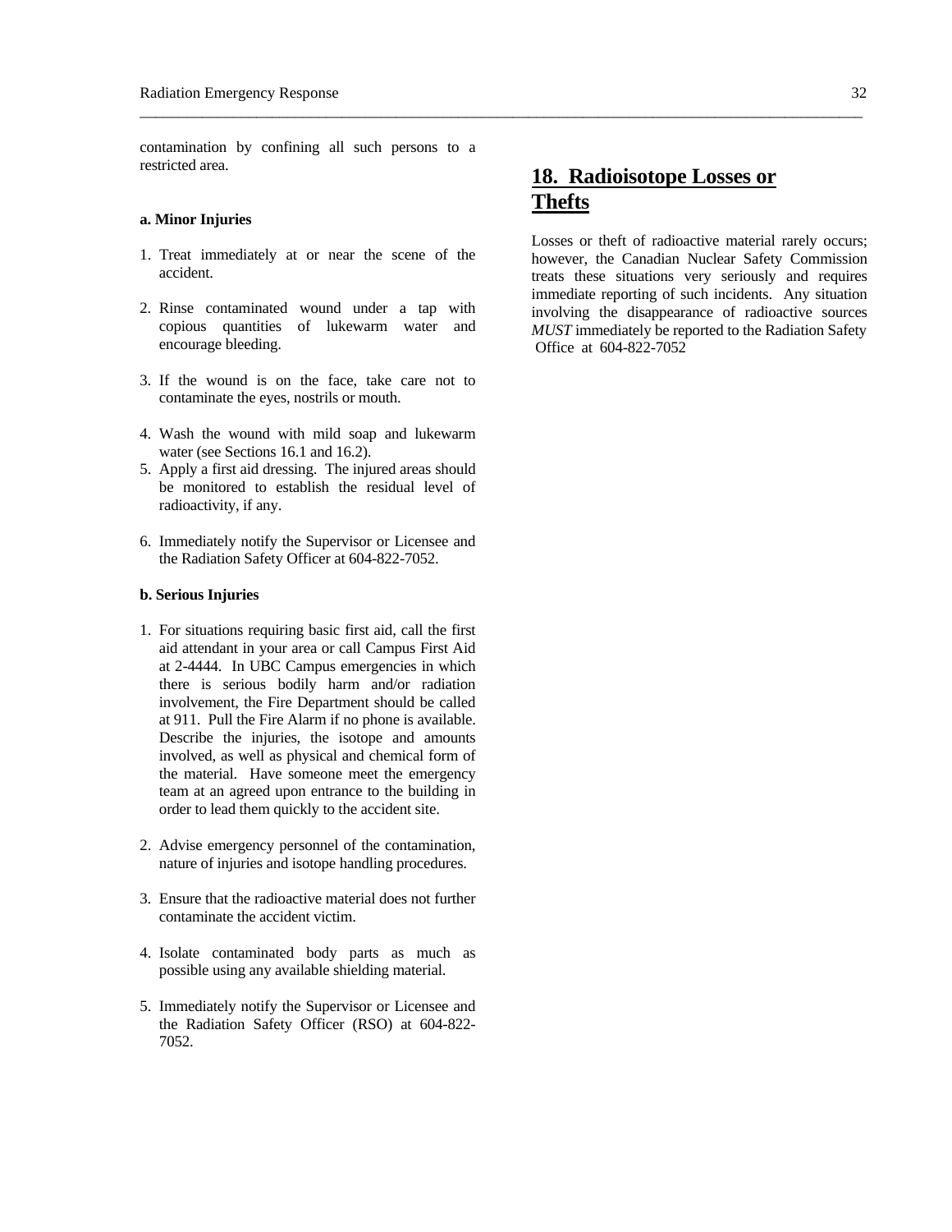contamination by confining all such persons to a restricted area.

**a. Minor Injuries**

1. Treat immediately at or near the scene of the accident.

2. Rinse contaminated wound under a tap with copious quantities of lukewarm water and encourage bleeding.

3. If the wound is on the face, take care not to contaminate the eyes, nostrils or mouth.

4. Wash the wound with mild soap and lukewarm water (see Sections 16.1 and 16.2).
5. Apply a first aid dressing. The injured areas should be monitored to establish the residual level of radioactivity, if any.

6. Immediately notify the Supervisor or Licensee and the Radiation Safety Officer at 604-822-7052.

**b. Serious Injuries**

1. For situations requiring basic first aid, call the first aid attendant in your area or call Campus First Aid at 2-4444. In UBC Campus emergencies in which there is serious bodily harm and/or radiation involvement, the Fire Department should be called at 911. Pull the Fire Alarm if no phone is available. Describe the injuries, the isotope and amounts involved, as well as physical and chemical form of the material. Have someone meet the emergency team at an agreed upon entrance to the building in order to lead them quickly to the accident site.

2. Advise emergency personnel of the contamination, nature of injuries and isotope handling procedures.

3. Ensure that the radioactive material does not further contaminate the accident victim.

4. Isolate contaminated body parts as much as possible using any available shielding material.

5. Immediately notify the Supervisor or Licensee and the Radiation Safety Officer (RSO) at 604-822-7052.

## 18. Radioisotope Losses or Thefts

Losses or theft of radioactive material rarely occurs; however, the Canadian Nuclear Safety Commission treats these situations very seriously and requires immediate reporting of such incidents. Any situation involving the disappearance of radioactive sources *MUST* immediately be reported to the Radiation Safety Office at 604-822-7052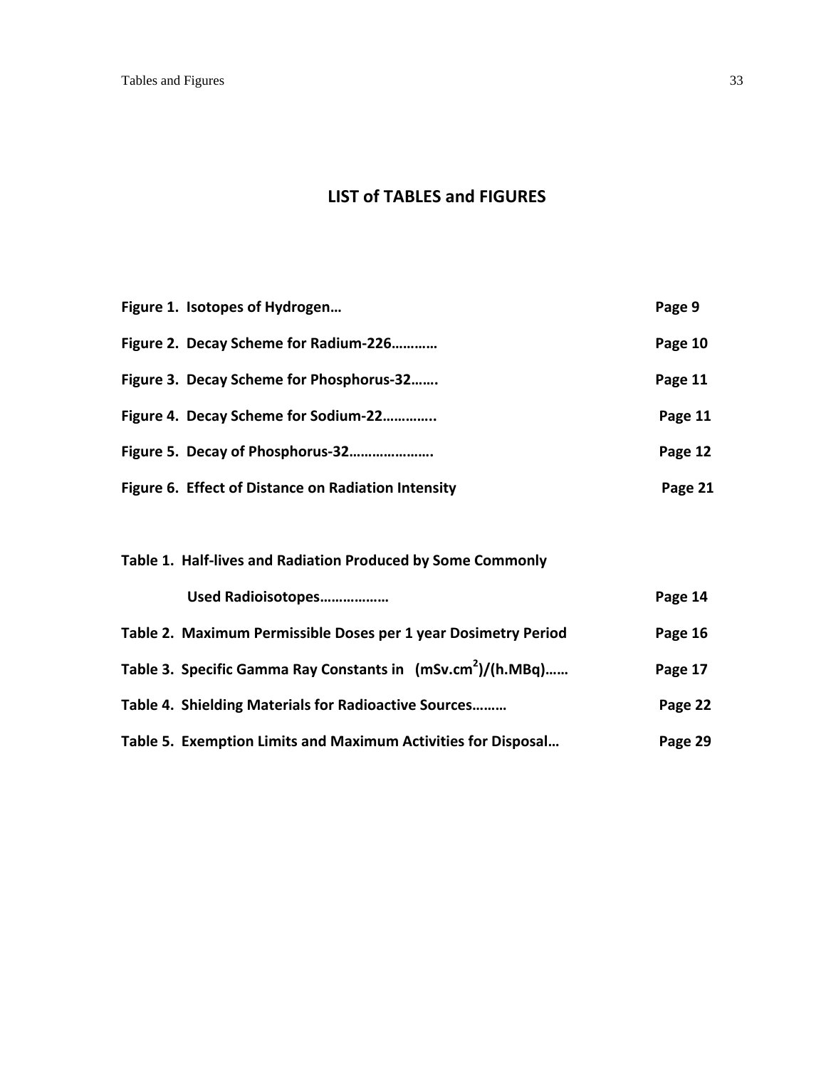# LIST of TABLES and FIGURES

**Figure 1. Isotopes of Hydrogen…** **Page 9**

**Figure 2. Decay Scheme for Radium-226…………** **Page 10**

**Figure 3. Decay Scheme for Phosphorus-32…….** **Page 11**

**Figure 4. Decay Scheme for Sodium-22…………..** **Page 11**

**Figure 5. Decay of Phosphorus-32………………….** **Page 12**

**Figure 6. Effect of Distance on Radiation Intensity** **Page 21**

**Table 1. Half-lives and Radiation Produced by Some Commonly Used Radioisotopes………………** **Page 14**

**Table 2. Maximum Permissible Doses per 1 year Dosimetry Period** **Page 16**

**Table 3. Specific Gamma Ray Constants in (mSv.cm$^2$)/(h.MBq)……** **Page 17**

**Table 4. Shielding Materials for Radioactive Sources………** **Page 22**

**Table 5. Exemption Limits and Maximum Activities for Disposal…** **Page 29**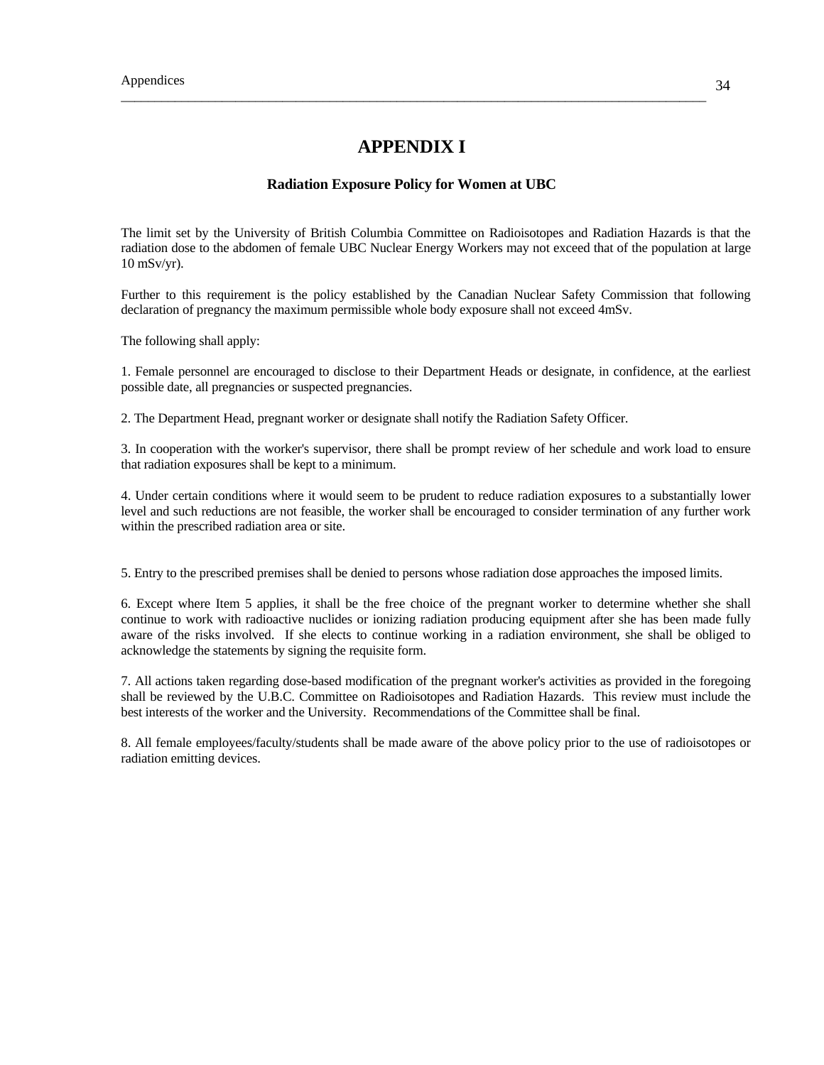# APPENDIX I

### Radiation Exposure Policy for Women at UBC

The limit set by the University of British Columbia Committee on Radioisotopes and Radiation Hazards is that the radiation dose to the abdomen of female UBC Nuclear Energy Workers may not exceed that of the population at large 10 mSv/yr).

Further to this requirement is the policy established by the Canadian Nuclear Safety Commission that following declaration of pregnancy the maximum permissible whole body exposure shall not exceed 4mSv.

The following shall apply:

1. Female personnel are encouraged to disclose to their Department Heads or designate, in confidence, at the earliest possible date, all pregnancies or suspected pregnancies.

2. The Department Head, pregnant worker or designate shall notify the Radiation Safety Officer.

3. In cooperation with the worker's supervisor, there shall be prompt review of her schedule and work load to ensure that radiation exposures shall be kept to a minimum.

4. Under certain conditions where it would seem to be prudent to reduce radiation exposures to a substantially lower level and such reductions are not feasible, the worker shall be encouraged to consider termination of any further work within the prescribed radiation area or site.

5. Entry to the prescribed premises shall be denied to persons whose radiation dose approaches the imposed limits.

6. Except where Item 5 applies, it shall be the free choice of the pregnant worker to determine whether she shall continue to work with radioactive nuclides or ionizing radiation producing equipment after she has been made fully aware of the risks involved. If she elects to continue working in a radiation environment, she shall be obliged to acknowledge the statements by signing the requisite form.

7. All actions taken regarding dose-based modification of the pregnant worker's activities as provided in the foregoing shall be reviewed by the U.B.C. Committee on Radioisotopes and Radiation Hazards. This review must include the best interests of the worker and the University. Recommendations of the Committee shall be final.

8. All female employees/faculty/students shall be made aware of the above policy prior to the use of radioisotopes or radiation emitting devices.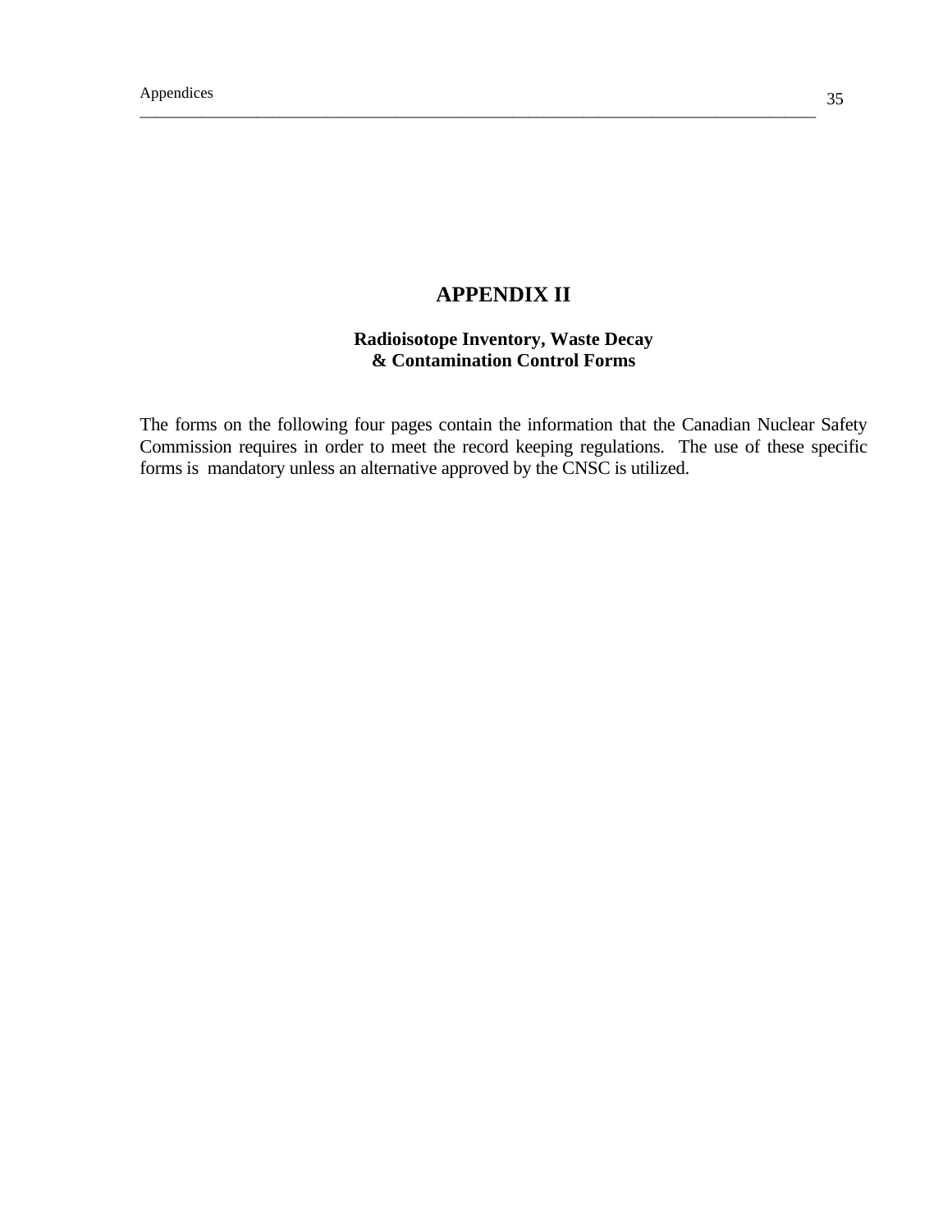# APPENDIX II

### Radioisotope Inventory, Waste Decay & Contamination Control Forms

The forms on the following four pages contain the information that the Canadian Nuclear Safety Commission requires in order to meet the record keeping regulations. The use of these specific forms is mandatory unless an alternative approved by the CNSC is utilized.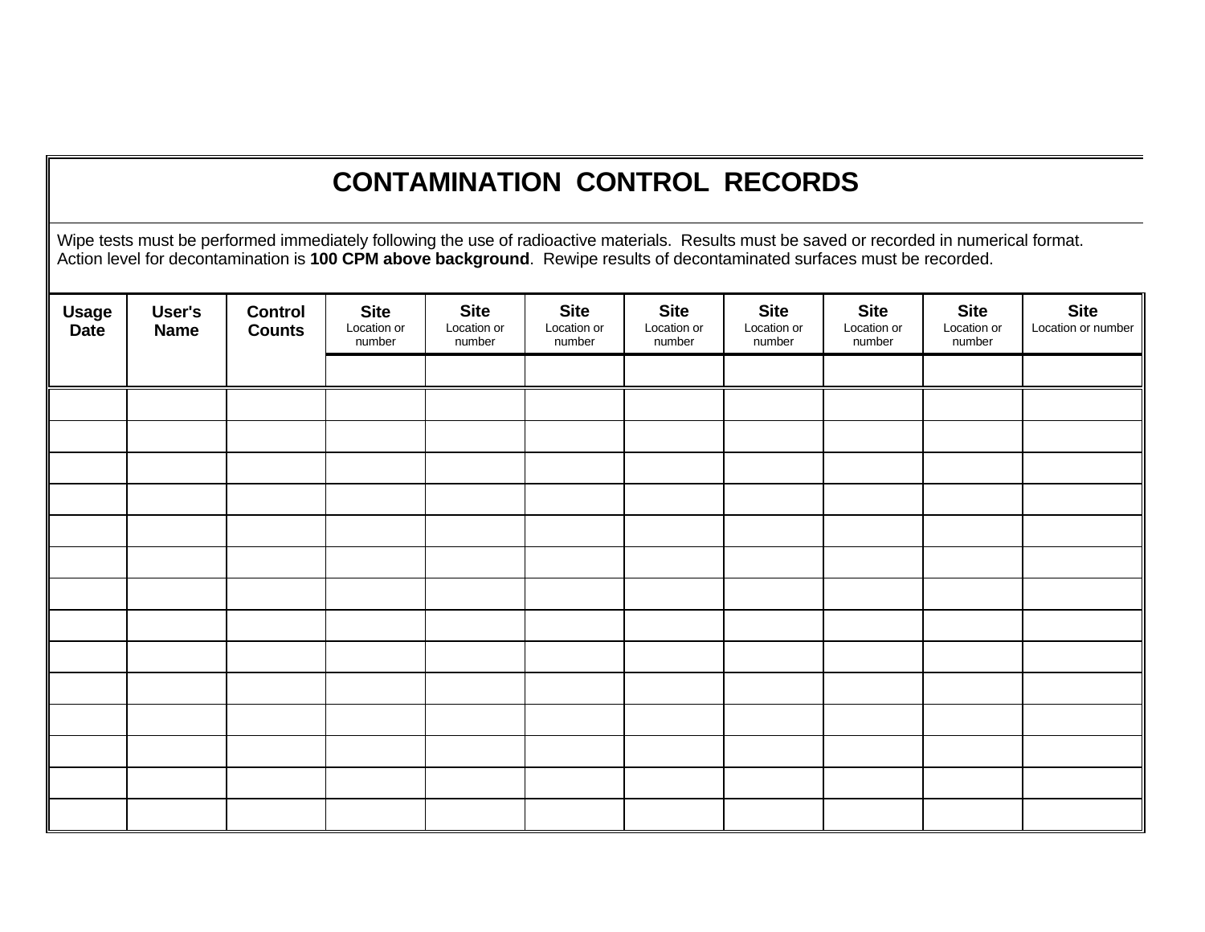# CONTAMINATION CONTROL RECORDS

Wipe tests must be performed immediately following the use of radioactive materials. Results must be saved or recorded in numerical format. Action level for decontamination is **100 CPM above background**. Rewipe results of decontaminated surfaces must be recorded.

| Usage Date | User's Name | Control Counts | Site Location or number | Site Location or number | Site Location or number | Site Location or number | Site Location or number | Site Location or number | Site Location or number | Site Location or number |
|---|---|---|---|---|---|---|---|---|---|---|
| | | | | | | | | | | |
| | | | | | | | | | | |
| | | | | | | | | | | |
| | | | | | | | | | | |
| | | | | | | | | | | |
| | | | | | | | | | | |
| | | | | | | | | | | |
| | | | | | | | | | | |
| | | | | | | | | | | |
| | | | | | | | | | | |
| | | | | | | | | | | |
| | | | | | | | | | | |
| | | | | | | | | | | |
| | | | | | | | | | | |
| | | | | | | | | | | |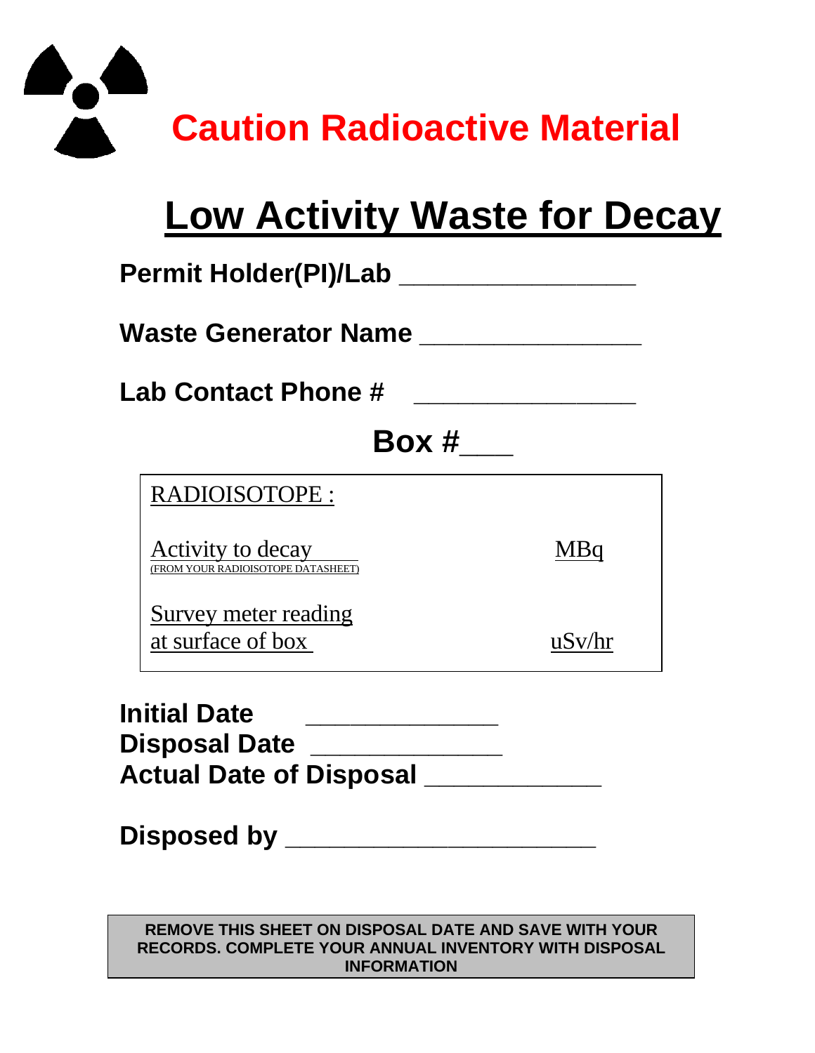**Caution Radioactive Material**

# Low Activity Waste for Decay

**Permit Holder(PI)/Lab ________________**

**Waste Generator Name ________________**

**Lab Contact Phone # ________________**

**Box #___**

| RADIOISOTOPE : | |
|---|---|
| Activity to decay (FROM YOUR RADIOISOTOPE DATASHEET) | MBq |
| Survey meter reading at surface of box | uSv/hr |

**Initial Date ______________**
**Disposal Date ______________**
**Actual Date of Disposal _____________**

**Disposed by ______________________**

**REMOVE THIS SHEET ON DISPOSAL DATE AND SAVE WITH YOUR RECORDS. COMPLETE YOUR ANNUAL INVENTORY WITH DISPOSAL INFORMATION**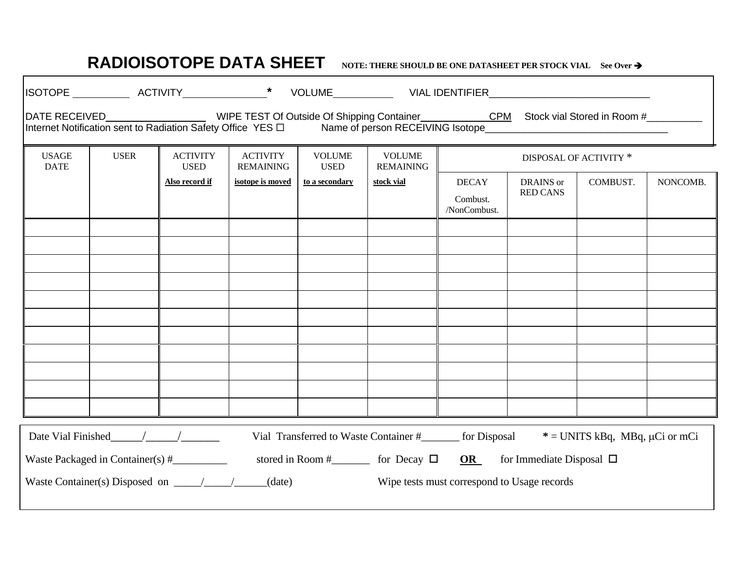# RADIOISOTOPE DATA SHEET

**NOTE: THERE SHOULD BE ONE DATASHEET PER STOCK VIAL See Over ➔**

ISOTOPE __________ ACTIVITY______________* VOLUME__________ VIAL IDENTIFIER______________________________

DATE RECEIVED________________ WIPE TEST Of Outside Of Shipping Container____________CPM Stock vial Stored in Room #__________

Internet Notification sent to Radiation Safety Office YES ☐ Name of person RECEIVING Isotope__________________________________

| USAGE DATE | USER | ACTIVITY USED **Also record if** | ACTIVITY REMAINING **isotope is moved** | VOLUME USED **to a secondary** | VOLUME REMAINING **stock vial** | DISPOSAL OF ACTIVITY * | | | |
|---|---|---|---|---|---|---|---|---|---|
| | | | | | | DECAY Combust. /NonCombust. | DRAINS or RED CANS | COMBUST. | NONCOMB. |
| | | | | | | | | | |
| | | | | | | | | | |
| | | | | | | | | | |
| | | | | | | | | | |
| | | | | | | | | | |
| | | | | | | | | | |
| | | | | | | | | | |
| | | | | | | | | | |
| | | | | | | | | | |
| | | | | | | | | | |
| | | | | | | | | | |

Date Vial Finished_____/_____/______ Vial Transferred to Waste Container #_______ for Disposal **\*** = UNITS kBq, MBq, μCi or mCi

Waste Packaged in Container(s) #__________ stored in Room #_______ for Decay ☐ **OR** for Immediate Disposal ☐

Waste Container(s) Disposed on _____/_____/______(date) Wipe tests must correspond to Usage records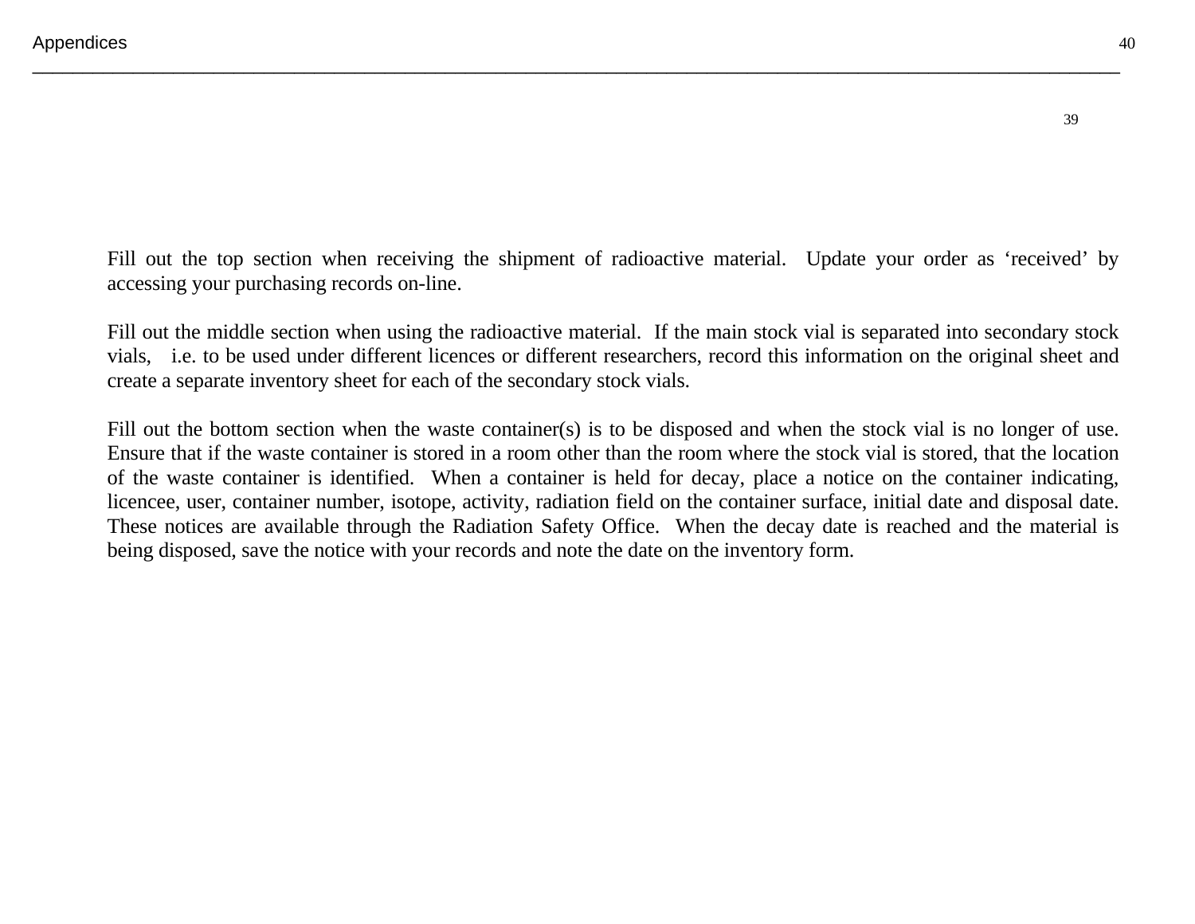Fill out the top section when receiving the shipment of radioactive material. Update your order as ‘received’ by accessing your purchasing records on-line.

Fill out the middle section when using the radioactive material. If the main stock vial is separated into secondary stock vials, i.e. to be used under different licences or different researchers, record this information on the original sheet and create a separate inventory sheet for each of the secondary stock vials.

Fill out the bottom section when the waste container(s) is to be disposed and when the stock vial is no longer of use. Ensure that if the waste container is stored in a room other than the room where the stock vial is stored, that the location of the waste container is identified. When a container is held for decay, place a notice on the container indicating, licencee, user, container number, isotope, activity, radiation field on the container surface, initial date and disposal date. These notices are available through the Radiation Safety Office. When the decay date is reached and the material is being disposed, save the notice with your records and note the date on the inventory form.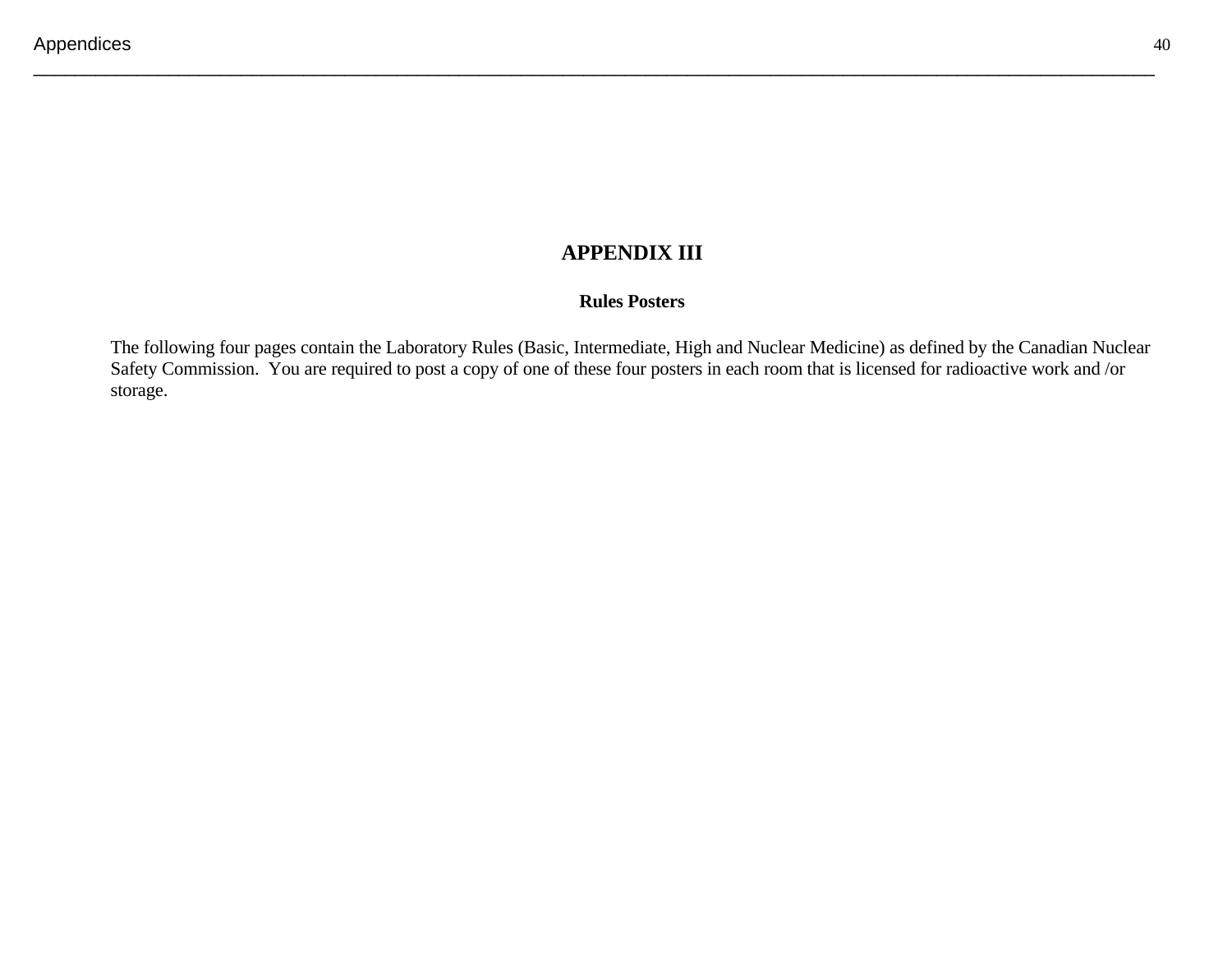# APPENDIX III

## Rules Posters

The following four pages contain the Laboratory Rules (Basic, Intermediate, High and Nuclear Medicine) as defined by the Canadian Nuclear Safety Commission. You are required to post a copy of one of these four posters in each room that is licensed for radioactive work and /or storage.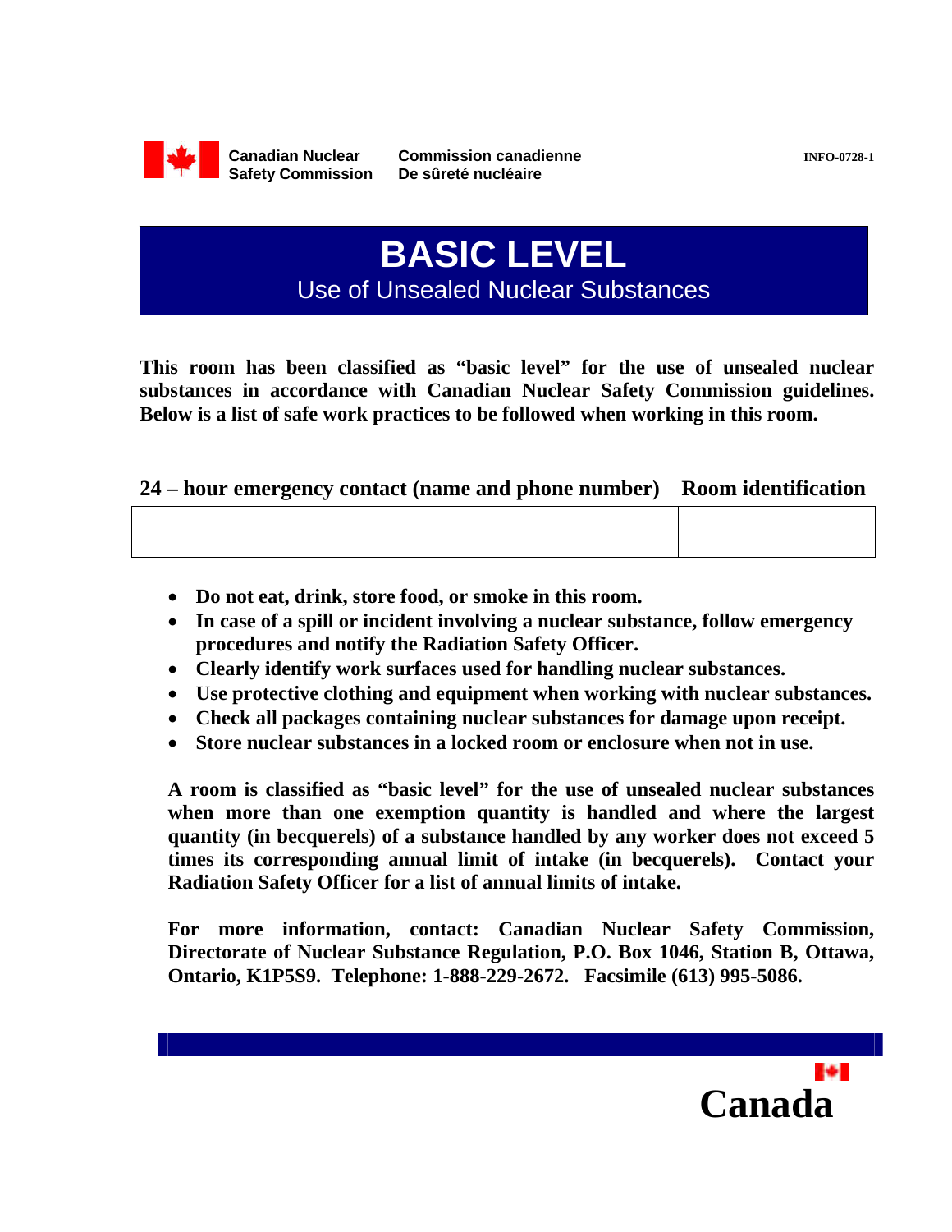Canadian Nuclear Safety Commission — Commission canadienne De sûreté nucléaire

INFO-0728-1

# BASIC LEVEL

## Use of Unsealed Nuclear Substances

**This room has been classified as "basic level" for the use of unsealed nuclear substances in accordance with Canadian Nuclear Safety Commission guidelines. Below is a list of safe work practices to be followed when working in this room.**

| 24 – hour emergency contact (name and phone number) | Room identification |
|---|---|
| | |

- **Do not eat, drink, store food, or smoke in this room.**
- **In case of a spill or incident involving a nuclear substance, follow emergency procedures and notify the Radiation Safety Officer.**
- **Clearly identify work surfaces used for handling nuclear substances.**
- **Use protective clothing and equipment when working with nuclear substances.**
- **Check all packages containing nuclear substances for damage upon receipt.**
- **Store nuclear substances in a locked room or enclosure when not in use.**

**A room is classified as "basic level" for the use of unsealed nuclear substances when more than one exemption quantity is handled and where the largest quantity (in becquerels) of a substance handled by any worker does not exceed 5 times its corresponding annual limit of intake (in becquerels). Contact your Radiation Safety Officer for a list of annual limits of intake.**

**For more information, contact: Canadian Nuclear Safety Commission, Directorate of Nuclear Substance Regulation, P.O. Box 1046, Station B, Ottawa, Ontario, K1P5S9. Telephone: 1-888-229-2672. Facsimile (613) 995-5086.**

Canada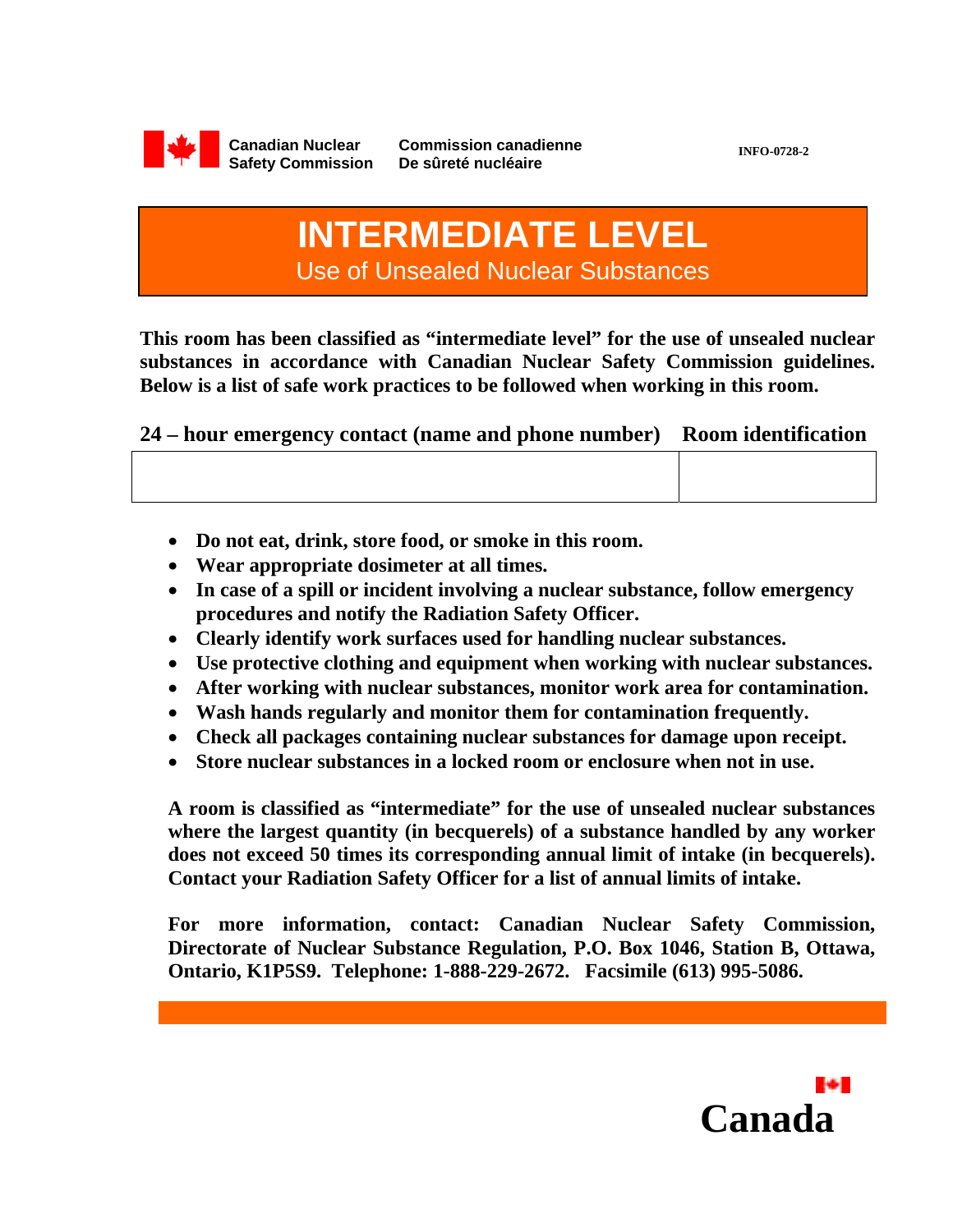Canadian Nuclear Safety Commission

Commission canadienne De sûreté nucléaire

INFO-0728-2

# INTERMEDIATE LEVEL

## Use of Unsealed Nuclear Substances

**This room has been classified as "intermediate level" for the use of unsealed nuclear substances in accordance with Canadian Nuclear Safety Commission guidelines. Below is a list of safe work practices to be followed when working in this room.**

| 24 – hour emergency contact (name and phone number) | Room identification |
|---|---|
| | |

- **Do not eat, drink, store food, or smoke in this room.**
- **Wear appropriate dosimeter at all times.**
- **In case of a spill or incident involving a nuclear substance, follow emergency procedures and notify the Radiation Safety Officer.**
- **Clearly identify work surfaces used for handling nuclear substances.**
- **Use protective clothing and equipment when working with nuclear substances.**
- **After working with nuclear substances, monitor work area for contamination.**
- **Wash hands regularly and monitor them for contamination frequently.**
- **Check all packages containing nuclear substances for damage upon receipt.**
- **Store nuclear substances in a locked room or enclosure when not in use.**

**A room is classified as "intermediate" for the use of unsealed nuclear substances where the largest quantity (in becquerels) of a substance handled by any worker does not exceed 50 times its corresponding annual limit of intake (in becquerels). Contact your Radiation Safety Officer for a list of annual limits of intake.**

**For more information, contact: Canadian Nuclear Safety Commission, Directorate of Nuclear Substance Regulation, P.O. Box 1046, Station B, Ottawa, Ontario, K1P5S9. Telephone: 1-888-229-2672. Facsimile (613) 995-5086.**

Canada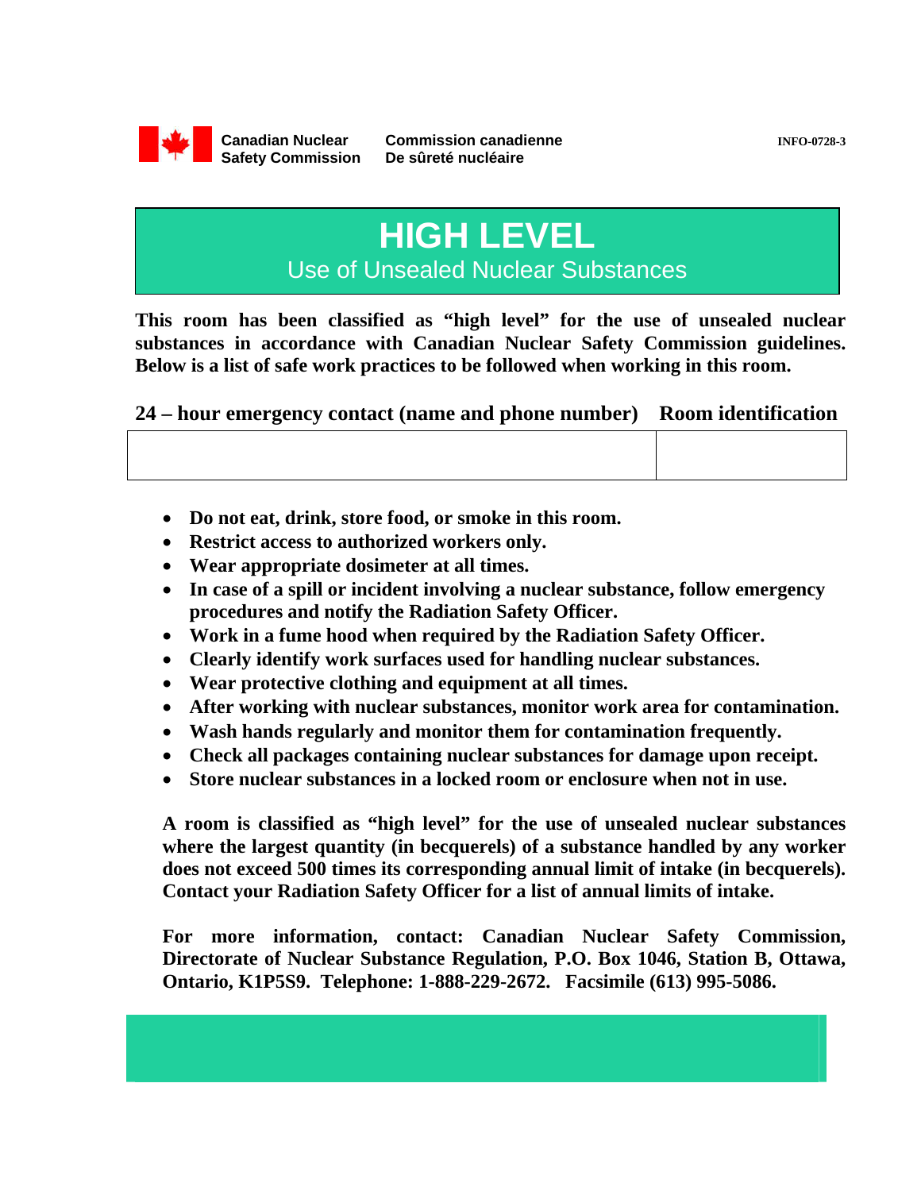Canadian Nuclear Safety Commission | Commission canadienne De sûreté nucléaire

INFO-0728-3

# HIGH LEVEL

## Use of Unsealed Nuclear Substances

**This room has been classified as "high level" for the use of unsealed nuclear substances in accordance with Canadian Nuclear Safety Commission guidelines. Below is a list of safe work practices to be followed when working in this room.**

| 24 – hour emergency contact (name and phone number) | Room identification |
|---|---|
| | |

- **Do not eat, drink, store food, or smoke in this room.**
- **Restrict access to authorized workers only.**
- **Wear appropriate dosimeter at all times.**
- **In case of a spill or incident involving a nuclear substance, follow emergency procedures and notify the Radiation Safety Officer.**
- **Work in a fume hood when required by the Radiation Safety Officer.**
- **Clearly identify work surfaces used for handling nuclear substances.**
- **Wear protective clothing and equipment at all times.**
- **After working with nuclear substances, monitor work area for contamination.**
- **Wash hands regularly and monitor them for contamination frequently.**
- **Check all packages containing nuclear substances for damage upon receipt.**
- **Store nuclear substances in a locked room or enclosure when not in use.**

**A room is classified as "high level" for the use of unsealed nuclear substances where the largest quantity (in becquerels) of a substance handled by any worker does not exceed 500 times its corresponding annual limit of intake (in becquerels). Contact your Radiation Safety Officer for a list of annual limits of intake.**

**For more information, contact: Canadian Nuclear Safety Commission, Directorate of Nuclear Substance Regulation, P.O. Box 1046, Station B, Ottawa, Ontario, K1P5S9. Telephone: 1-888-229-2672. Facsimile (613) 995-5086.**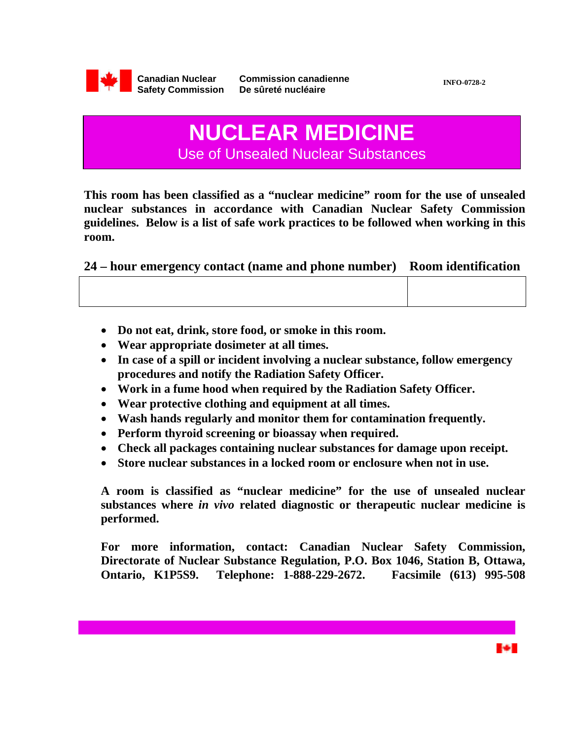Canadian Nuclear Safety Commission | Commission canadienne De sûreté nucléaire

INFO-0728-2

# NUCLEAR MEDICINE

## Use of Unsealed Nuclear Substances

**This room has been classified as a "nuclear medicine" room for the use of unsealed nuclear substances in accordance with Canadian Nuclear Safety Commission guidelines. Below is a list of safe work practices to be followed when working in this room.**

| 24 – hour emergency contact (name and phone number) | Room identification |
| --- | --- |
| | |

- **Do not eat, drink, store food, or smoke in this room.**
- **Wear appropriate dosimeter at all times.**
- **In case of a spill or incident involving a nuclear substance, follow emergency procedures and notify the Radiation Safety Officer.**
- **Work in a fume hood when required by the Radiation Safety Officer.**
- **Wear protective clothing and equipment at all times.**
- **Wash hands regularly and monitor them for contamination frequently.**
- **Perform thyroid screening or bioassay when required.**
- **Check all packages containing nuclear substances for damage upon receipt.**
- **Store nuclear substances in a locked room or enclosure when not in use.**

**A room is classified as "nuclear medicine" for the use of unsealed nuclear substances where *in vivo* related diagnostic or therapeutic nuclear medicine is performed.**

**For more information, contact: Canadian Nuclear Safety Commission, Directorate of Nuclear Substance Regulation, P.O. Box 1046, Station B, Ottawa, Ontario, K1P5S9. Telephone: 1-888-229-2672. Facsimile (613) 995-508**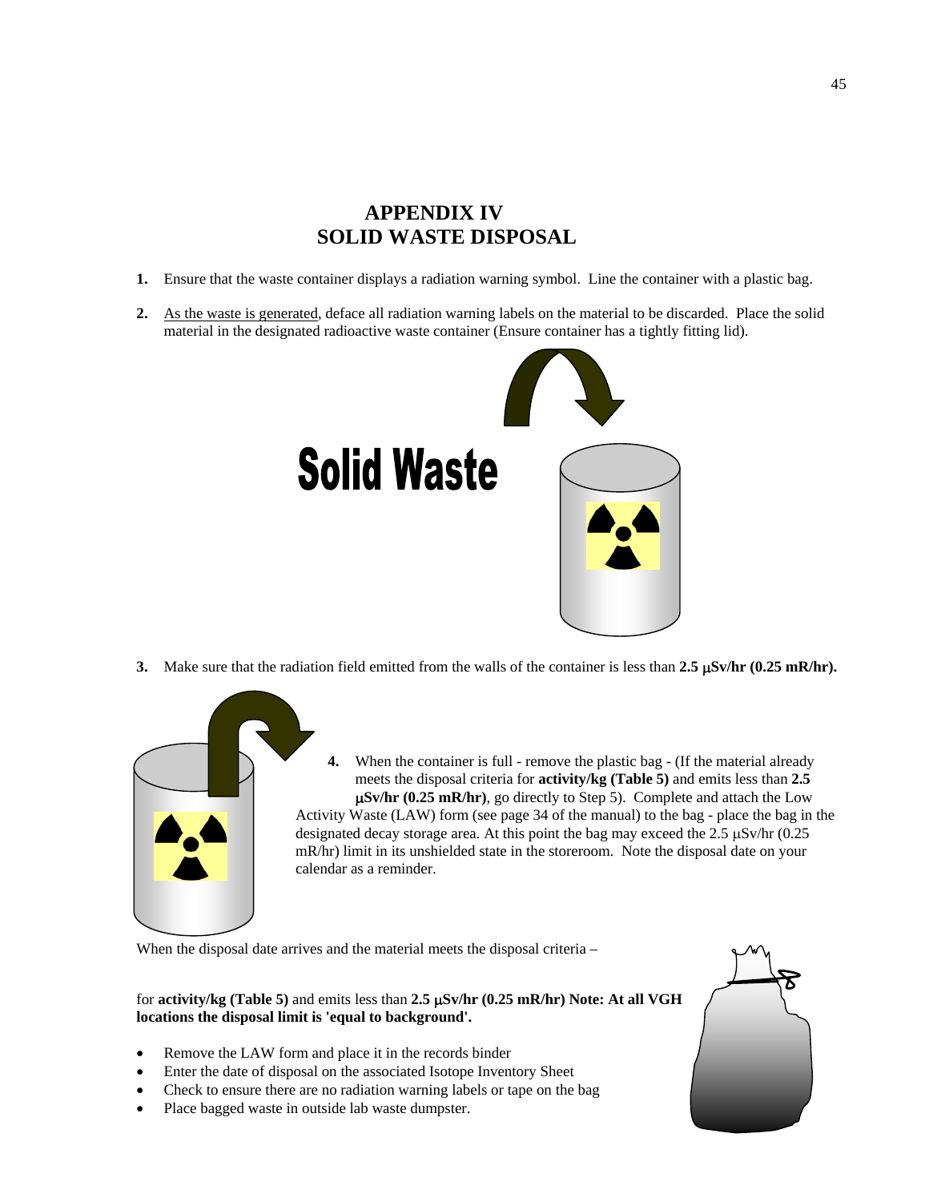# APPENDIX IV
# SOLID WASTE DISPOSAL

1. Ensure that the waste container displays a radiation warning symbol. Line the container with a plastic bag.

2. As the waste is generated, deface all radiation warning labels on the material to be discarded. Place the solid material in the designated radioactive waste container (Ensure container has a tightly fitting lid).

3. Make sure that the radiation field emitted from the walls of the container is less than **2.5 μSv/hr (0.25 mR/hr).**

4. When the container is full - remove the plastic bag - (If the material already meets the disposal criteria for **activity/kg (Table 5)** and emits less than **2.5 μSv/hr (0.25 mR/hr)**, go directly to Step 5). Complete and attach the Low Activity Waste (LAW) form (see page 34 of the manual) to the bag - place the bag in the designated decay storage area. At this point the bag may exceed the 2.5 μSv/hr (0.25 mR/hr) limit in its unshielded state in the storeroom. Note the disposal date on your calendar as a reminder.

When the disposal date arrives and the material meets the disposal criteria –

for **activity/kg (Table 5)** and emits less than **2.5 μSv/hr (0.25 mR/hr) Note: At all VGH locations the disposal limit is 'equal to background'.**

- Remove the LAW form and place it in the records binder
- Enter the date of disposal on the associated Isotope Inventory Sheet
- Check to ensure there are no radiation warning labels or tape on the bag
- Place bagged waste in outside lab waste dumpster.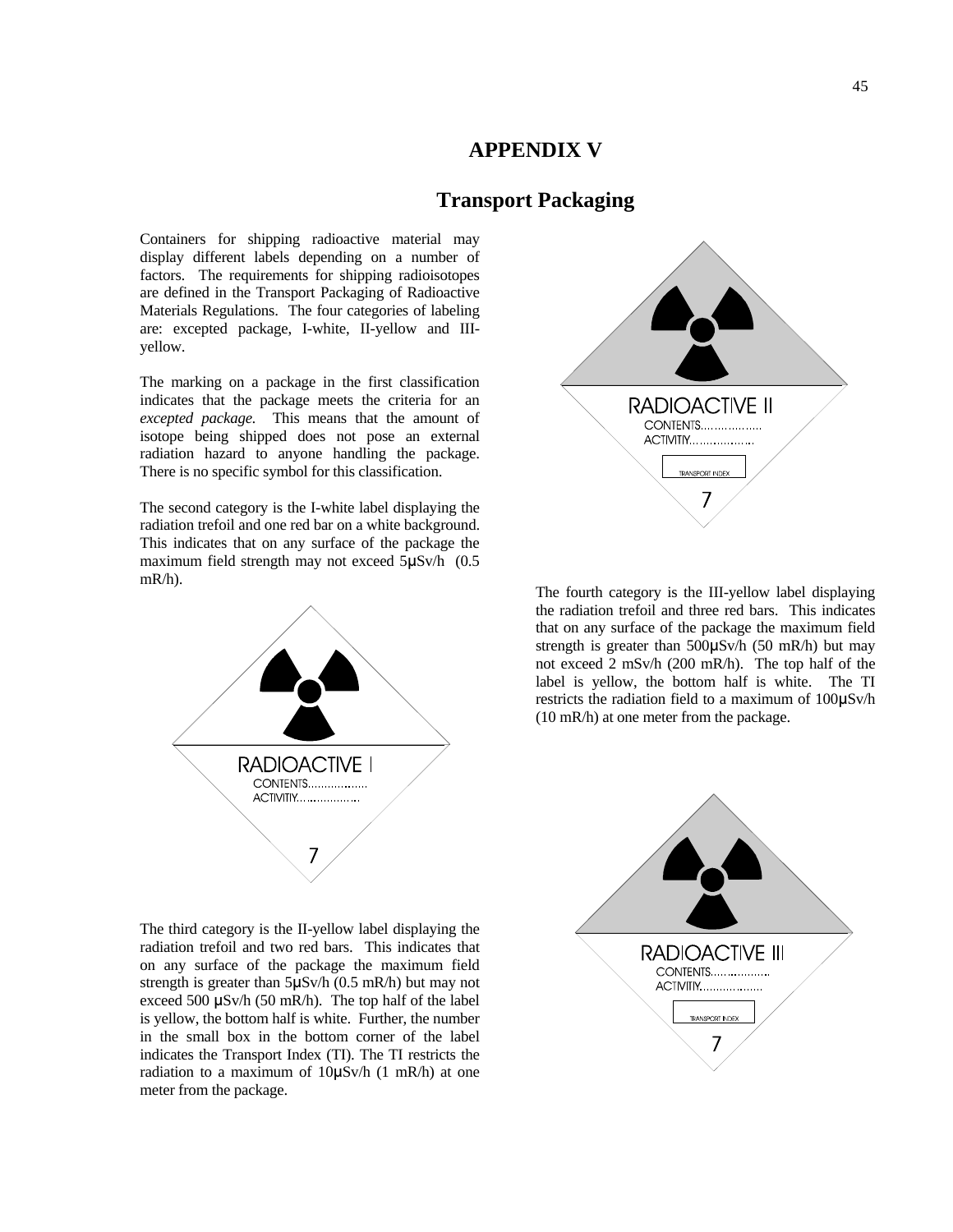# APPENDIX V

## Transport Packaging

Containers for shipping radioactive material may display different labels depending on a number of factors. The requirements for shipping radioisotopes are defined in the Transport Packaging of Radioactive Materials Regulations. The four categories of labeling are: excepted package, I-white, II-yellow and III-yellow.

The marking on a package in the first classification indicates that the package meets the criteria for an *excepted package.* This means that the amount of isotope being shipped does not pose an external radiation hazard to anyone handling the package. There is no specific symbol for this classification.

The second category is the I-white label displaying the radiation trefoil and one red bar on a white background. This indicates that on any surface of the package the maximum field strength may not exceed 5μSv/h (0.5 mR/h).

RADIOACTIVE I
CONTENTS.................
ACTIVITY.................
7

The third category is the II-yellow label displaying the radiation trefoil and two red bars. This indicates that on any surface of the package the maximum field strength is greater than 5μSv/h (0.5 mR/h) but may not exceed 500 μSv/h (50 mR/h). The top half of the label is yellow, the bottom half is white. Further, the number in the small box in the bottom corner of the label indicates the Transport Index (TI). The TI restricts the radiation to a maximum of 10μSv/h (1 mR/h) at one meter from the package.

RADIOACTIVE II
CONTENTS.................
ACTIVITY.................
TRANSPORT INDEX
7

The fourth category is the III-yellow label displaying the radiation trefoil and three red bars. This indicates that on any surface of the package the maximum field strength is greater than 500μSv/h (50 mR/h) but may not exceed 2 mSv/h (200 mR/h). The top half of the label is yellow, the bottom half is white. The TI restricts the radiation field to a maximum of 100μSv/h (10 mR/h) at one meter from the package.

RADIOACTIVE III
CONTENTS.................
ACTIVITY.................
TRANSPORT INDEX
7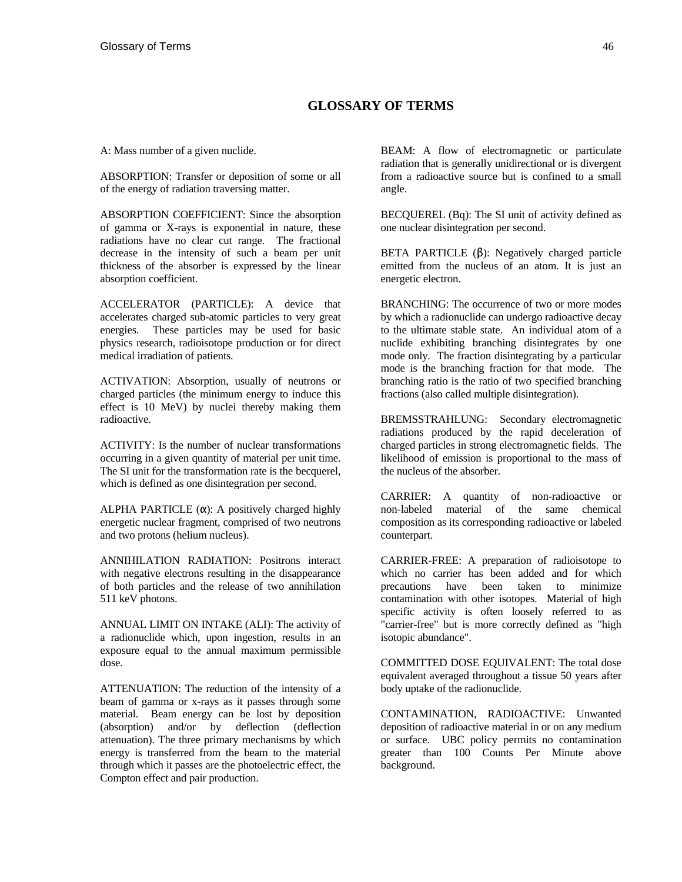# GLOSSARY OF TERMS

A: Mass number of a given nuclide.

ABSORPTION: Transfer or deposition of some or all of the energy of radiation traversing matter.

ABSORPTION COEFFICIENT: Since the absorption of gamma or X-rays is exponential in nature, these radiations have no clear cut range. The fractional decrease in the intensity of such a beam per unit thickness of the absorber is expressed by the linear absorption coefficient.

ACCELERATOR (PARTICLE): A device that accelerates charged sub-atomic particles to very great energies. These particles may be used for basic physics research, radioisotope production or for direct medical irradiation of patients.

ACTIVATION: Absorption, usually of neutrons or charged particles (the minimum energy to induce this effect is 10 MeV) by nuclei thereby making them radioactive.

ACTIVITY: Is the number of nuclear transformations occurring in a given quantity of material per unit time. The SI unit for the transformation rate is the becquerel, which is defined as one disintegration per second.

ALPHA PARTICLE ($\alpha$): A positively charged highly energetic nuclear fragment, comprised of two neutrons and two protons (helium nucleus).

ANNIHILATION RADIATION: Positrons interact with negative electrons resulting in the disappearance of both particles and the release of two annihilation 511 keV photons.

ANNUAL LIMIT ON INTAKE (ALI): The activity of a radionuclide which, upon ingestion, results in an exposure equal to the annual maximum permissible dose.

ATTENUATION: The reduction of the intensity of a beam of gamma or x-rays as it passes through some material. Beam energy can be lost by deposition (absorption) and/or by deflection (deflection attenuation). The three primary mechanisms by which energy is transferred from the beam to the material through which it passes are the photoelectric effect, the Compton effect and pair production.

BEAM: A flow of electromagnetic or particulate radiation that is generally unidirectional or is divergent from a radioactive source but is confined to a small angle.

BECQUEREL (Bq): The SI unit of activity defined as one nuclear disintegration per second.

BETA PARTICLE ($\beta$): Negatively charged particle emitted from the nucleus of an atom. It is just an energetic electron.

BRANCHING: The occurrence of two or more modes by which a radionuclide can undergo radioactive decay to the ultimate stable state. An individual atom of a nuclide exhibiting branching disintegrates by one mode only. The fraction disintegrating by a particular mode is the branching fraction for that mode. The branching ratio is the ratio of two specified branching fractions (also called multiple disintegration).

BREMSSTRAHLUNG: Secondary electromagnetic radiations produced by the rapid deceleration of charged particles in strong electromagnetic fields. The likelihood of emission is proportional to the mass of the nucleus of the absorber.

CARRIER: A quantity of non-radioactive or non-labeled material of the same chemical composition as its corresponding radioactive or labeled counterpart.

CARRIER-FREE: A preparation of radioisotope to which no carrier has been added and for which precautions have been taken to minimize contamination with other isotopes. Material of high specific activity is often loosely referred to as "carrier-free" but is more correctly defined as "high isotopic abundance".

COMMITTED DOSE EQUIVALENT: The total dose equivalent averaged throughout a tissue 50 years after body uptake of the radionuclide.

CONTAMINATION, RADIOACTIVE: Unwanted deposition of radioactive material in or on any medium or surface. UBC policy permits no contamination greater than 100 Counts Per Minute above background.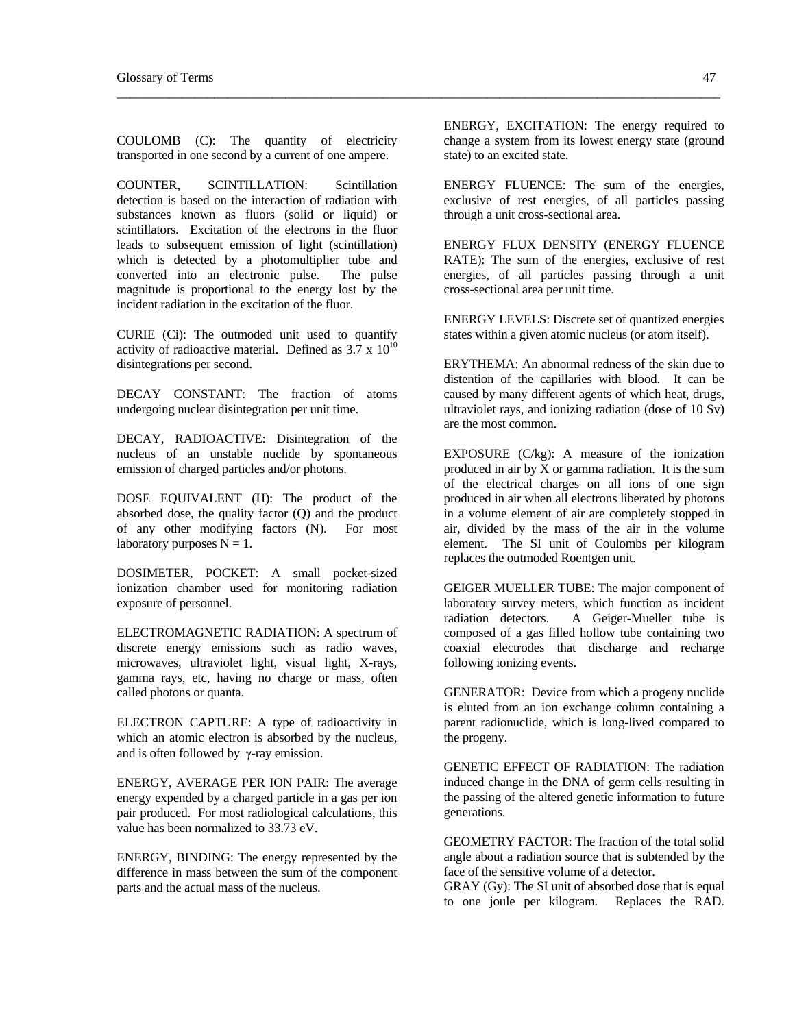COULOMB (C): The quantity of electricity transported in one second by a current of one ampere.

COUNTER, SCINTILLATION: Scintillation detection is based on the interaction of radiation with substances known as fluors (solid or liquid) or scintillators. Excitation of the electrons in the fluor leads to subsequent emission of light (scintillation) which is detected by a photomultiplier tube and converted into an electronic pulse. The pulse magnitude is proportional to the energy lost by the incident radiation in the excitation of the fluor.

CURIE (Ci): The outmoded unit used to quantify activity of radioactive material. Defined as $3.7 \times 10^{10}$ disintegrations per second.

DECAY CONSTANT: The fraction of atoms undergoing nuclear disintegration per unit time.

DECAY, RADIOACTIVE: Disintegration of the nucleus of an unstable nuclide by spontaneous emission of charged particles and/or photons.

DOSE EQUIVALENT (H): The product of the absorbed dose, the quality factor (Q) and the product of any other modifying factors (N). For most laboratory purposes $N = 1$.

DOSIMETER, POCKET: A small pocket-sized ionization chamber used for monitoring radiation exposure of personnel.

ELECTROMAGNETIC RADIATION: A spectrum of discrete energy emissions such as radio waves, microwaves, ultraviolet light, visual light, X-rays, gamma rays, etc, having no charge or mass, often called photons or quanta.

ELECTRON CAPTURE: A type of radioactivity in which an atomic electron is absorbed by the nucleus, and is often followed by $\gamma$-ray emission.

ENERGY, AVERAGE PER ION PAIR: The average energy expended by a charged particle in a gas per ion pair produced. For most radiological calculations, this value has been normalized to 33.73 eV.

ENERGY, BINDING: The energy represented by the difference in mass between the sum of the component parts and the actual mass of the nucleus.

ENERGY, EXCITATION: The energy required to change a system from its lowest energy state (ground state) to an excited state.

ENERGY FLUENCE: The sum of the energies, exclusive of rest energies, of all particles passing through a unit cross-sectional area.

ENERGY FLUX DENSITY (ENERGY FLUENCE RATE): The sum of the energies, exclusive of rest energies, of all particles passing through a unit cross-sectional area per unit time.

ENERGY LEVELS: Discrete set of quantized energies states within a given atomic nucleus (or atom itself).

ERYTHEMA: An abnormal redness of the skin due to distention of the capillaries with blood. It can be caused by many different agents of which heat, drugs, ultraviolet rays, and ionizing radiation (dose of 10 Sv) are the most common.

EXPOSURE (C/kg): A measure of the ionization produced in air by X or gamma radiation. It is the sum of the electrical charges on all ions of one sign produced in air when all electrons liberated by photons in a volume element of air are completely stopped in air, divided by the mass of the air in the volume element. The SI unit of Coulombs per kilogram replaces the outmoded Roentgen unit.

GEIGER MUELLER TUBE: The major component of laboratory survey meters, which function as incident radiation detectors. A Geiger-Mueller tube is composed of a gas filled hollow tube containing two coaxial electrodes that discharge and recharge following ionizing events.

GENERATOR: Device from which a progeny nuclide is eluted from an ion exchange column containing a parent radionuclide, which is long-lived compared to the progeny.

GENETIC EFFECT OF RADIATION: The radiation induced change in the DNA of germ cells resulting in the passing of the altered genetic information to future generations.

GEOMETRY FACTOR: The fraction of the total solid angle about a radiation source that is subtended by the face of the sensitive volume of a detector.

GRAY (Gy): The SI unit of absorbed dose that is equal to one joule per kilogram. Replaces the RAD.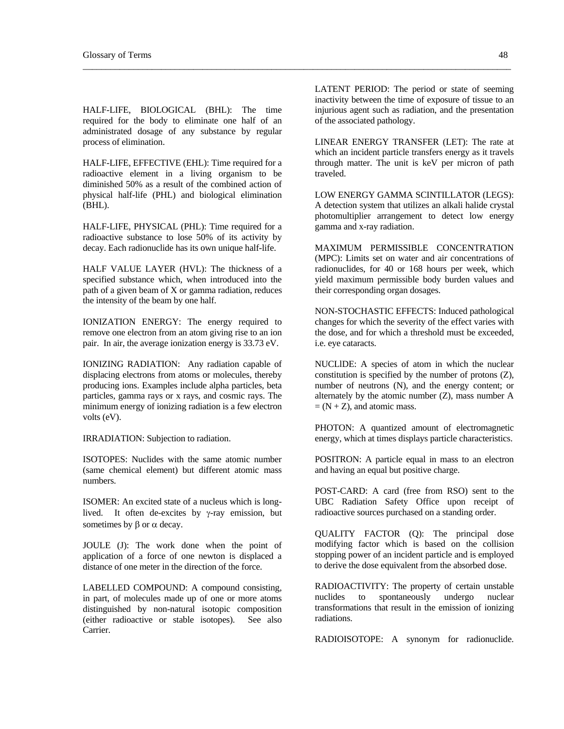HALF-LIFE, BIOLOGICAL (BHL): The time required for the body to eliminate one half of an administrated dosage of any substance by regular process of elimination.

HALF-LIFE, EFFECTIVE (EHL): Time required for a radioactive element in a living organism to be diminished 50% as a result of the combined action of physical half-life (PHL) and biological elimination (BHL).

HALF-LIFE, PHYSICAL (PHL): Time required for a radioactive substance to lose 50% of its activity by decay. Each radionuclide has its own unique half-life.

HALF VALUE LAYER (HVL): The thickness of a specified substance which, when introduced into the path of a given beam of X or gamma radiation, reduces the intensity of the beam by one half.

IONIZATION ENERGY: The energy required to remove one electron from an atom giving rise to an ion pair. In air, the average ionization energy is 33.73 eV.

IONIZING RADIATION: Any radiation capable of displacing electrons from atoms or molecules, thereby producing ions. Examples include alpha particles, beta particles, gamma rays or x rays, and cosmic rays. The minimum energy of ionizing radiation is a few electron volts (eV).

IRRADIATION: Subjection to radiation.

ISOTOPES: Nuclides with the same atomic number (same chemical element) but different atomic mass numbers.

ISOMER: An excited state of a nucleus which is long-lived. It often de-excites by $\gamma$-ray emission, but sometimes by $\beta$ or $\alpha$ decay.

JOULE (J): The work done when the point of application of a force of one newton is displaced a distance of one meter in the direction of the force.

LABELLED COMPOUND: A compound consisting, in part, of molecules made up of one or more atoms distinguished by non-natural isotopic composition (either radioactive or stable isotopes). See also Carrier.

LATENT PERIOD: The period or state of seeming inactivity between the time of exposure of tissue to an injurious agent such as radiation, and the presentation of the associated pathology.

LINEAR ENERGY TRANSFER (LET): The rate at which an incident particle transfers energy as it travels through matter. The unit is keV per micron of path traveled.

LOW ENERGY GAMMA SCINTILLATOR (LEGS): A detection system that utilizes an alkali halide crystal photomultiplier arrangement to detect low energy gamma and x-ray radiation.

MAXIMUM PERMISSIBLE CONCENTRATION (MPC): Limits set on water and air concentrations of radionuclides, for 40 or 168 hours per week, which yield maximum permissible body burden values and their corresponding organ dosages.

NON-STOCHASTIC EFFECTS: Induced pathological changes for which the severity of the effect varies with the dose, and for which a threshold must be exceeded, i.e. eye cataracts.

NUCLIDE: A species of atom in which the nuclear constitution is specified by the number of protons (Z), number of neutrons (N), and the energy content; or alternately by the atomic number (Z), mass number A = (N + Z), and atomic mass.

PHOTON: A quantized amount of electromagnetic energy, which at times displays particle characteristics.

POSITRON: A particle equal in mass to an electron and having an equal but positive charge.

POST-CARD: A card (free from RSO) sent to the UBC Radiation Safety Office upon receipt of radioactive sources purchased on a standing order.

QUALITY FACTOR (Q): The principal dose modifying factor which is based on the collision stopping power of an incident particle and is employed to derive the dose equivalent from the absorbed dose.

RADIOACTIVITY: The property of certain unstable nuclides to spontaneously undergo nuclear transformations that result in the emission of ionizing radiations.

RADIOISOTOPE: A synonym for radionuclide.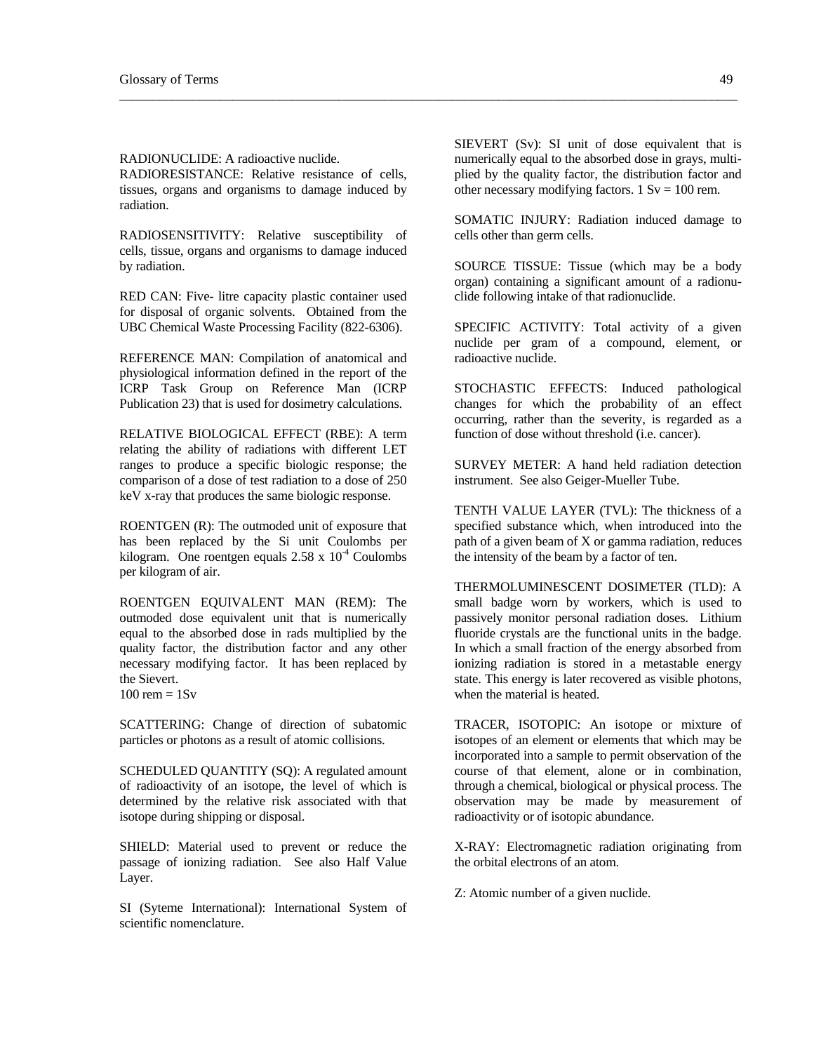RADIONUCLIDE: A radioactive nuclide.

RADIORESISTANCE: Relative resistance of cells, tissues, organs and organisms to damage induced by radiation.

RADIOSENSITIVITY: Relative susceptibility of cells, tissue, organs and organisms to damage induced by radiation.

RED CAN: Five- litre capacity plastic container used for disposal of organic solvents. Obtained from the UBC Chemical Waste Processing Facility (822-6306).

REFERENCE MAN: Compilation of anatomical and physiological information defined in the report of the ICRP Task Group on Reference Man (ICRP Publication 23) that is used for dosimetry calculations.

RELATIVE BIOLOGICAL EFFECT (RBE): A term relating the ability of radiations with different LET ranges to produce a specific biologic response; the comparison of a dose of test radiation to a dose of 250 keV x-ray that produces the same biologic response.

ROENTGEN (R): The outmoded unit of exposure that has been replaced by the Si unit Coulombs per kilogram. One roentgen equals $2.58 \times 10^{-4}$ Coulombs per kilogram of air.

ROENTGEN EQUIVALENT MAN (REM): The outmoded dose equivalent unit that is numerically equal to the absorbed dose in rads multiplied by the quality factor, the distribution factor and any other necessary modifying factor. It has been replaced by the Sievert.
100 rem = 1Sv

SCATTERING: Change of direction of subatomic particles or photons as a result of atomic collisions.

SCHEDULED QUANTITY (SQ): A regulated amount of radioactivity of an isotope, the level of which is determined by the relative risk associated with that isotope during shipping or disposal.

SHIELD: Material used to prevent or reduce the passage of ionizing radiation. See also Half Value Layer.

SI (Syteme International): International System of scientific nomenclature.

SIEVERT (Sv): SI unit of dose equivalent that is numerically equal to the absorbed dose in grays, multiplied by the quality factor, the distribution factor and other necessary modifying factors. 1 Sv = 100 rem.

SOMATIC INJURY: Radiation induced damage to cells other than germ cells.

SOURCE TISSUE: Tissue (which may be a body organ) containing a significant amount of a radionuclide following intake of that radionuclide.

SPECIFIC ACTIVITY: Total activity of a given nuclide per gram of a compound, element, or radioactive nuclide.

STOCHASTIC EFFECTS: Induced pathological changes for which the probability of an effect occurring, rather than the severity, is regarded as a function of dose without threshold (i.e. cancer).

SURVEY METER: A hand held radiation detection instrument. See also Geiger-Mueller Tube.

TENTH VALUE LAYER (TVL): The thickness of a specified substance which, when introduced into the path of a given beam of X or gamma radiation, reduces the intensity of the beam by a factor of ten.

THERMOLUMINESCENT DOSIMETER (TLD): A small badge worn by workers, which is used to passively monitor personal radiation doses. Lithium fluoride crystals are the functional units in the badge. In which a small fraction of the energy absorbed from ionizing radiation is stored in a metastable energy state. This energy is later recovered as visible photons, when the material is heated.

TRACER, ISOTOPIC: An isotope or mixture of isotopes of an element or elements that which may be incorporated into a sample to permit observation of the course of that element, alone or in combination, through a chemical, biological or physical process. The observation may be made by measurement of radioactivity or of isotopic abundance.

X-RAY: Electromagnetic radiation originating from the orbital electrons of an atom.

Z: Atomic number of a given nuclide.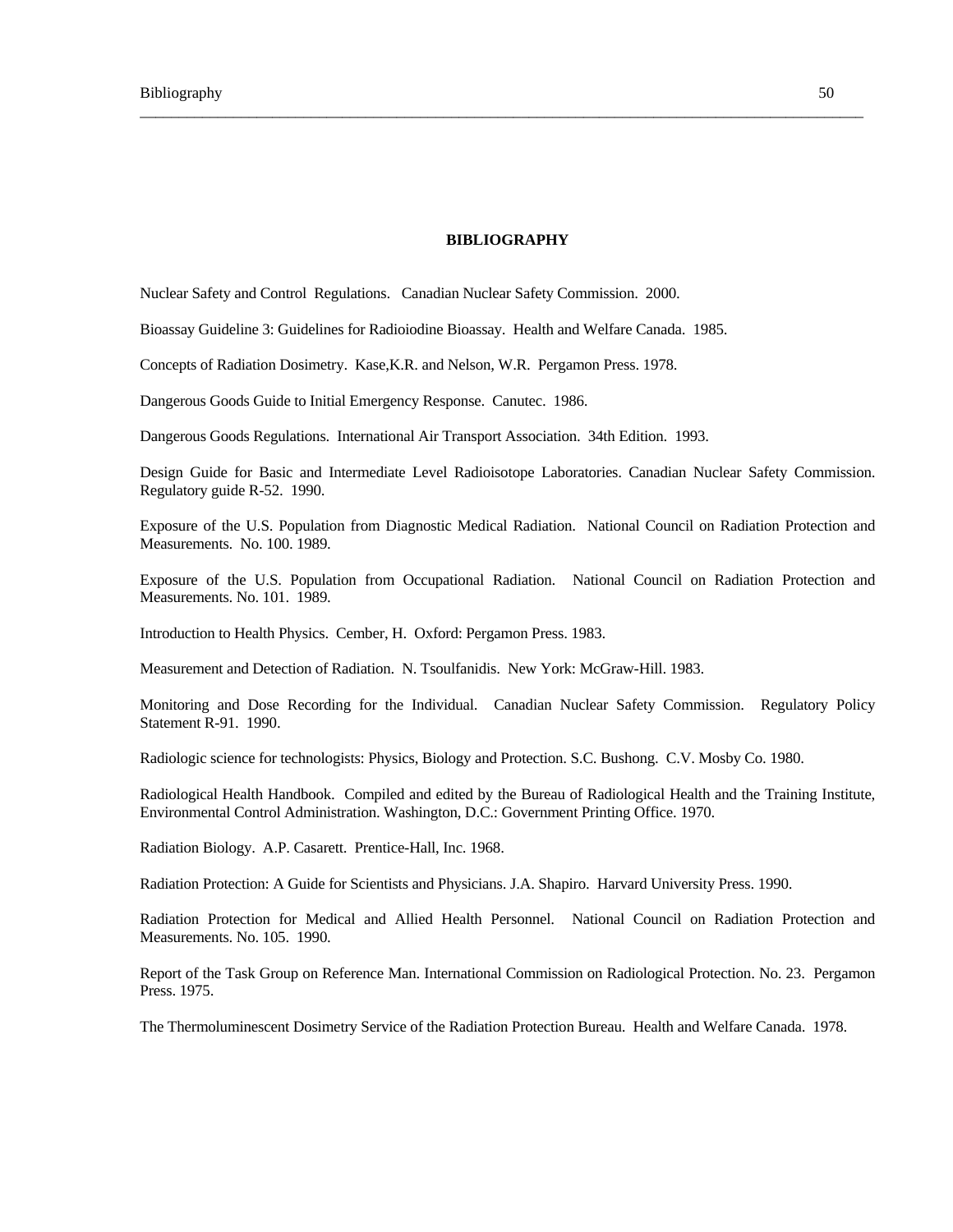# BIBLIOGRAPHY

Nuclear Safety and Control Regulations. Canadian Nuclear Safety Commission. 2000.

Bioassay Guideline 3: Guidelines for Radioiodine Bioassay. Health and Welfare Canada. 1985.

Concepts of Radiation Dosimetry. Kase,K.R. and Nelson, W.R. Pergamon Press. 1978.

Dangerous Goods Guide to Initial Emergency Response. Canutec. 1986.

Dangerous Goods Regulations. International Air Transport Association. 34th Edition. 1993.

Design Guide for Basic and Intermediate Level Radioisotope Laboratories. Canadian Nuclear Safety Commission. Regulatory guide R-52. 1990.

Exposure of the U.S. Population from Diagnostic Medical Radiation. National Council on Radiation Protection and Measurements. No. 100. 1989.

Exposure of the U.S. Population from Occupational Radiation. National Council on Radiation Protection and Measurements. No. 101. 1989.

Introduction to Health Physics. Cember, H. Oxford: Pergamon Press. 1983.

Measurement and Detection of Radiation. N. Tsoulfanidis. New York: McGraw-Hill. 1983.

Monitoring and Dose Recording for the Individual. Canadian Nuclear Safety Commission. Regulatory Policy Statement R-91. 1990.

Radiologic science for technologists: Physics, Biology and Protection. S.C. Bushong. C.V. Mosby Co. 1980.

Radiological Health Handbook. Compiled and edited by the Bureau of Radiological Health and the Training Institute, Environmental Control Administration. Washington, D.C.: Government Printing Office. 1970.

Radiation Biology. A.P. Casarett. Prentice-Hall, Inc. 1968.

Radiation Protection: A Guide for Scientists and Physicians. J.A. Shapiro. Harvard University Press. 1990.

Radiation Protection for Medical and Allied Health Personnel. National Council on Radiation Protection and Measurements. No. 105. 1990.

Report of the Task Group on Reference Man. International Commission on Radiological Protection. No. 23. Pergamon Press. 1975.

The Thermoluminescent Dosimetry Service of the Radiation Protection Bureau. Health and Welfare Canada. 1978.